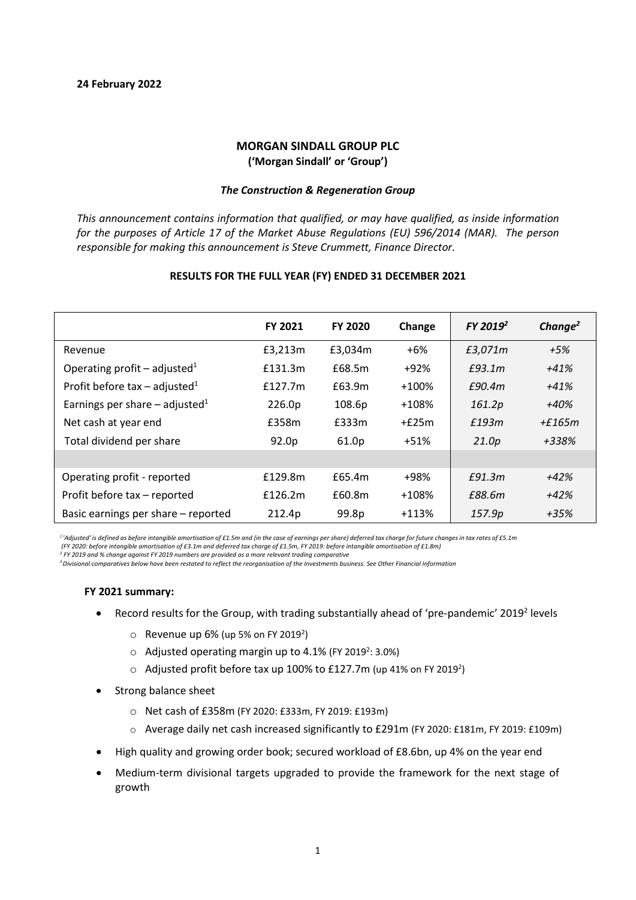**24 February 2022**

## MORGAN SINDALL GROUP PLC
**('Morgan Sindall' or 'Group')**

***The Construction & Regeneration Group***

*This announcement contains information that qualified, or may have qualified, as inside information for the purposes of Article 17 of the Market Abuse Regulations (EU) 596/2014 (MAR). The person responsible for making this announcement is Steve Crummett, Finance Director.*

**RESULTS FOR THE FULL YEAR (FY) ENDED 31 DECEMBER 2021**

| | FY 2021 | FY 2020 | Change | *FY 2019[2]* | *Change[2]* |
|---|---|---|---|---|---|
| Revenue | £3,213m | £3,034m | +6% | *£3,071m* | *+5%* |
| Operating profit – adjusted[1] | £131.3m | £68.5m | +92% | *£93.1m* | *+41%* |
| Profit before tax – adjusted[1] | £127.7m | £63.9m | +100% | *£90.4m* | *+41%* |
| Earnings per share – adjusted[1] | 226.0p | 108.6p | +108% | *161.2p* | *+40%* |
| Net cash at year end | £358m | £333m | +£25m | *£193m* | *+£165m* |
| Total dividend per share | 92.0p | 61.0p | +51% | *21.0p* | *+338%* |
| | | | | | |
| Operating profit - reported | £129.8m | £65.4m | +98% | *£91.3m* | *+42%* |
| Profit before tax – reported | £126.2m | £60.8m | +108% | *£88.6m* | *+42%* |
| Basic earnings per share – reported | 212.4p | 99.8p | +113% | *157.9p* | *+35%* |

*[1] 'Adjusted' is defined as before intangible amortisation of £1.5m and (in the case of earnings per share) deferred tax charge for future changes in tax rates of £5.1m (FY 2020: before intangible amortisation of £3.1m and deferred tax charge of £1.5m, FY 2019: before intangible amortisation of £1.8m)*
*[2] FY 2019 and % change against FY 2019 numbers are provided as a more relevant trading comparative*
*[3] Divisional comparatives below have been restated to reflect the reorganisation of the Investments business. See Other Financial Information*

**FY 2021 summary:**

- Record results for the Group, with trading substantially ahead of 'pre-pandemic' 2019[2] levels
  - Revenue up 6% (up 5% on FY 2019[2])
  - Adjusted operating margin up to 4.1% (FY 2019[2]: 3.0%)
  - Adjusted profit before tax up 100% to £127.7m (up 41% on FY 2019[2])
- Strong balance sheet
  - Net cash of £358m (FY 2020: £333m, FY 2019: £193m)
  - Average daily net cash increased significantly to £291m (FY 2020: £181m, FY 2019: £109m)
- High quality and growing order book; secured workload of £8.6bn, up 4% on the year end
- Medium-term divisional targets upgraded to provide the framework for the next stage of growth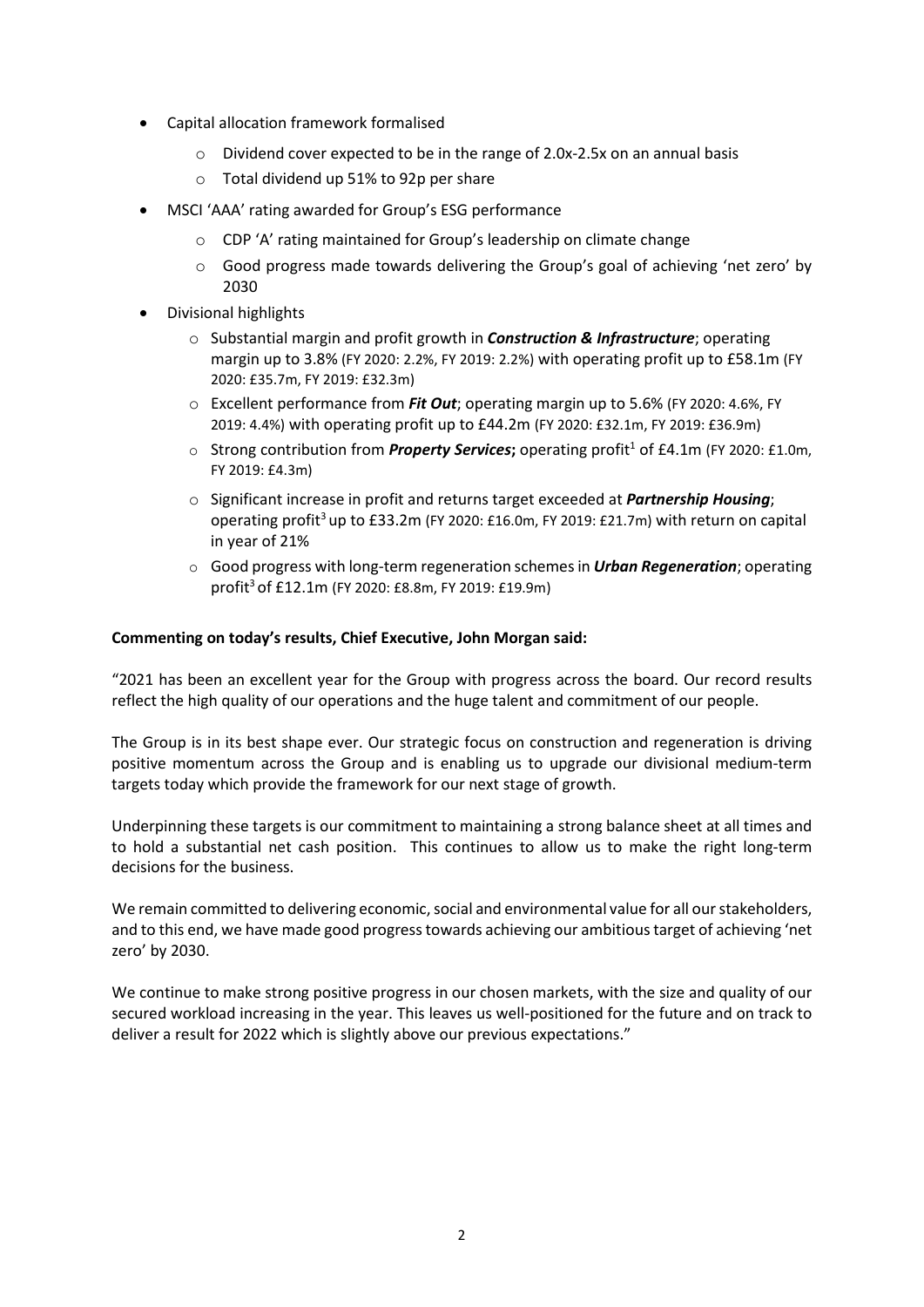- Capital allocation framework formalised
    - Dividend cover expected to be in the range of 2.0x-2.5x on an annual basis
    - Total dividend up 51% to 92p per share
- MSCI 'AAA' rating awarded for Group's ESG performance
    - CDP 'A' rating maintained for Group's leadership on climate change
    - Good progress made towards delivering the Group's goal of achieving 'net zero' by 2030
- Divisional highlights
    - Substantial margin and profit growth in ***Construction & Infrastructure***; operating margin up to 3.8% (FY 2020: 2.2%, FY 2019: 2.2%) with operating profit up to £58.1m (FY 2020: £35.7m, FY 2019: £32.3m)
    - Excellent performance from ***Fit Out***; operating margin up to 5.6% (FY 2020: 4.6%, FY 2019: 4.4%) with operating profit up to £44.2m (FY 2020: £32.1m, FY 2019: £36.9m)
    - Strong contribution from ***Property Services*****;** operating profit[1] of £4.1m (FY 2020: £1.0m, FY 2019: £4.3m)
    - Significant increase in profit and returns target exceeded at ***Partnership Housing***; operating profit[3] up to £33.2m (FY 2020: £16.0m, FY 2019: £21.7m) with return on capital in year of 21%
    - Good progress with long-term regeneration schemes in ***Urban Regeneration***; operating profit[3] of £12.1m (FY 2020: £8.8m, FY 2019: £19.9m)

**Commenting on today's results, Chief Executive, John Morgan said:**

"2021 has been an excellent year for the Group with progress across the board. Our record results reflect the high quality of our operations and the huge talent and commitment of our people.

The Group is in its best shape ever. Our strategic focus on construction and regeneration is driving positive momentum across the Group and is enabling us to upgrade our divisional medium-term targets today which provide the framework for our next stage of growth.

Underpinning these targets is our commitment to maintaining a strong balance sheet at all times and to hold a substantial net cash position. This continues to allow us to make the right long-term decisions for the business.

We remain committed to delivering economic, social and environmental value for all our stakeholders, and to this end, we have made good progress towards achieving our ambitious target of achieving 'net zero' by 2030.

We continue to make strong positive progress in our chosen markets, with the size and quality of our secured workload increasing in the year. This leaves us well-positioned for the future and on track to deliver a result for 2022 which is slightly above our previous expectations."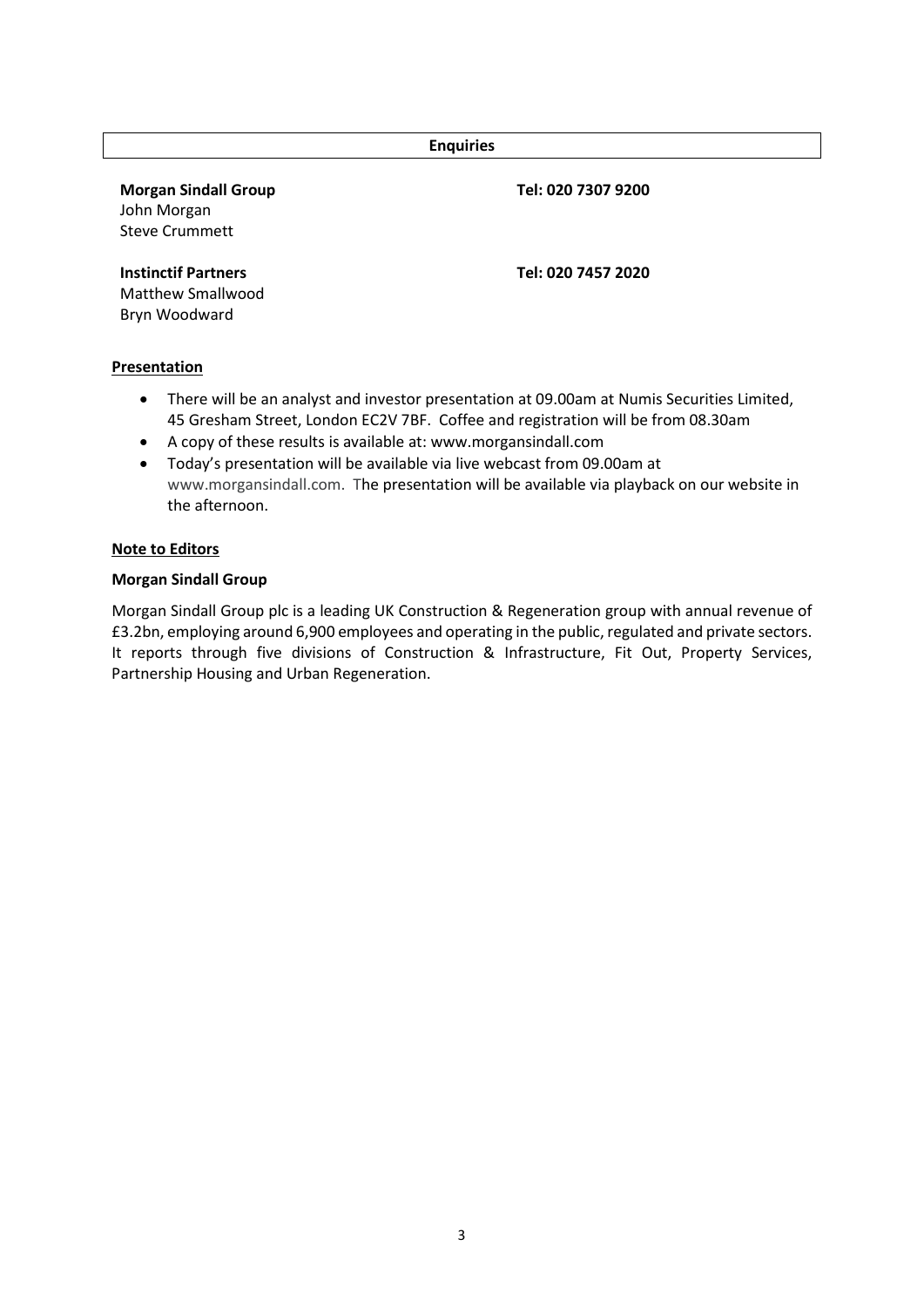## Enquiries

| | |
|---|---|
| **Morgan Sindall Group**<br>John Morgan<br>Steve Crummett | **Tel: 020 7307 9200** |
| **Instinctif Partners**<br>Matthew Smallwood<br>Bryn Woodward | **Tel: 020 7457 2020** |

**Presentation**

- There will be an analyst and investor presentation at 09.00am at Numis Securities Limited, 45 Gresham Street, London EC2V 7BF. Coffee and registration will be from 08.30am
- A copy of these results is available at: www.morgansindall.com
- Today's presentation will be available via live webcast from 09.00am at www.morgansindall.com. The presentation will be available via playback on our website in the afternoon.

**Note to Editors**

**Morgan Sindall Group**

Morgan Sindall Group plc is a leading UK Construction & Regeneration group with annual revenue of £3.2bn, employing around 6,900 employees and operating in the public, regulated and private sectors. It reports through five divisions of Construction & Infrastructure, Fit Out, Property Services, Partnership Housing and Urban Regeneration.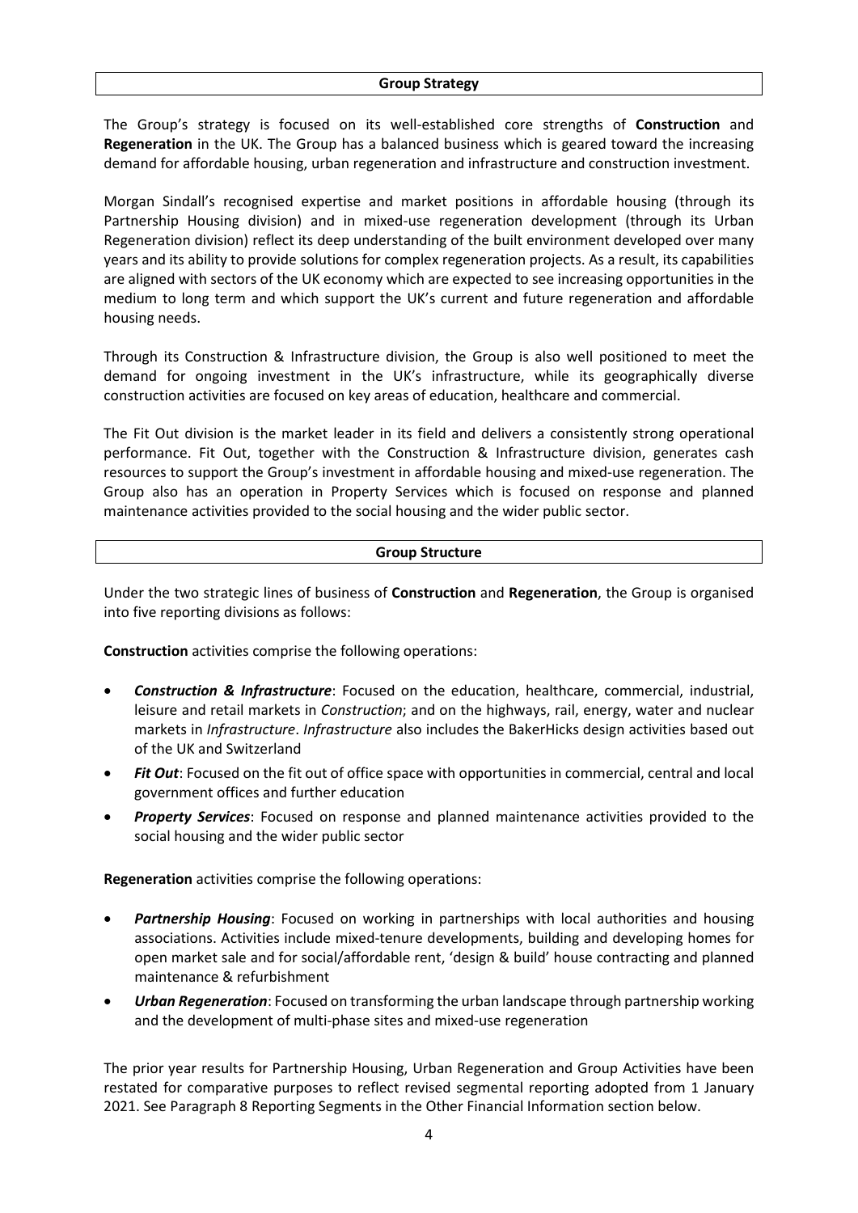## Group Strategy

The Group's strategy is focused on its well-established core strengths of **Construction** and **Regeneration** in the UK. The Group has a balanced business which is geared toward the increasing demand for affordable housing, urban regeneration and infrastructure and construction investment.

Morgan Sindall's recognised expertise and market positions in affordable housing (through its Partnership Housing division) and in mixed-use regeneration development (through its Urban Regeneration division) reflect its deep understanding of the built environment developed over many years and its ability to provide solutions for complex regeneration projects. As a result, its capabilities are aligned with sectors of the UK economy which are expected to see increasing opportunities in the medium to long term and which support the UK's current and future regeneration and affordable housing needs.

Through its Construction & Infrastructure division, the Group is also well positioned to meet the demand for ongoing investment in the UK's infrastructure, while its geographically diverse construction activities are focused on key areas of education, healthcare and commercial.

The Fit Out division is the market leader in its field and delivers a consistently strong operational performance. Fit Out, together with the Construction & Infrastructure division, generates cash resources to support the Group's investment in affordable housing and mixed-use regeneration. The Group also has an operation in Property Services which is focused on response and planned maintenance activities provided to the social housing and the wider public sector.

## Group Structure

Under the two strategic lines of business of **Construction** and **Regeneration**, the Group is organised into five reporting divisions as follows:

**Construction** activities comprise the following operations:

- ***Construction & Infrastructure***: Focused on the education, healthcare, commercial, industrial, leisure and retail markets in *Construction*; and on the highways, rail, energy, water and nuclear markets in *Infrastructure*. *Infrastructure* also includes the BakerHicks design activities based out of the UK and Switzerland
- ***Fit Out***: Focused on the fit out of office space with opportunities in commercial, central and local government offices and further education
- ***Property Services***: Focused on response and planned maintenance activities provided to the social housing and the wider public sector

**Regeneration** activities comprise the following operations:

- ***Partnership Housing***: Focused on working in partnerships with local authorities and housing associations. Activities include mixed-tenure developments, building and developing homes for open market sale and for social/affordable rent, 'design & build' house contracting and planned maintenance & refurbishment
- ***Urban Regeneration***: Focused on transforming the urban landscape through partnership working and the development of multi-phase sites and mixed-use regeneration

The prior year results for Partnership Housing, Urban Regeneration and Group Activities have been restated for comparative purposes to reflect revised segmental reporting adopted from 1 January 2021. See Paragraph 8 Reporting Segments in the Other Financial Information section below.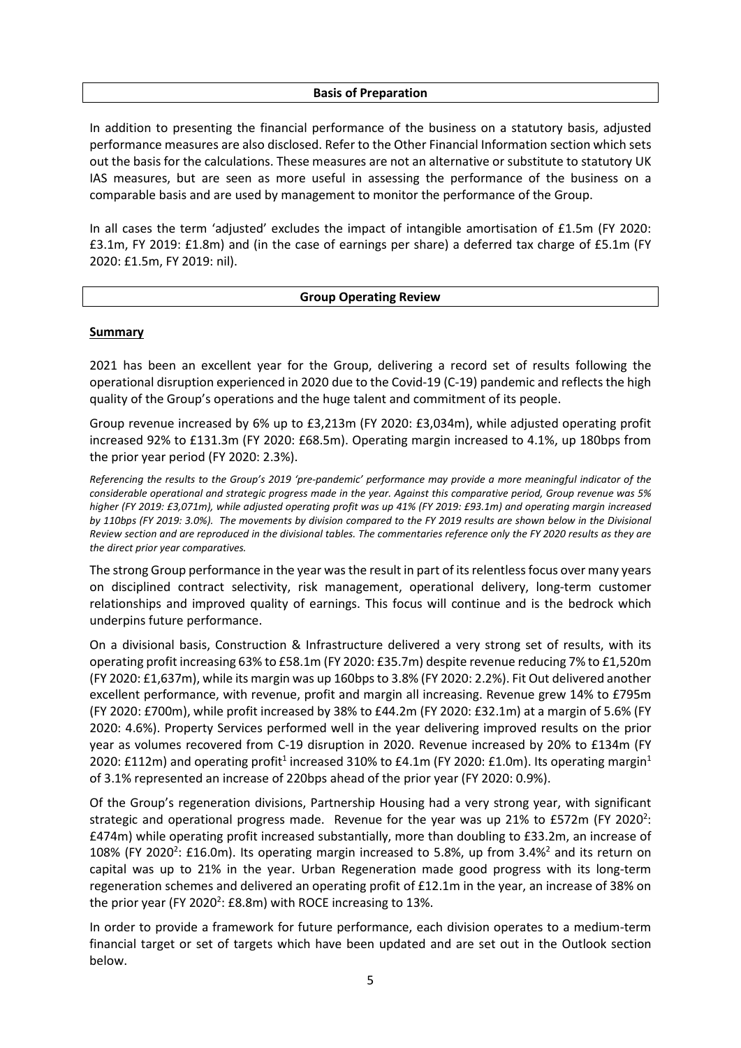## Basis of Preparation

In addition to presenting the financial performance of the business on a statutory basis, adjusted performance measures are also disclosed. Refer to the Other Financial Information section which sets out the basis for the calculations. These measures are not an alternative or substitute to statutory UK IAS measures, but are seen as more useful in assessing the performance of the business on a comparable basis and are used by management to monitor the performance of the Group.

In all cases the term 'adjusted' excludes the impact of intangible amortisation of £1.5m (FY 2020: £3.1m, FY 2019: £1.8m) and (in the case of earnings per share) a deferred tax charge of £5.1m (FY 2020: £1.5m, FY 2019: nil).

## Group Operating Review

### Summary

2021 has been an excellent year for the Group, delivering a record set of results following the operational disruption experienced in 2020 due to the Covid-19 (C-19) pandemic and reflects the high quality of the Group's operations and the huge talent and commitment of its people.

Group revenue increased by 6% up to £3,213m (FY 2020: £3,034m), while adjusted operating profit increased 92% to £131.3m (FY 2020: £68.5m). Operating margin increased to 4.1%, up 180bps from the prior year period (FY 2020: 2.3%).

*Referencing the results to the Group's 2019 'pre-pandemic' performance may provide a more meaningful indicator of the considerable operational and strategic progress made in the year. Against this comparative period, Group revenue was 5% higher (FY 2019: £3,071m), while adjusted operating profit was up 41% (FY 2019: £93.1m) and operating margin increased by 110bps (FY 2019: 3.0%). The movements by division compared to the FY 2019 results are shown below in the Divisional Review section and are reproduced in the divisional tables. The commentaries reference only the FY 2020 results as they are the direct prior year comparatives.*

The strong Group performance in the year was the result in part of its relentless focus over many years on disciplined contract selectivity, risk management, operational delivery, long-term customer relationships and improved quality of earnings. This focus will continue and is the bedrock which underpins future performance.

On a divisional basis, Construction & Infrastructure delivered a very strong set of results, with its operating profit increasing 63% to £58.1m (FY 2020: £35.7m) despite revenue reducing 7% to £1,520m (FY 2020: £1,637m), while its margin was up 160bps to 3.8% (FY 2020: 2.2%). Fit Out delivered another excellent performance, with revenue, profit and margin all increasing. Revenue grew 14% to £795m (FY 2020: £700m), while profit increased by 38% to £44.2m (FY 2020: £32.1m) at a margin of 5.6% (FY 2020: 4.6%). Property Services performed well in the year delivering improved results on the prior year as volumes recovered from C-19 disruption in 2020. Revenue increased by 20% to £134m (FY 2020: £112m) and operating profit[1] increased 310% to £4.1m (FY 2020: £1.0m). Its operating margin[1] of 3.1% represented an increase of 220bps ahead of the prior year (FY 2020: 0.9%).

Of the Group's regeneration divisions, Partnership Housing had a very strong year, with significant strategic and operational progress made. Revenue for the year was up 21% to £572m (FY 2020[2]: £474m) while operating profit increased substantially, more than doubling to £33.2m, an increase of 108% (FY 2020[2]: £16.0m). Its operating margin increased to 5.8%, up from 3.4%[2] and its return on capital was up to 21% in the year. Urban Regeneration made good progress with its long-term regeneration schemes and delivered an operating profit of £12.1m in the year, an increase of 38% on the prior year (FY 2020[2]: £8.8m) with ROCE increasing to 13%.

In order to provide a framework for future performance, each division operates to a medium-term financial target or set of targets which have been updated and are set out in the Outlook section below.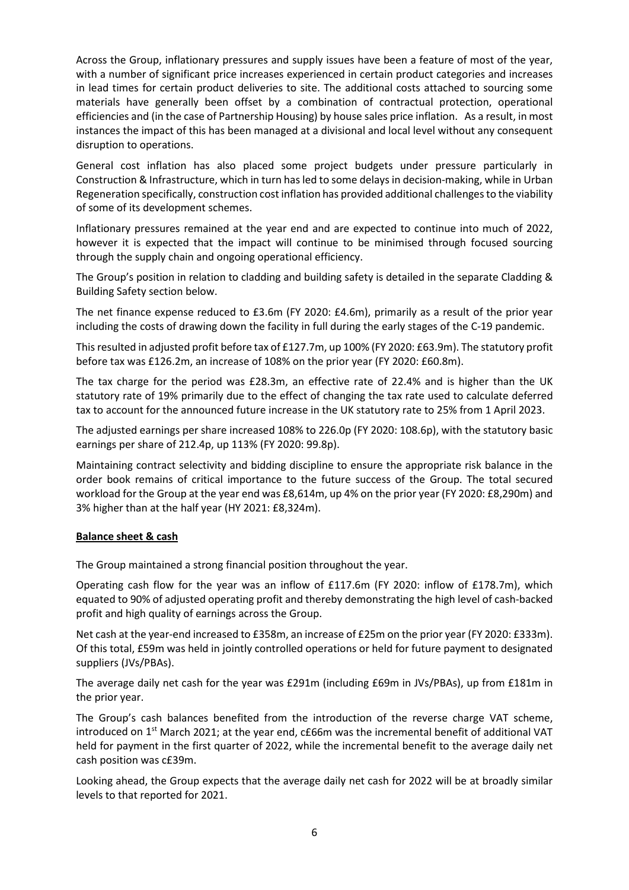Across the Group, inflationary pressures and supply issues have been a feature of most of the year, with a number of significant price increases experienced in certain product categories and increases in lead times for certain product deliveries to site. The additional costs attached to sourcing some materials have generally been offset by a combination of contractual protection, operational efficiencies and (in the case of Partnership Housing) by house sales price inflation. As a result, in most instances the impact of this has been managed at a divisional and local level without any consequent disruption to operations.

General cost inflation has also placed some project budgets under pressure particularly in Construction & Infrastructure, which in turn has led to some delays in decision-making, while in Urban Regeneration specifically, construction cost inflation has provided additional challenges to the viability of some of its development schemes.

Inflationary pressures remained at the year end and are expected to continue into much of 2022, however it is expected that the impact will continue to be minimised through focused sourcing through the supply chain and ongoing operational efficiency.

The Group's position in relation to cladding and building safety is detailed in the separate Cladding & Building Safety section below.

The net finance expense reduced to £3.6m (FY 2020: £4.6m), primarily as a result of the prior year including the costs of drawing down the facility in full during the early stages of the C-19 pandemic.

This resulted in adjusted profit before tax of £127.7m, up 100% (FY 2020: £63.9m). The statutory profit before tax was £126.2m, an increase of 108% on the prior year (FY 2020: £60.8m).

The tax charge for the period was £28.3m, an effective rate of 22.4% and is higher than the UK statutory rate of 19% primarily due to the effect of changing the tax rate used to calculate deferred tax to account for the announced future increase in the UK statutory rate to 25% from 1 April 2023.

The adjusted earnings per share increased 108% to 226.0p (FY 2020: 108.6p), with the statutory basic earnings per share of 212.4p, up 113% (FY 2020: 99.8p).

Maintaining contract selectivity and bidding discipline to ensure the appropriate risk balance in the order book remains of critical importance to the future success of the Group. The total secured workload for the Group at the year end was £8,614m, up 4% on the prior year (FY 2020: £8,290m) and 3% higher than at the half year (HY 2021: £8,324m).

## Balance sheet & cash

The Group maintained a strong financial position throughout the year.

Operating cash flow for the year was an inflow of £117.6m (FY 2020: inflow of £178.7m), which equated to 90% of adjusted operating profit and thereby demonstrating the high level of cash-backed profit and high quality of earnings across the Group.

Net cash at the year-end increased to £358m, an increase of £25m on the prior year (FY 2020: £333m). Of this total, £59m was held in jointly controlled operations or held for future payment to designated suppliers (JVs/PBAs).

The average daily net cash for the year was £291m (including £69m in JVs/PBAs), up from £181m in the prior year.

The Group's cash balances benefited from the introduction of the reverse charge VAT scheme, introduced on 1st March 2021; at the year end, c£66m was the incremental benefit of additional VAT held for payment in the first quarter of 2022, while the incremental benefit to the average daily net cash position was c£39m.

Looking ahead, the Group expects that the average daily net cash for 2022 will be at broadly similar levels to that reported for 2021.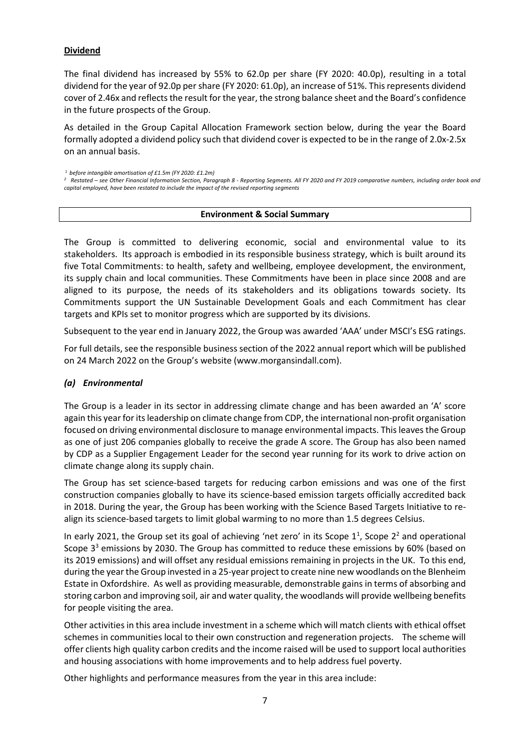**Dividend**

The final dividend has increased by 55% to 62.0p per share (FY 2020: 40.0p), resulting in a total dividend for the year of 92.0p per share (FY 2020: 61.0p), an increase of 51%. This represents dividend cover of 2.46x and reflects the result for the year, the strong balance sheet and the Board's confidence in the future prospects of the Group.

As detailed in the Group Capital Allocation Framework section below, during the year the Board formally adopted a dividend policy such that dividend cover is expected to be in the range of 2.0x-2.5x on an annual basis.

*[1] before intangible amortisation of £1.5m (FY 2020: £1.2m)*

*[2] Restated – see Other Financial Information Section, Paragraph 8 - Reporting Segments. All FY 2020 and FY 2019 comparative numbers, including order book and capital employed, have been restated to include the impact of the revised reporting segments*

## Environment & Social Summary

The Group is committed to delivering economic, social and environmental value to its stakeholders. Its approach is embodied in its responsible business strategy, which is built around its five Total Commitments: to health, safety and wellbeing, employee development, the environment, its supply chain and local communities. These Commitments have been in place since 2008 and are aligned to its purpose, the needs of its stakeholders and its obligations towards society. Its Commitments support the UN Sustainable Development Goals and each Commitment has clear targets and KPIs set to monitor progress which are supported by its divisions.

Subsequent to the year end in January 2022, the Group was awarded 'AAA' under MSCI's ESG ratings.

For full details, see the responsible business section of the 2022 annual report which will be published on 24 March 2022 on the Group's website (www.morgansindall.com).

### *(a) Environmental*

The Group is a leader in its sector in addressing climate change and has been awarded an 'A' score again this year for its leadership on climate change from CDP, the international non-profit organisation focused on driving environmental disclosure to manage environmental impacts. This leaves the Group as one of just 206 companies globally to receive the grade A score. The Group has also been named by CDP as a Supplier Engagement Leader for the second year running for its work to drive action on climate change along its supply chain.

The Group has set science-based targets for reducing carbon emissions and was one of the first construction companies globally to have its science-based emission targets officially accredited back in 2018. During the year, the Group has been working with the Science Based Targets Initiative to re-align its science-based targets to limit global warming to no more than 1.5 degrees Celsius.

In early 2021, the Group set its goal of achieving 'net zero' in its Scope 1[1], Scope 2[2] and operational Scope 3[3] emissions by 2030. The Group has committed to reduce these emissions by 60% (based on its 2019 emissions) and will offset any residual emissions remaining in projects in the UK. To this end, during the year the Group invested in a 25-year project to create nine new woodlands on the Blenheim Estate in Oxfordshire. As well as providing measurable, demonstrable gains in terms of absorbing and storing carbon and improving soil, air and water quality, the woodlands will provide wellbeing benefits for people visiting the area.

Other activities in this area include investment in a scheme which will match clients with ethical offset schemes in communities local to their own construction and regeneration projects. The scheme will offer clients high quality carbon credits and the income raised will be used to support local authorities and housing associations with home improvements and to help address fuel poverty.

Other highlights and performance measures from the year in this area include: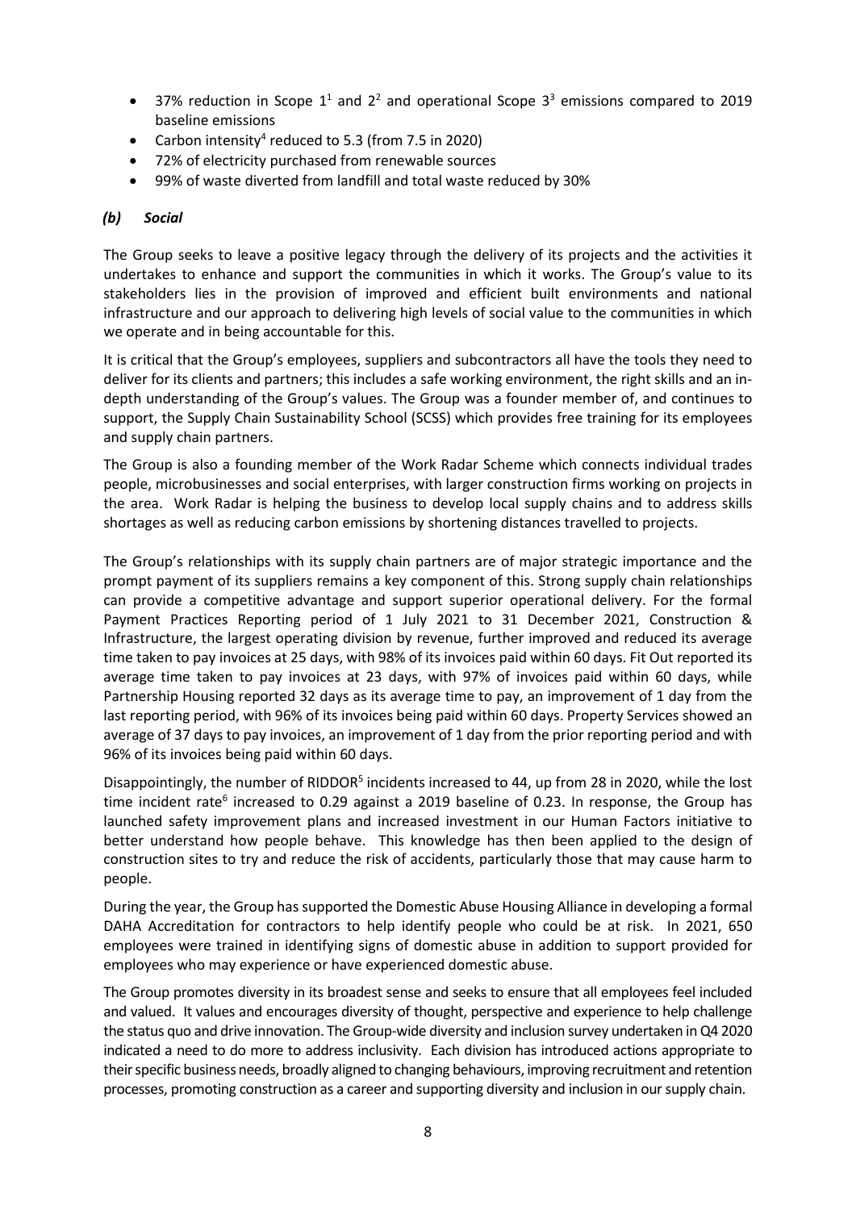- 37% reduction in Scope 1[1] and 2[2] and operational Scope 3[3] emissions compared to 2019 baseline emissions
- Carbon intensity[4] reduced to 5.3 (from 7.5 in 2020)
- 72% of electricity purchased from renewable sources
- 99% of waste diverted from landfill and total waste reduced by 30%

### *(b) Social*

The Group seeks to leave a positive legacy through the delivery of its projects and the activities it undertakes to enhance and support the communities in which it works. The Group's value to its stakeholders lies in the provision of improved and efficient built environments and national infrastructure and our approach to delivering high levels of social value to the communities in which we operate and in being accountable for this.

It is critical that the Group's employees, suppliers and subcontractors all have the tools they need to deliver for its clients and partners; this includes a safe working environment, the right skills and an in-depth understanding of the Group's values. The Group was a founder member of, and continues to support, the Supply Chain Sustainability School (SCSS) which provides free training for its employees and supply chain partners.

The Group is also a founding member of the Work Radar Scheme which connects individual trades people, microbusinesses and social enterprises, with larger construction firms working on projects in the area. Work Radar is helping the business to develop local supply chains and to address skills shortages as well as reducing carbon emissions by shortening distances travelled to projects.

The Group's relationships with its supply chain partners are of major strategic importance and the prompt payment of its suppliers remains a key component of this. Strong supply chain relationships can provide a competitive advantage and support superior operational delivery. For the formal Payment Practices Reporting period of 1 July 2021 to 31 December 2021, Construction & Infrastructure, the largest operating division by revenue, further improved and reduced its average time taken to pay invoices at 25 days, with 98% of its invoices paid within 60 days. Fit Out reported its average time taken to pay invoices at 23 days, with 97% of invoices paid within 60 days, while Partnership Housing reported 32 days as its average time to pay, an improvement of 1 day from the last reporting period, with 96% of its invoices being paid within 60 days. Property Services showed an average of 37 days to pay invoices, an improvement of 1 day from the prior reporting period and with 96% of its invoices being paid within 60 days.

Disappointingly, the number of RIDDOR[5] incidents increased to 44, up from 28 in 2020, while the lost time incident rate[6] increased to 0.29 against a 2019 baseline of 0.23. In response, the Group has launched safety improvement plans and increased investment in our Human Factors initiative to better understand how people behave. This knowledge has then been applied to the design of construction sites to try and reduce the risk of accidents, particularly those that may cause harm to people.

During the year, the Group has supported the Domestic Abuse Housing Alliance in developing a formal DAHA Accreditation for contractors to help identify people who could be at risk. In 2021, 650 employees were trained in identifying signs of domestic abuse in addition to support provided for employees who may experience or have experienced domestic abuse.

The Group promotes diversity in its broadest sense and seeks to ensure that all employees feel included and valued. It values and encourages diversity of thought, perspective and experience to help challenge the status quo and drive innovation. The Group-wide diversity and inclusion survey undertaken in Q4 2020 indicated a need to do more to address inclusivity. Each division has introduced actions appropriate to their specific business needs, broadly aligned to changing behaviours, improving recruitment and retention processes, promoting construction as a career and supporting diversity and inclusion in our supply chain.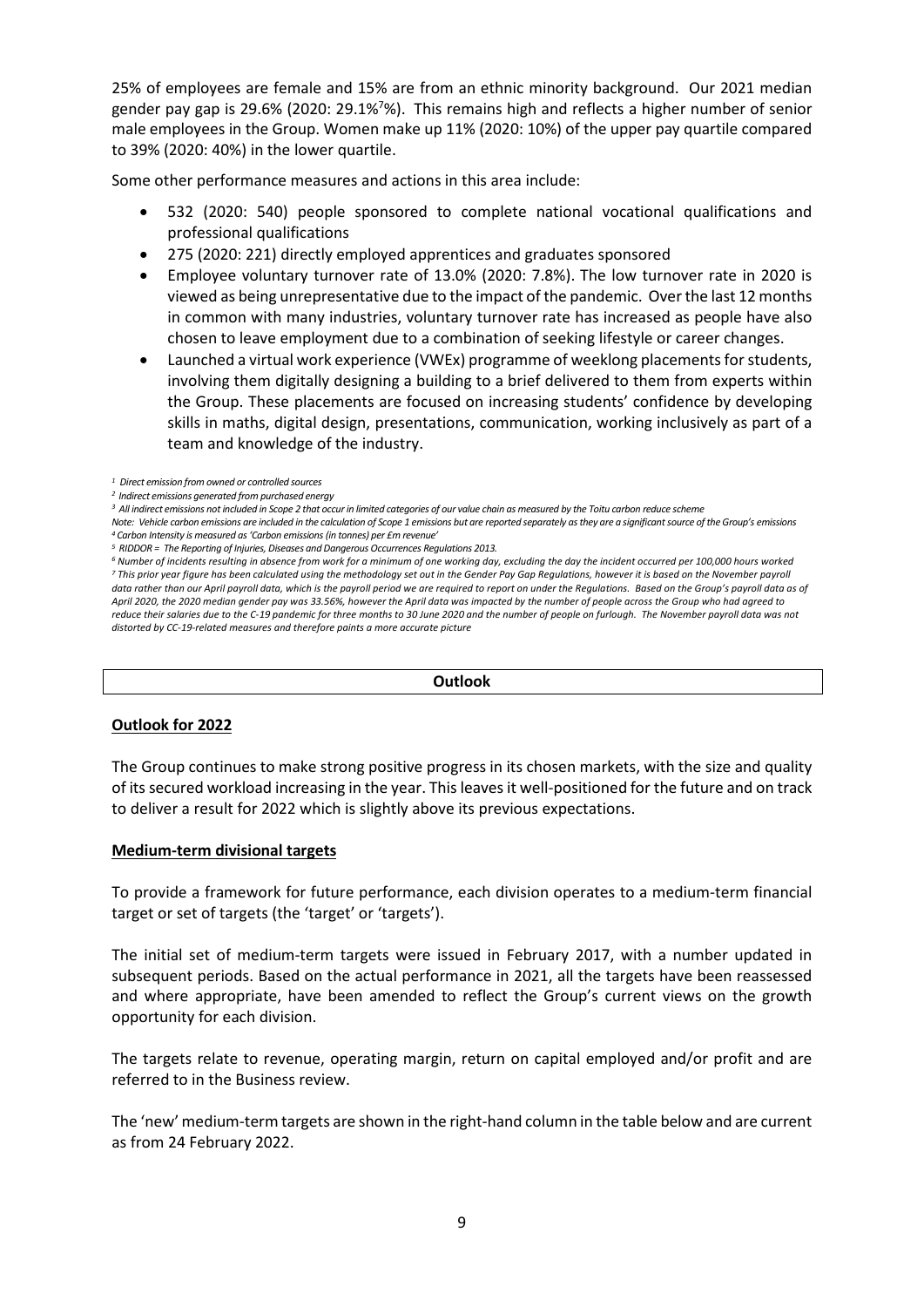25% of employees are female and 15% are from an ethnic minority background. Our 2021 median gender pay gap is 29.6% (2020: 29.1%[7]%). This remains high and reflects a higher number of senior male employees in the Group. Women make up 11% (2020: 10%) of the upper pay quartile compared to 39% (2020: 40%) in the lower quartile.

Some other performance measures and actions in this area include:

- 532 (2020: 540) people sponsored to complete national vocational qualifications and professional qualifications
- 275 (2020: 221) directly employed apprentices and graduates sponsored
- Employee voluntary turnover rate of 13.0% (2020: 7.8%). The low turnover rate in 2020 is viewed as being unrepresentative due to the impact of the pandemic. Over the last 12 months in common with many industries, voluntary turnover rate has increased as people have also chosen to leave employment due to a combination of seeking lifestyle or career changes.
- Launched a virtual work experience (VWEx) programme of weeklong placements for students, involving them digitally designing a building to a brief delivered to them from experts within the Group. These placements are focused on increasing students' confidence by developing skills in maths, digital design, presentations, communication, working inclusively as part of a team and knowledge of the industry.

*[1] Direct emission from owned or controlled sources*
*[2] Indirect emissions generated from purchased energy*
*[3] All indirect emissions not included in Scope 2 that occur in limited categories of our value chain as measured by the Toitu carbon reduce scheme*
*Note: Vehicle carbon emissions are included in the calculation of Scope 1 emissions but are reported separately as they are a significant source of the Group's emissions*
*[4] Carbon Intensity is measured as 'Carbon emissions (in tonnes) per £m revenue'*
*[5] RIDDOR = The Reporting of Injuries, Diseases and Dangerous Occurrences Regulations 2013.*
*[6] Number of incidents resulting in absence from work for a minimum of one working day, excluding the day the incident occurred per 100,000 hours worked*
*[7] This prior year figure has been calculated using the methodology set out in the Gender Pay Gap Regulations, however it is based on the November payroll data rather than our April payroll data, which is the payroll period we are required to report on under the Regulations. Based on the Group's payroll data as of April 2020, the 2020 median gender pay was 33.56%, however the April data was impacted by the number of people across the Group who had agreed to reduce their salaries due to the C-19 pandemic for three months to 30 June 2020 and the number of people on furlough. The November payroll data was not distorted by CC-19-related measures and therefore paints a more accurate picture*

## Outlook

### Outlook for 2022

The Group continues to make strong positive progress in its chosen markets, with the size and quality of its secured workload increasing in the year. This leaves it well-positioned for the future and on track to deliver a result for 2022 which is slightly above its previous expectations.

### Medium-term divisional targets

To provide a framework for future performance, each division operates to a medium-term financial target or set of targets (the 'target' or 'targets').

The initial set of medium-term targets were issued in February 2017, with a number updated in subsequent periods. Based on the actual performance in 2021, all the targets have been reassessed and where appropriate, have been amended to reflect the Group's current views on the growth opportunity for each division.

The targets relate to revenue, operating margin, return on capital employed and/or profit and are referred to in the Business review.

The 'new' medium-term targets are shown in the right-hand column in the table below and are current as from 24 February 2022.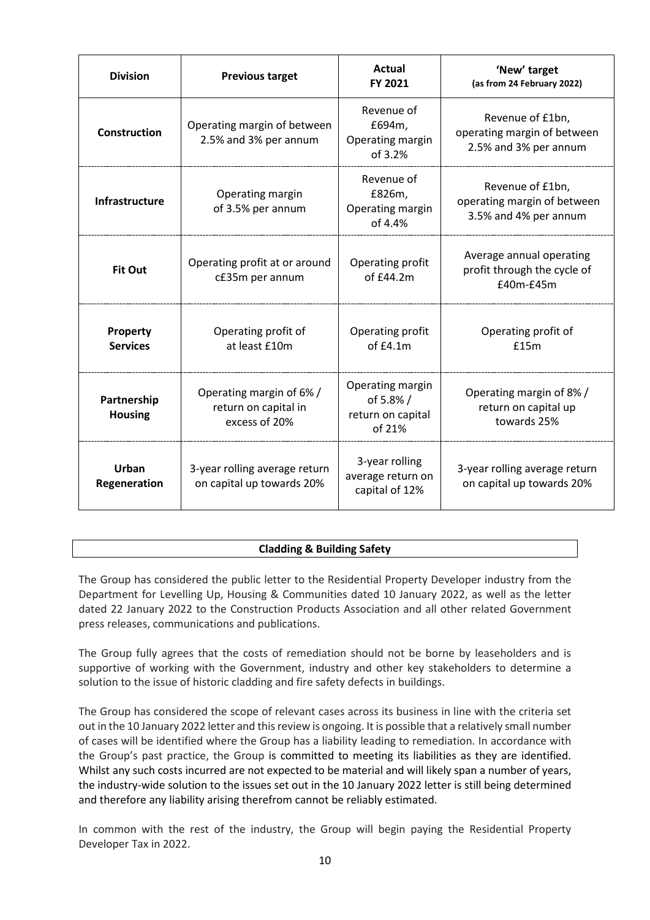| Division | Previous target | Actual FY 2021 | 'New' target (as from 24 February 2022) |
|---|---|---|---|
| **Construction** | Operating margin of between 2.5% and 3% per annum | Revenue of £694m, Operating margin of 3.2% | Revenue of £1bn, operating margin of between 2.5% and 3% per annum |
| **Infrastructure** | Operating margin of 3.5% per annum | Revenue of £826m, Operating margin of 4.4% | Revenue of £1bn, operating margin of between 3.5% and 4% per annum |
| **Fit Out** | Operating profit at or around c£35m per annum | Operating profit of £44.2m | Average annual operating profit through the cycle of £40m-£45m |
| **Property Services** | Operating profit of at least £10m | Operating profit of £4.1m | Operating profit of £15m |
| **Partnership Housing** | Operating margin of 6% / return on capital in excess of 20% | Operating margin of 5.8% / return on capital of 21% | Operating margin of 8% / return on capital up towards 25% |
| **Urban Regeneration** | 3-year rolling average return on capital up towards 20% | 3-year rolling average return on capital of 12% | 3-year rolling average return on capital up towards 20% |

## Cladding & Building Safety

The Group has considered the public letter to the Residential Property Developer industry from the Department for Levelling Up, Housing & Communities dated 10 January 2022, as well as the letter dated 22 January 2022 to the Construction Products Association and all other related Government press releases, communications and publications.

The Group fully agrees that the costs of remediation should not be borne by leaseholders and is supportive of working with the Government, industry and other key stakeholders to determine a solution to the issue of historic cladding and fire safety defects in buildings.

The Group has considered the scope of relevant cases across its business in line with the criteria set out in the 10 January 2022 letter and this review is ongoing. It is possible that a relatively small number of cases will be identified where the Group has a liability leading to remediation. In accordance with the Group's past practice, the Group is committed to meeting its liabilities as they are identified. Whilst any such costs incurred are not expected to be material and will likely span a number of years, the industry-wide solution to the issues set out in the 10 January 2022 letter is still being determined and therefore any liability arising therefrom cannot be reliably estimated.

In common with the rest of the industry, the Group will begin paying the Residential Property Developer Tax in 2022.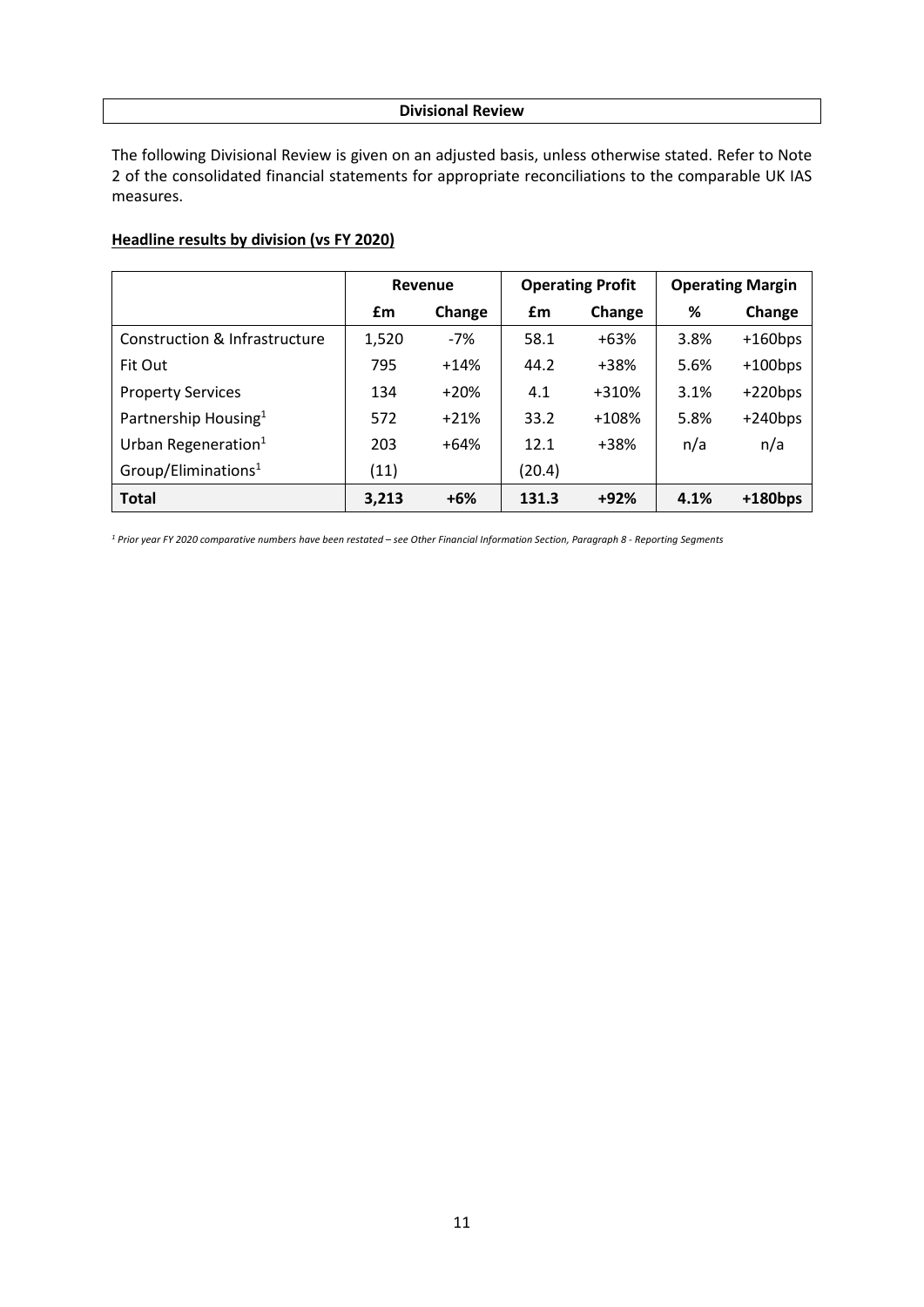## Divisional Review

The following Divisional Review is given on an adjusted basis, unless otherwise stated. Refer to Note 2 of the consolidated financial statements for appropriate reconciliations to the comparable UK IAS measures.

**Headline results by division (vs FY 2020)**

| | Revenue | | Operating Profit | | Operating Margin | |
|---|---|---|---|---|---|---|
| | £m | Change | £m | Change | % | Change |
| Construction & Infrastructure | 1,520 | -7% | 58.1 | +63% | 3.8% | +160bps |
| Fit Out | 795 | +14% | 44.2 | +38% | 5.6% | +100bps |
| Property Services | 134 | +20% | 4.1 | +310% | 3.1% | +220bps |
| Partnership Housing[1] | 572 | +21% | 33.2 | +108% | 5.8% | +240bps |
| Urban Regeneration[1] | 203 | +64% | 12.1 | +38% | n/a | n/a |
| Group/Eliminations[1] | (11) | | (20.4) | | | |
| **Total** | **3,213** | **+6%** | **131.3** | **+92%** | **4.1%** | **+180bps** |

*[1] Prior year FY 2020 comparative numbers have been restated – see Other Financial Information Section, Paragraph 8 - Reporting Segments*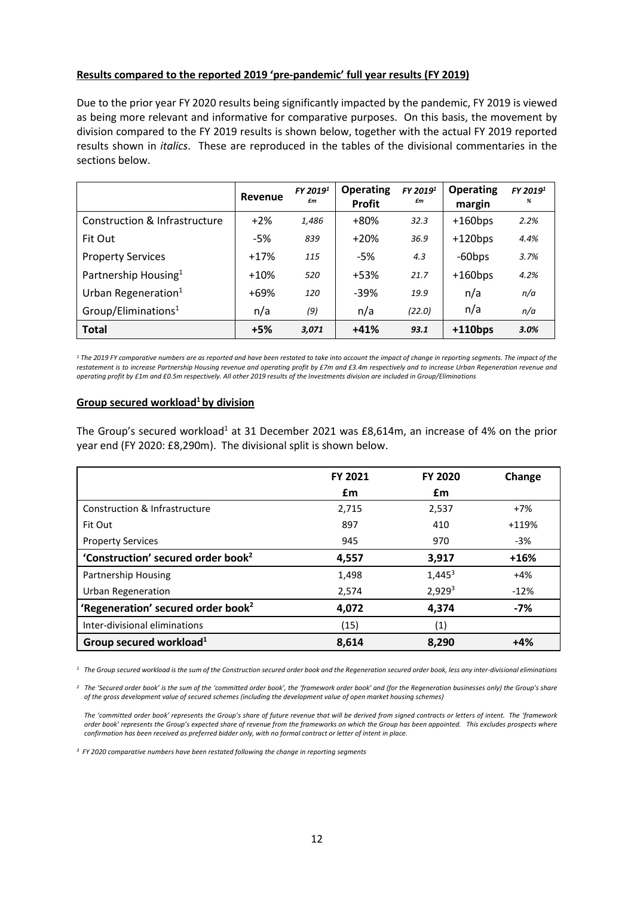**Results compared to the reported 2019 'pre-pandemic' full year results (FY 2019)**

Due to the prior year FY 2020 results being significantly impacted by the pandemic, FY 2019 is viewed as being more relevant and informative for comparative purposes. On this basis, the movement by division compared to the FY 2019 results is shown below, together with the actual FY 2019 reported results shown in *italics*. These are reproduced in the tables of the divisional commentaries in the sections below.

| | Revenue | *FY 2019[1] £m* | Operating Profit | *FY 2019[1] £m* | Operating margin | *FY 2019[1] %* |
|---|---|---|---|---|---|---|
| Construction & Infrastructure | +2% | *1,486* | +80% | *32.3* | +160bps | *2.2%* |
| Fit Out | -5% | *839* | +20% | *36.9* | +120bps | *4.4%* |
| Property Services | +17% | *115* | -5% | *4.3* | -60bps | *3.7%* |
| Partnership Housing[1] | +10% | *520* | +53% | *21.7* | +160bps | *4.2%* |
| Urban Regeneration[1] | +69% | *120* | -39% | *19.9* | n/a | *n/a* |
| Group/Eliminations[1] | n/a | *(9)* | n/a | *(22.0)* | n/a | *n/a* |
| **Total** | **+5%** | ***3,071*** | **+41%** | ***93.1*** | **+110bps** | ***3.0%*** |

*[1] The 2019 FY comparative numbers are as reported and have been restated to take into account the impact of change in reporting segments. The impact of the restatement is to increase Partnership Housing revenue and operating profit by £7m and £3.4m respectively and to increase Urban Regeneration revenue and operating profit by £1m and £0.5m respectively. All other 2019 results of the Investments division are included in Group/Eliminations*

**Group secured workload[1] by division**

The Group's secured workload[1] at 31 December 2021 was £8,614m, an increase of 4% on the prior year end (FY 2020: £8,290m). The divisional split is shown below.

| | FY 2021 £m | FY 2020 £m | Change |
|---|---|---|---|
| Construction & Infrastructure | 2,715 | 2,537 | +7% |
| Fit Out | 897 | 410 | +119% |
| Property Services | 945 | 970 | -3% |
| **'Construction' secured order book[2]** | **4,557** | **3,917** | **+16%** |
| Partnership Housing | 1,498 | 1,445[3] | +4% |
| Urban Regeneration | 2,574 | 2,929[3] | -12% |
| **'Regeneration' secured order book[2]** | **4,072** | **4,374** | **-7%** |
| Inter-divisional eliminations | (15) | (1) | |
| **Group secured workload[1]** | **8,614** | **8,290** | **+4%** |

*[1] The Group secured workload is the sum of the Construction secured order book and the Regeneration secured order book, less any inter-divisional eliminations*

*[2] The 'Secured order book' is the sum of the 'committed order book', the 'framework order book' and (for the Regeneration businesses only) the Group's share of the gross development value of secured schemes (including the development value of open market housing schemes)*

*The 'committed order book' represents the Group's share of future revenue that will be derived from signed contracts or letters of intent. The 'framework order book' represents the Group's expected share of revenue from the frameworks on which the Group has been appointed. This excludes prospects where confirmation has been received as preferred bidder only, with no formal contract or letter of intent in place.*

*[3] FY 2020 comparative numbers have been restated following the change in reporting segments*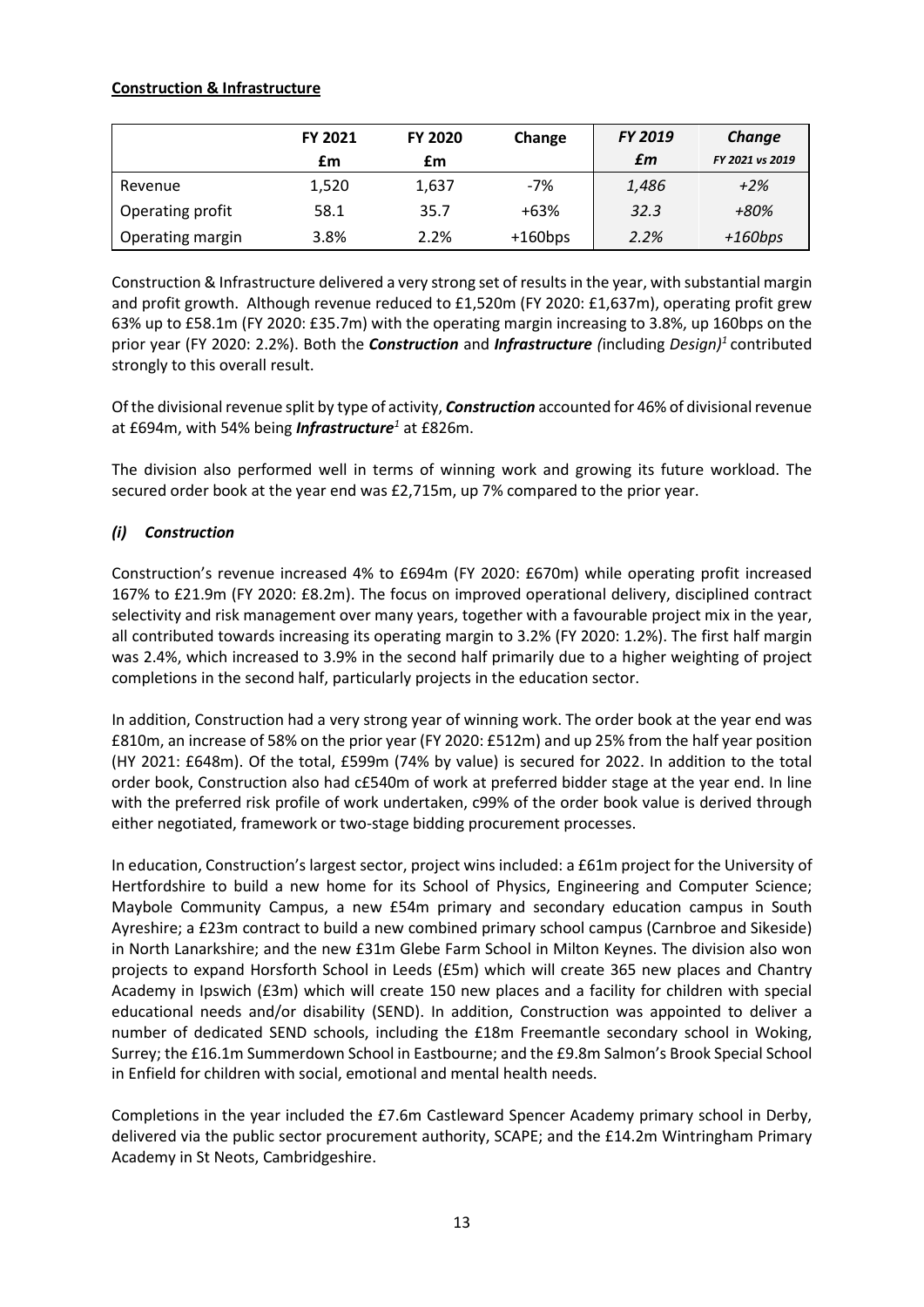**Construction & Infrastructure**

| | FY 2021 £m | FY 2020 £m | Change | *FY 2019 £m* | *Change FY 2021 vs 2019* |
|---|---|---|---|---|---|
| Revenue | 1,520 | 1,637 | -7% | *1,486* | *+2%* |
| Operating profit | 58.1 | 35.7 | +63% | *32.3* | *+80%* |
| Operating margin | 3.8% | 2.2% | +160bps | *2.2%* | *+160bps* |

Construction & Infrastructure delivered a very strong set of results in the year, with substantial margin and profit growth. Although revenue reduced to £1,520m (FY 2020: £1,637m), operating profit grew 63% up to £58.1m (FY 2020: £35.7m) with the operating margin increasing to 3.8%, up 160bps on the prior year (FY 2020: 2.2%). Both the ***Construction*** and ***Infrastructure*** *(*including *Design)*[1] contributed strongly to this overall result.

Of the divisional revenue split by type of activity, ***Construction*** accounted for 46% of divisional revenue at £694m, with 54% being ***Infrastructure***[1] at £826m.

The division also performed well in terms of winning work and growing its future workload. The secured order book at the year end was £2,715m, up 7% compared to the prior year.

### *(i) Construction*

Construction's revenue increased 4% to £694m (FY 2020: £670m) while operating profit increased 167% to £21.9m (FY 2020: £8.2m). The focus on improved operational delivery, disciplined contract selectivity and risk management over many years, together with a favourable project mix in the year, all contributed towards increasing its operating margin to 3.2% (FY 2020: 1.2%). The first half margin was 2.4%, which increased to 3.9% in the second half primarily due to a higher weighting of project completions in the second half, particularly projects in the education sector.

In addition, Construction had a very strong year of winning work. The order book at the year end was £810m, an increase of 58% on the prior year (FY 2020: £512m) and up 25% from the half year position (HY 2021: £648m). Of the total, £599m (74% by value) is secured for 2022. In addition to the total order book, Construction also had c£540m of work at preferred bidder stage at the year end. In line with the preferred risk profile of work undertaken, c99% of the order book value is derived through either negotiated, framework or two-stage bidding procurement processes.

In education, Construction's largest sector, project wins included: a £61m project for the University of Hertfordshire to build a new home for its School of Physics, Engineering and Computer Science; Maybole Community Campus, a new £54m primary and secondary education campus in South Ayreshire; a £23m contract to build a new combined primary school campus (Carnbroe and Sikeside) in North Lanarkshire; and the new £31m Glebe Farm School in Milton Keynes. The division also won projects to expand Horsforth School in Leeds (£5m) which will create 365 new places and Chantry Academy in Ipswich (£3m) which will create 150 new places and a facility for children with special educational needs and/or disability (SEND). In addition, Construction was appointed to deliver a number of dedicated SEND schools, including the £18m Freemantle secondary school in Woking, Surrey; the £16.1m Summerdown School in Eastbourne; and the £9.8m Salmon's Brook Special School in Enfield for children with social, emotional and mental health needs.

Completions in the year included the £7.6m Castleward Spencer Academy primary school in Derby, delivered via the public sector procurement authority, SCAPE; and the £14.2m Wintringham Primary Academy in St Neots, Cambridgeshire.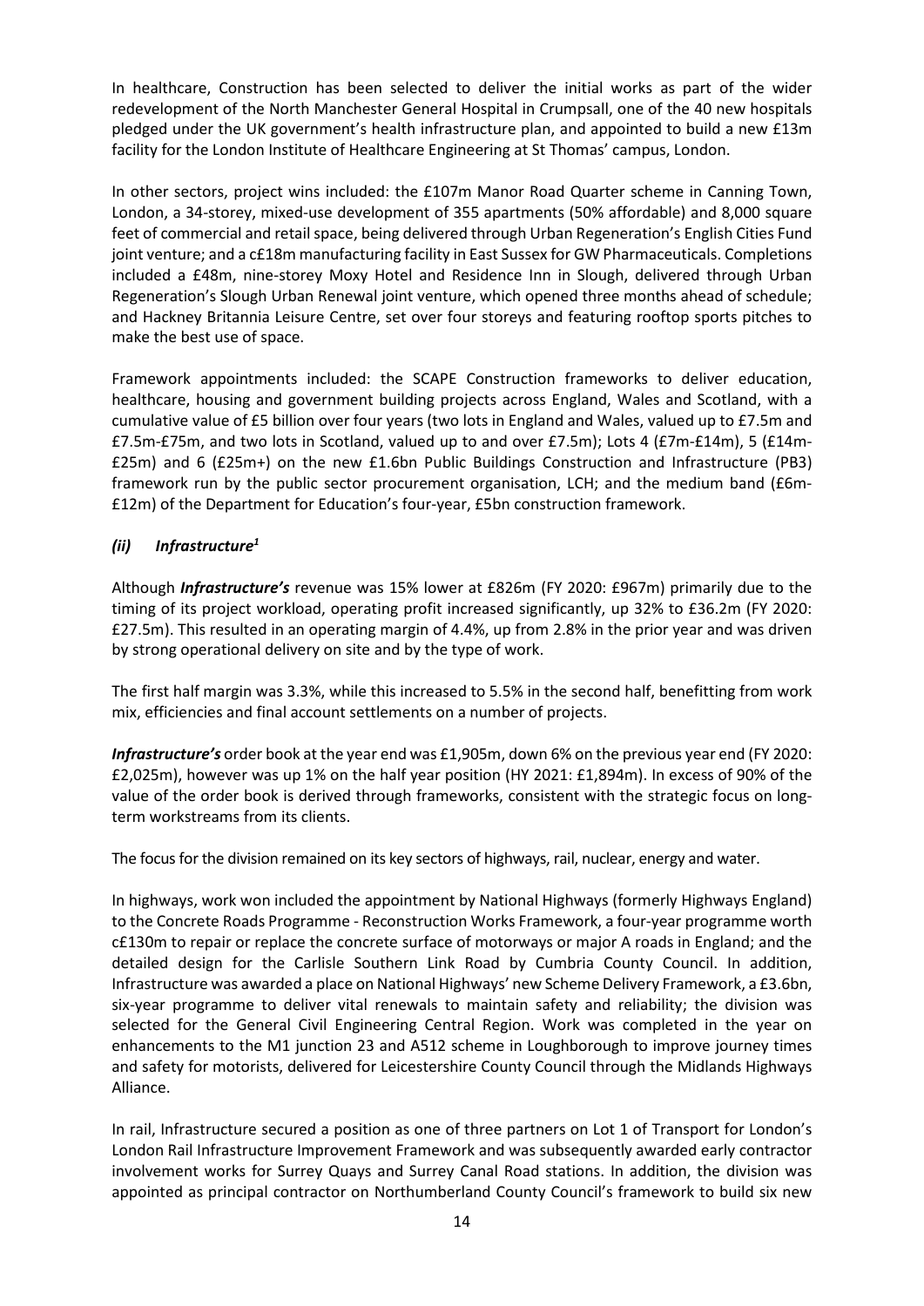In healthcare, Construction has been selected to deliver the initial works as part of the wider redevelopment of the North Manchester General Hospital in Crumpsall, one of the 40 new hospitals pledged under the UK government's health infrastructure plan, and appointed to build a new £13m facility for the London Institute of Healthcare Engineering at St Thomas' campus, London.

In other sectors, project wins included: the £107m Manor Road Quarter scheme in Canning Town, London, a 34-storey, mixed-use development of 355 apartments (50% affordable) and 8,000 square feet of commercial and retail space, being delivered through Urban Regeneration's English Cities Fund joint venture; and a c£18m manufacturing facility in East Sussex for GW Pharmaceuticals. Completions included a £48m, nine-storey Moxy Hotel and Residence Inn in Slough, delivered through Urban Regeneration's Slough Urban Renewal joint venture, which opened three months ahead of schedule; and Hackney Britannia Leisure Centre, set over four storeys and featuring rooftop sports pitches to make the best use of space.

Framework appointments included: the SCAPE Construction frameworks to deliver education, healthcare, housing and government building projects across England, Wales and Scotland, with a cumulative value of £5 billion over four years (two lots in England and Wales, valued up to £7.5m and £7.5m-£75m, and two lots in Scotland, valued up to and over £7.5m); Lots 4 (£7m-£14m), 5 (£14m-£25m) and 6 (£25m+) on the new £1.6bn Public Buildings Construction and Infrastructure (PB3) framework run by the public sector procurement organisation, LCH; and the medium band (£6m-£12m) of the Department for Education's four-year, £5bn construction framework.

### *(ii) Infrastructure[1]*

Although ***Infrastructure's*** revenue was 15% lower at £826m (FY 2020: £967m) primarily due to the timing of its project workload, operating profit increased significantly, up 32% to £36.2m (FY 2020: £27.5m). This resulted in an operating margin of 4.4%, up from 2.8% in the prior year and was driven by strong operational delivery on site and by the type of work.

The first half margin was 3.3%, while this increased to 5.5% in the second half, benefitting from work mix, efficiencies and final account settlements on a number of projects.

***Infrastructure's*** order book at the year end was £1,905m, down 6% on the previous year end (FY 2020: £2,025m), however was up 1% on the half year position (HY 2021: £1,894m). In excess of 90% of the value of the order book is derived through frameworks, consistent with the strategic focus on long-term workstreams from its clients.

The focus for the division remained on its key sectors of highways, rail, nuclear, energy and water.

In highways, work won included the appointment by National Highways (formerly Highways England) to the Concrete Roads Programme - Reconstruction Works Framework, a four-year programme worth c£130m to repair or replace the concrete surface of motorways or major A roads in England; and the detailed design for the Carlisle Southern Link Road by Cumbria County Council. In addition, Infrastructure was awarded a place on National Highways' new Scheme Delivery Framework, a £3.6bn, six-year programme to deliver vital renewals to maintain safety and reliability; the division was selected for the General Civil Engineering Central Region. Work was completed in the year on enhancements to the M1 junction 23 and A512 scheme in Loughborough to improve journey times and safety for motorists, delivered for Leicestershire County Council through the Midlands Highways Alliance.

In rail, Infrastructure secured a position as one of three partners on Lot 1 of Transport for London's London Rail Infrastructure Improvement Framework and was subsequently awarded early contractor involvement works for Surrey Quays and Surrey Canal Road stations. In addition, the division was appointed as principal contractor on Northumberland County Council's framework to build six new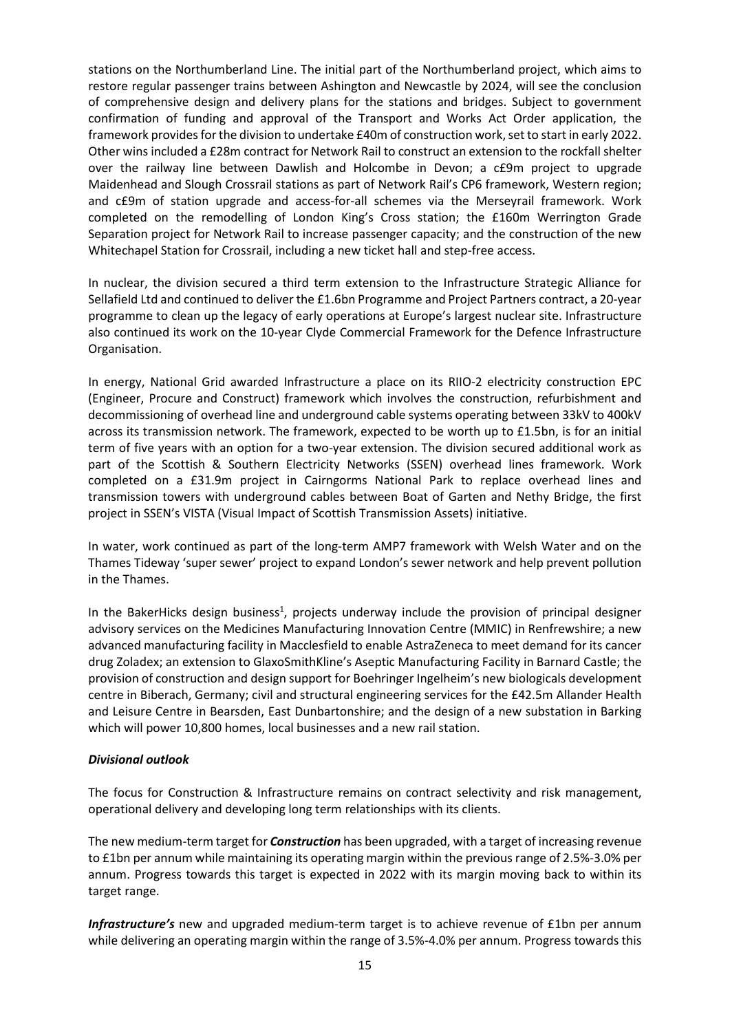stations on the Northumberland Line. The initial part of the Northumberland project, which aims to restore regular passenger trains between Ashington and Newcastle by 2024, will see the conclusion of comprehensive design and delivery plans for the stations and bridges. Subject to government confirmation of funding and approval of the Transport and Works Act Order application, the framework provides for the division to undertake £40m of construction work, set to start in early 2022. Other wins included a £28m contract for Network Rail to construct an extension to the rockfall shelter over the railway line between Dawlish and Holcombe in Devon; a c£9m project to upgrade Maidenhead and Slough Crossrail stations as part of Network Rail's CP6 framework, Western region; and c£9m of station upgrade and access-for-all schemes via the Merseyrail framework. Work completed on the remodelling of London King's Cross station; the £160m Werrington Grade Separation project for Network Rail to increase passenger capacity; and the construction of the new Whitechapel Station for Crossrail, including a new ticket hall and step-free access.

In nuclear, the division secured a third term extension to the Infrastructure Strategic Alliance for Sellafield Ltd and continued to deliver the £1.6bn Programme and Project Partners contract, a 20-year programme to clean up the legacy of early operations at Europe's largest nuclear site. Infrastructure also continued its work on the 10-year Clyde Commercial Framework for the Defence Infrastructure Organisation.

In energy, National Grid awarded Infrastructure a place on its RIIO-2 electricity construction EPC (Engineer, Procure and Construct) framework which involves the construction, refurbishment and decommissioning of overhead line and underground cable systems operating between 33kV to 400kV across its transmission network. The framework, expected to be worth up to £1.5bn, is for an initial term of five years with an option for a two-year extension. The division secured additional work as part of the Scottish & Southern Electricity Networks (SSEN) overhead lines framework. Work completed on a £31.9m project in Cairngorms National Park to replace overhead lines and transmission towers with underground cables between Boat of Garten and Nethy Bridge, the first project in SSEN's VISTA (Visual Impact of Scottish Transmission Assets) initiative.

In water, work continued as part of the long-term AMP7 framework with Welsh Water and on the Thames Tideway 'super sewer' project to expand London's sewer network and help prevent pollution in the Thames.

In the BakerHicks design business[1], projects underway include the provision of principal designer advisory services on the Medicines Manufacturing Innovation Centre (MMIC) in Renfrewshire; a new advanced manufacturing facility in Macclesfield to enable AstraZeneca to meet demand for its cancer drug Zoladex; an extension to GlaxoSmithKline's Aseptic Manufacturing Facility in Barnard Castle; the provision of construction and design support for Boehringer Ingelheim's new biologicals development centre in Biberach, Germany; civil and structural engineering services for the £42.5m Allander Health and Leisure Centre in Bearsden, East Dunbartonshire; and the design of a new substation in Barking which will power 10,800 homes, local businesses and a new rail station.

***Divisional outlook***

The focus for Construction & Infrastructure remains on contract selectivity and risk management, operational delivery and developing long term relationships with its clients.

The new medium-term target for ***Construction*** has been upgraded, with a target of increasing revenue to £1bn per annum while maintaining its operating margin within the previous range of 2.5%-3.0% per annum. Progress towards this target is expected in 2022 with its margin moving back to within its target range.

***Infrastructure's*** new and upgraded medium-term target is to achieve revenue of £1bn per annum while delivering an operating margin within the range of 3.5%-4.0% per annum. Progress towards this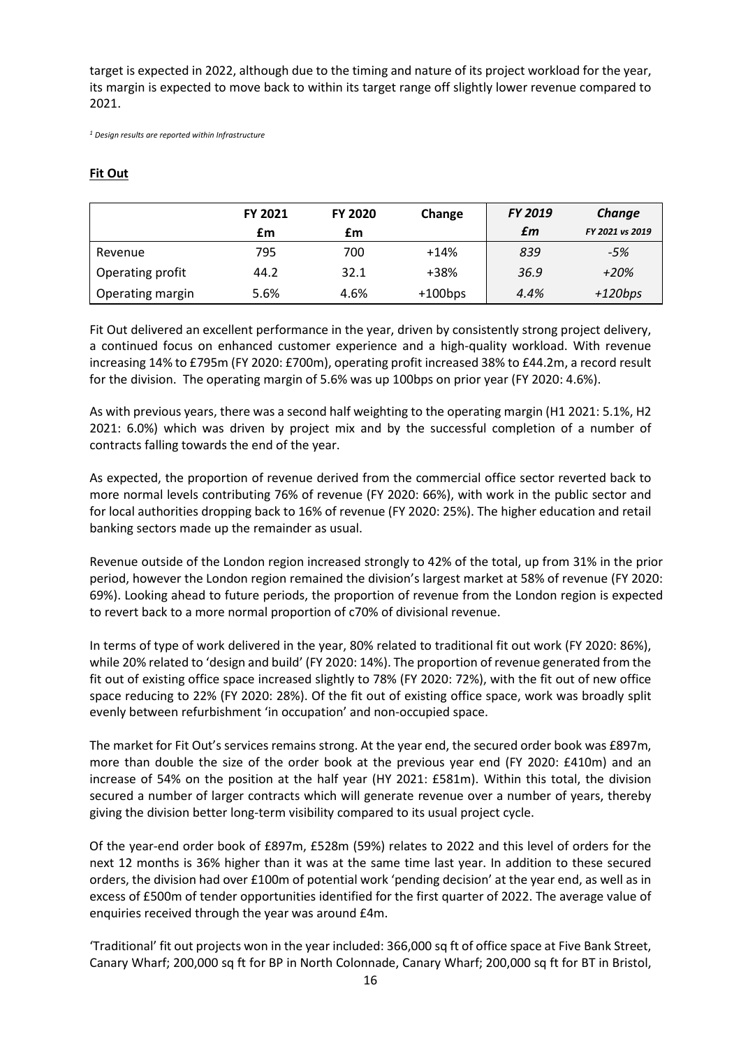target is expected in 2022, although due to the timing and nature of its project workload for the year, its margin is expected to move back to within its target range off slightly lower revenue compared to 2021.

*[1] Design results are reported within Infrastructure*

**Fit Out**

| | FY 2021 £m | FY 2020 £m | Change | *FY 2019 £m* | *Change FY 2021 vs 2019* |
|---|---|---|---|---|---|
| Revenue | 795 | 700 | +14% | *839* | *-5%* |
| Operating profit | 44.2 | 32.1 | +38% | *36.9* | *+20%* |
| Operating margin | 5.6% | 4.6% | +100bps | *4.4%* | *+120bps* |

Fit Out delivered an excellent performance in the year, driven by consistently strong project delivery, a continued focus on enhanced customer experience and a high-quality workload. With revenue increasing 14% to £795m (FY 2020: £700m), operating profit increased 38% to £44.2m, a record result for the division. The operating margin of 5.6% was up 100bps on prior year (FY 2020: 4.6%).

As with previous years, there was a second half weighting to the operating margin (H1 2021: 5.1%, H2 2021: 6.0%) which was driven by project mix and by the successful completion of a number of contracts falling towards the end of the year.

As expected, the proportion of revenue derived from the commercial office sector reverted back to more normal levels contributing 76% of revenue (FY 2020: 66%), with work in the public sector and for local authorities dropping back to 16% of revenue (FY 2020: 25%). The higher education and retail banking sectors made up the remainder as usual.

Revenue outside of the London region increased strongly to 42% of the total, up from 31% in the prior period, however the London region remained the division's largest market at 58% of revenue (FY 2020: 69%). Looking ahead to future periods, the proportion of revenue from the London region is expected to revert back to a more normal proportion of c70% of divisional revenue.

In terms of type of work delivered in the year, 80% related to traditional fit out work (FY 2020: 86%), while 20% related to 'design and build' (FY 2020: 14%). The proportion of revenue generated from the fit out of existing office space increased slightly to 78% (FY 2020: 72%), with the fit out of new office space reducing to 22% (FY 2020: 28%). Of the fit out of existing office space, work was broadly split evenly between refurbishment 'in occupation' and non-occupied space.

The market for Fit Out's services remains strong. At the year end, the secured order book was £897m, more than double the size of the order book at the previous year end (FY 2020: £410m) and an increase of 54% on the position at the half year (HY 2021: £581m). Within this total, the division secured a number of larger contracts which will generate revenue over a number of years, thereby giving the division better long-term visibility compared to its usual project cycle.

Of the year-end order book of £897m, £528m (59%) relates to 2022 and this level of orders for the next 12 months is 36% higher than it was at the same time last year. In addition to these secured orders, the division had over £100m of potential work 'pending decision' at the year end, as well as in excess of £500m of tender opportunities identified for the first quarter of 2022. The average value of enquiries received through the year was around £4m.

'Traditional' fit out projects won in the year included: 366,000 sq ft of office space at Five Bank Street, Canary Wharf; 200,000 sq ft for BP in North Colonnade, Canary Wharf; 200,000 sq ft for BT in Bristol,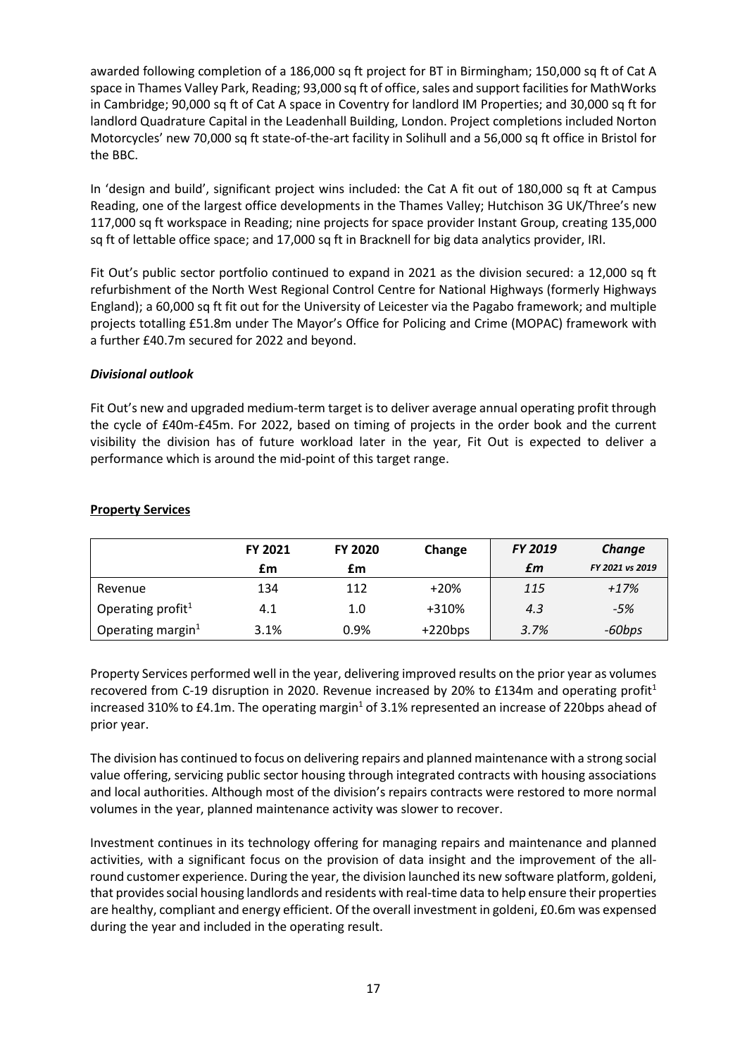awarded following completion of a 186,000 sq ft project for BT in Birmingham; 150,000 sq ft of Cat A space in Thames Valley Park, Reading; 93,000 sq ft of office, sales and support facilities for MathWorks in Cambridge; 90,000 sq ft of Cat A space in Coventry for landlord IM Properties; and 30,000 sq ft for landlord Quadrature Capital in the Leadenhall Building, London. Project completions included Norton Motorcycles' new 70,000 sq ft state-of-the-art facility in Solihull and a 56,000 sq ft office in Bristol for the BBC.

In 'design and build', significant project wins included: the Cat A fit out of 180,000 sq ft at Campus Reading, one of the largest office developments in the Thames Valley; Hutchison 3G UK/Three's new 117,000 sq ft workspace in Reading; nine projects for space provider Instant Group, creating 135,000 sq ft of lettable office space; and 17,000 sq ft in Bracknell for big data analytics provider, IRI.

Fit Out's public sector portfolio continued to expand in 2021 as the division secured: a 12,000 sq ft refurbishment of the North West Regional Control Centre for National Highways (formerly Highways England); a 60,000 sq ft fit out for the University of Leicester via the Pagabo framework; and multiple projects totalling £51.8m under The Mayor's Office for Policing and Crime (MOPAC) framework with a further £40.7m secured for 2022 and beyond.

***Divisional outlook***

Fit Out's new and upgraded medium-term target is to deliver average annual operating profit through the cycle of £40m-£45m. For 2022, based on timing of projects in the order book and the current visibility the division has of future workload later in the year, Fit Out is expected to deliver a performance which is around the mid-point of this target range.

**Property Services**

| | **FY 2021** | **FY 2020** | **Change** | ***FY 2019*** | ***Change*** |
|---|---|---|---|---|---|
| | **£m** | **£m** | | ***£m*** | ***FY 2021 vs 2019*** |
| Revenue | 134 | 112 | +20% | *115* | *+17%* |
| Operating profit[1] | 4.1 | 1.0 | +310% | *4.3* | *-5%* |
| Operating margin[1] | 3.1% | 0.9% | +220bps | *3.7%* | *-60bps* |

Property Services performed well in the year, delivering improved results on the prior year as volumes recovered from C-19 disruption in 2020. Revenue increased by 20% to £134m and operating profit[1] increased 310% to £4.1m. The operating margin[1] of 3.1% represented an increase of 220bps ahead of prior year.

The division has continued to focus on delivering repairs and planned maintenance with a strong social value offering, servicing public sector housing through integrated contracts with housing associations and local authorities. Although most of the division's repairs contracts were restored to more normal volumes in the year, planned maintenance activity was slower to recover.

Investment continues in its technology offering for managing repairs and maintenance and planned activities, with a significant focus on the provision of data insight and the improvement of the all-round customer experience. During the year, the division launched its new software platform, goldeni, that provides social housing landlords and residents with real-time data to help ensure their properties are healthy, compliant and energy efficient. Of the overall investment in goldeni, £0.6m was expensed during the year and included in the operating result.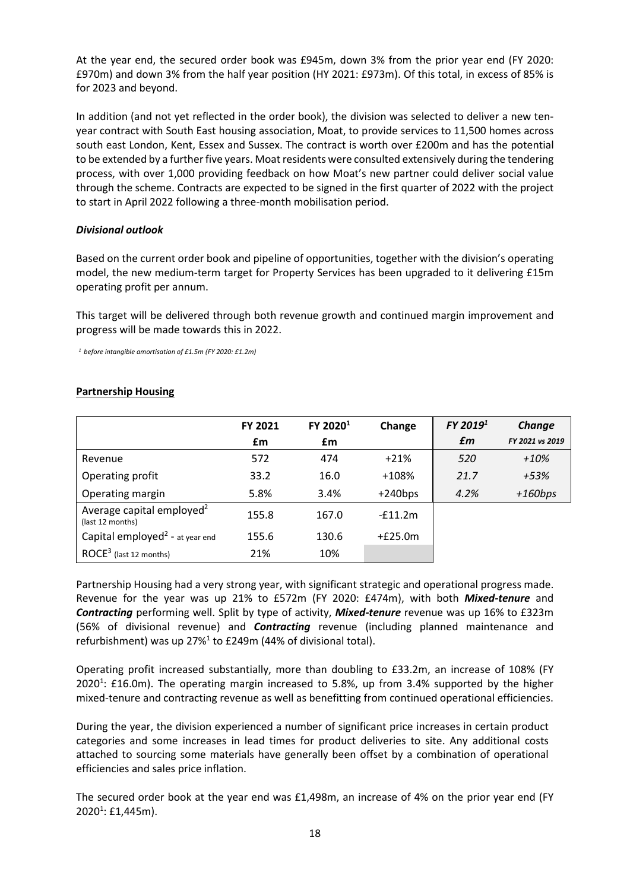At the year end, the secured order book was £945m, down 3% from the prior year end (FY 2020: £970m) and down 3% from the half year position (HY 2021: £973m). Of this total, in excess of 85% is for 2023 and beyond.

In addition (and not yet reflected in the order book), the division was selected to deliver a new ten-year contract with South East housing association, Moat, to provide services to 11,500 homes across south east London, Kent, Essex and Sussex. The contract is worth over £200m and has the potential to be extended by a further five years. Moat residents were consulted extensively during the tendering process, with over 1,000 providing feedback on how Moat's new partner could deliver social value through the scheme. Contracts are expected to be signed in the first quarter of 2022 with the project to start in April 2022 following a three-month mobilisation period.

***Divisional outlook***

Based on the current order book and pipeline of opportunities, together with the division's operating model, the new medium-term target for Property Services has been upgraded to it delivering £15m operating profit per annum.

This target will be delivered through both revenue growth and continued margin improvement and progress will be made towards this in 2022.

[1] *before intangible amortisation of £1.5m (FY 2020: £1.2m)*

## Partnership Housing

| | FY 2021 £m | FY 2020[1] £m | Change | *FY 2019[1] £m* | *Change FY 2021 vs 2019* |
|---|---|---|---|---|---|
| Revenue | 572 | 474 | +21% | *520* | *+10%* |
| Operating profit | 33.2 | 16.0 | +108% | *21.7* | *+53%* |
| Operating margin | 5.8% | 3.4% | +240bps | *4.2%* | *+160bps* |
| Average capital employed[2] (last 12 months) | 155.8 | 167.0 | -£11.2m | | |
| Capital employed[2] - at year end | 155.6 | 130.6 | +£25.0m | | |
| ROCE[3] (last 12 months) | 21% | 10% | | | |

Partnership Housing had a very strong year, with significant strategic and operational progress made. Revenue for the year was up 21% to £572m (FY 2020: £474m), with both ***Mixed-tenure*** and ***Contracting*** performing well. Split by type of activity, ***Mixed-tenure*** revenue was up 16% to £323m (56% of divisional revenue) and ***Contracting*** revenue (including planned maintenance and refurbishment) was up 27%[1] to £249m (44% of divisional total).

Operating profit increased substantially, more than doubling to £33.2m, an increase of 108% (FY 2020[1]: £16.0m). The operating margin increased to 5.8%, up from 3.4% supported by the higher mixed-tenure and contracting revenue as well as benefitting from continued operational efficiencies.

During the year, the division experienced a number of significant price increases in certain product categories and some increases in lead times for product deliveries to site. Any additional costs attached to sourcing some materials have generally been offset by a combination of operational efficiencies and sales price inflation.

The secured order book at the year end was £1,498m, an increase of 4% on the prior year end (FY 2020[1]: £1,445m).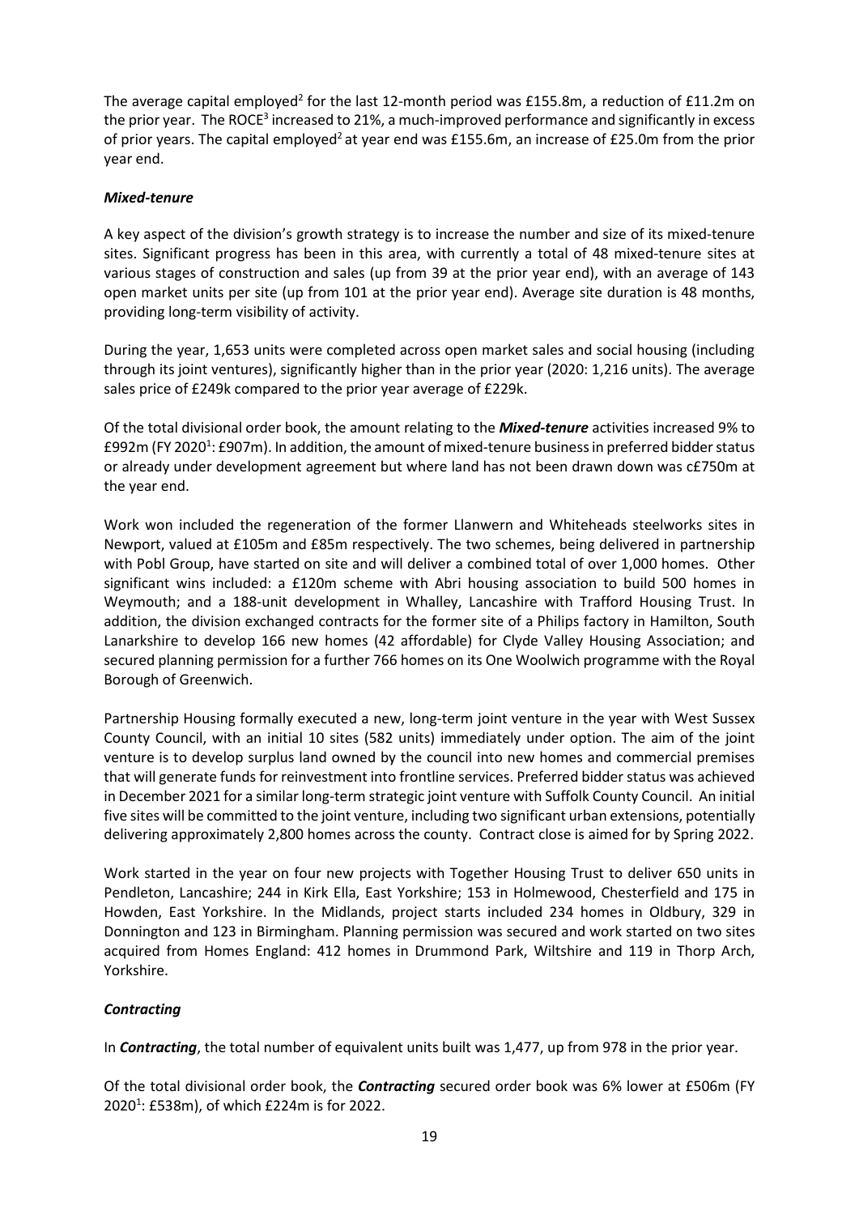The average capital employed[2] for the last 12-month period was £155.8m, a reduction of £11.2m on the prior year. The ROCE[3] increased to 21%, a much-improved performance and significantly in excess of prior years. The capital employed[2] at year end was £155.6m, an increase of £25.0m from the prior year end.

***Mixed-tenure***

A key aspect of the division's growth strategy is to increase the number and size of its mixed-tenure sites. Significant progress has been in this area, with currently a total of 48 mixed-tenure sites at various stages of construction and sales (up from 39 at the prior year end), with an average of 143 open market units per site (up from 101 at the prior year end). Average site duration is 48 months, providing long-term visibility of activity.

During the year, 1,653 units were completed across open market sales and social housing (including through its joint ventures), significantly higher than in the prior year (2020: 1,216 units). The average sales price of £249k compared to the prior year average of £229k.

Of the total divisional order book, the amount relating to the ***Mixed-tenure*** activities increased 9% to £992m (FY 2020[1]: £907m). In addition, the amount of mixed-tenure business in preferred bidder status or already under development agreement but where land has not been drawn down was c£750m at the year end.

Work won included the regeneration of the former Llanwern and Whiteheads steelworks sites in Newport, valued at £105m and £85m respectively. The two schemes, being delivered in partnership with Pobl Group, have started on site and will deliver a combined total of over 1,000 homes. Other significant wins included: a £120m scheme with Abri housing association to build 500 homes in Weymouth; and a 188-unit development in Whalley, Lancashire with Trafford Housing Trust. In addition, the division exchanged contracts for the former site of a Philips factory in Hamilton, South Lanarkshire to develop 166 new homes (42 affordable) for Clyde Valley Housing Association; and secured planning permission for a further 766 homes on its One Woolwich programme with the Royal Borough of Greenwich.

Partnership Housing formally executed a new, long-term joint venture in the year with West Sussex County Council, with an initial 10 sites (582 units) immediately under option. The aim of the joint venture is to develop surplus land owned by the council into new homes and commercial premises that will generate funds for reinvestment into frontline services. Preferred bidder status was achieved in December 2021 for a similar long-term strategic joint venture with Suffolk County Council. An initial five sites will be committed to the joint venture, including two significant urban extensions, potentially delivering approximately 2,800 homes across the county. Contract close is aimed for by Spring 2022.

Work started in the year on four new projects with Together Housing Trust to deliver 650 units in Pendleton, Lancashire; 244 in Kirk Ella, East Yorkshire; 153 in Holmewood, Chesterfield and 175 in Howden, East Yorkshire. In the Midlands, project starts included 234 homes in Oldbury, 329 in Donnington and 123 in Birmingham. Planning permission was secured and work started on two sites acquired from Homes England: 412 homes in Drummond Park, Wiltshire and 119 in Thorp Arch, Yorkshire.

***Contracting***

In ***Contracting***, the total number of equivalent units built was 1,477, up from 978 in the prior year.

Of the total divisional order book, the ***Contracting*** secured order book was 6% lower at £506m (FY 2020[1]: £538m), of which £224m is for 2022.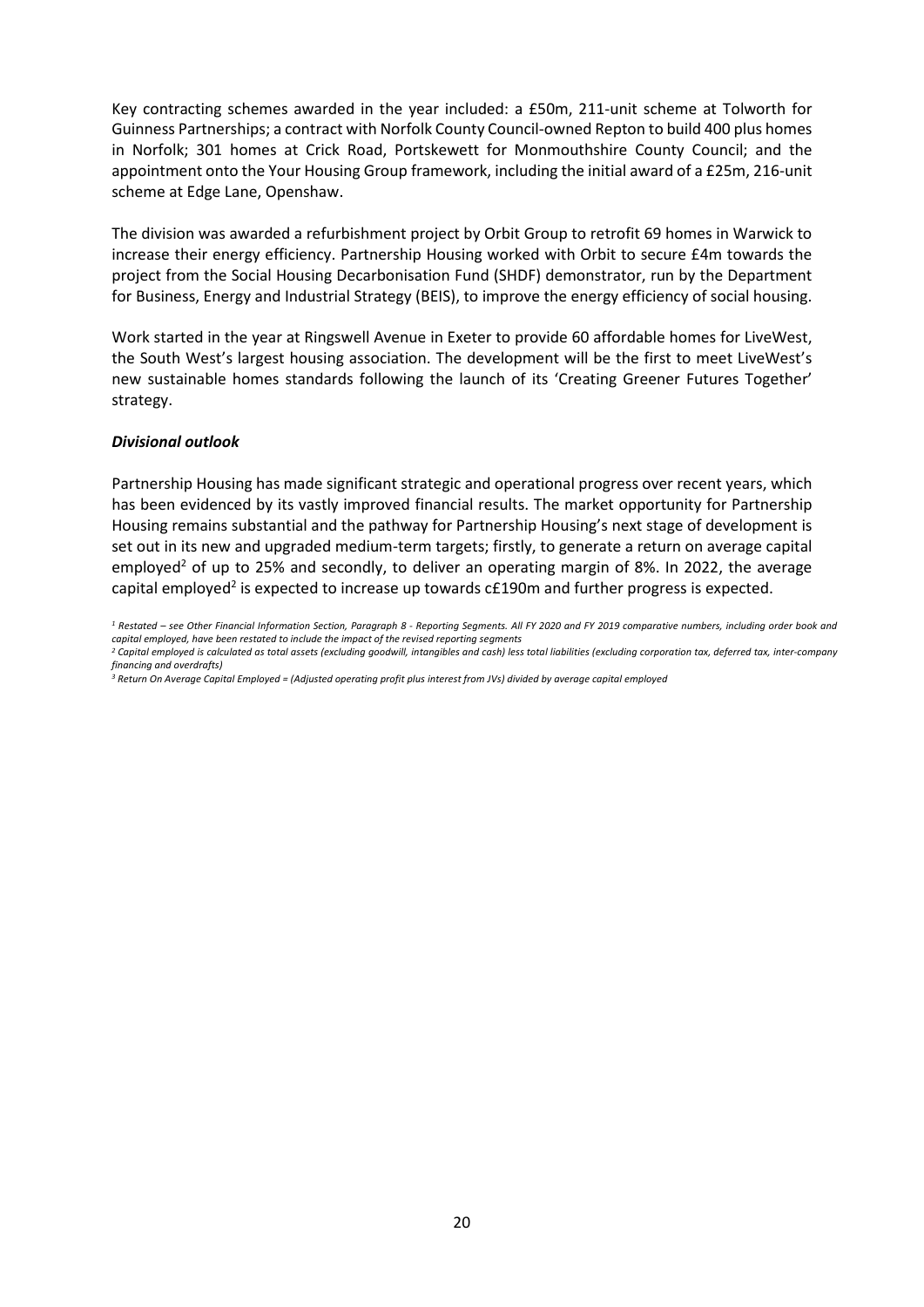Key contracting schemes awarded in the year included: a £50m, 211-unit scheme at Tolworth for Guinness Partnerships; a contract with Norfolk County Council-owned Repton to build 400 plus homes in Norfolk; 301 homes at Crick Road, Portskewett for Monmouthshire County Council; and the appointment onto the Your Housing Group framework, including the initial award of a £25m, 216-unit scheme at Edge Lane, Openshaw.

The division was awarded a refurbishment project by Orbit Group to retrofit 69 homes in Warwick to increase their energy efficiency. Partnership Housing worked with Orbit to secure £4m towards the project from the Social Housing Decarbonisation Fund (SHDF) demonstrator, run by the Department for Business, Energy and Industrial Strategy (BEIS), to improve the energy efficiency of social housing.

Work started in the year at Ringswell Avenue in Exeter to provide 60 affordable homes for LiveWest, the South West's largest housing association. The development will be the first to meet LiveWest's new sustainable homes standards following the launch of its 'Creating Greener Futures Together' strategy.

***Divisional outlook***

Partnership Housing has made significant strategic and operational progress over recent years, which has been evidenced by its vastly improved financial results. The market opportunity for Partnership Housing remains substantial and the pathway for Partnership Housing's next stage of development is set out in its new and upgraded medium-term targets; firstly, to generate a return on average capital employed[2] of up to 25% and secondly, to deliver an operating margin of 8%. In 2022, the average capital employed[2] is expected to increase up towards c£190m and further progress is expected.

*[1] Restated – see Other Financial Information Section, Paragraph 8 - Reporting Segments. All FY 2020 and FY 2019 comparative numbers, including order book and capital employed, have been restated to include the impact of the revised reporting segments*

*[2] Capital employed is calculated as total assets (excluding goodwill, intangibles and cash) less total liabilities (excluding corporation tax, deferred tax, inter-company financing and overdrafts)*

*[3] Return On Average Capital Employed = (Adjusted operating profit plus interest from JVs) divided by average capital employed*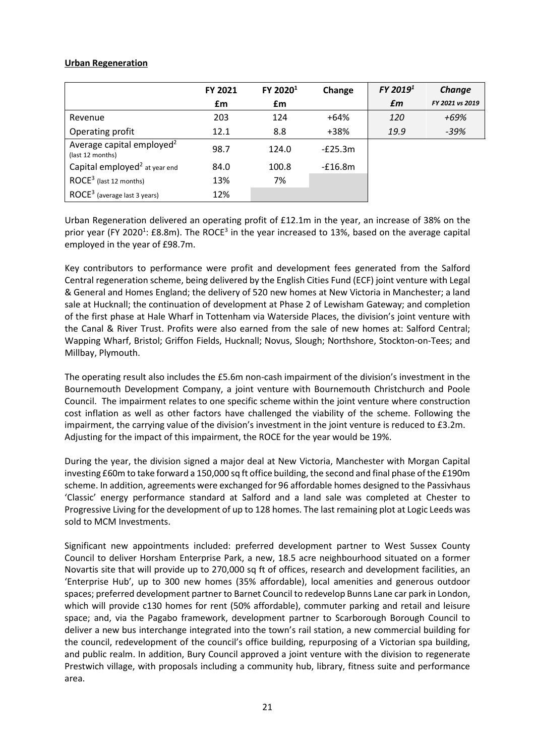**Urban Regeneration**

| | FY 2021 | FY 2020[1] | Change | *FY 2019[1]* | ***Change*** |
|---|---|---|---|---|---|
| | £m | £m | | *£m* | *FY 2021 vs 2019* |
| Revenue | 203 | 124 | +64% | *120* | *+69%* |
| Operating profit | 12.1 | 8.8 | +38% | *19.9* | *-39%* |
| Average capital employed[2] (last 12 months) | 98.7 | 124.0 | -£25.3m | | |
| Capital employed[2] at year end | 84.0 | 100.8 | -£16.8m | | |
| ROCE[3] (last 12 months) | 13% | 7% | | | |
| ROCE[3] (average last 3 years) | 12% | | | | |

Urban Regeneration delivered an operating profit of £12.1m in the year, an increase of 38% on the prior year (FY 2020[1]: £8.8m). The ROCE[3] in the year increased to 13%, based on the average capital employed in the year of £98.7m.

Key contributors to performance were profit and development fees generated from the Salford Central regeneration scheme, being delivered by the English Cities Fund (ECF) joint venture with Legal & General and Homes England; the delivery of 520 new homes at New Victoria in Manchester; a land sale at Hucknall; the continuation of development at Phase 2 of Lewisham Gateway; and completion of the first phase at Hale Wharf in Tottenham via Waterside Places, the division's joint venture with the Canal & River Trust. Profits were also earned from the sale of new homes at: Salford Central; Wapping Wharf, Bristol; Griffon Fields, Hucknall; Novus, Slough; Northshore, Stockton-on-Tees; and Millbay, Plymouth.

The operating result also includes the £5.6m non-cash impairment of the division's investment in the Bournemouth Development Company, a joint venture with Bournemouth Christchurch and Poole Council. The impairment relates to one specific scheme within the joint venture where construction cost inflation as well as other factors have challenged the viability of the scheme. Following the impairment, the carrying value of the division's investment in the joint venture is reduced to £3.2m. Adjusting for the impact of this impairment, the ROCE for the year would be 19%.

During the year, the division signed a major deal at New Victoria, Manchester with Morgan Capital investing £60m to take forward a 150,000 sq ft office building, the second and final phase of the £190m scheme. In addition, agreements were exchanged for 96 affordable homes designed to the Passivhaus 'Classic' energy performance standard at Salford and a land sale was completed at Chester to Progressive Living for the development of up to 128 homes. The last remaining plot at Logic Leeds was sold to MCM Investments.

Significant new appointments included: preferred development partner to West Sussex County Council to deliver Horsham Enterprise Park, a new, 18.5 acre neighbourhood situated on a former Novartis site that will provide up to 270,000 sq ft of offices, research and development facilities, an 'Enterprise Hub', up to 300 new homes (35% affordable), local amenities and generous outdoor spaces; preferred development partner to Barnet Council to redevelop Bunns Lane car park in London, which will provide c130 homes for rent (50% affordable), commuter parking and retail and leisure space; and, via the Pagabo framework, development partner to Scarborough Borough Council to deliver a new bus interchange integrated into the town's rail station, a new commercial building for the council, redevelopment of the council's office building, repurposing of a Victorian spa building, and public realm. In addition, Bury Council approved a joint venture with the division to regenerate Prestwich village, with proposals including a community hub, library, fitness suite and performance area.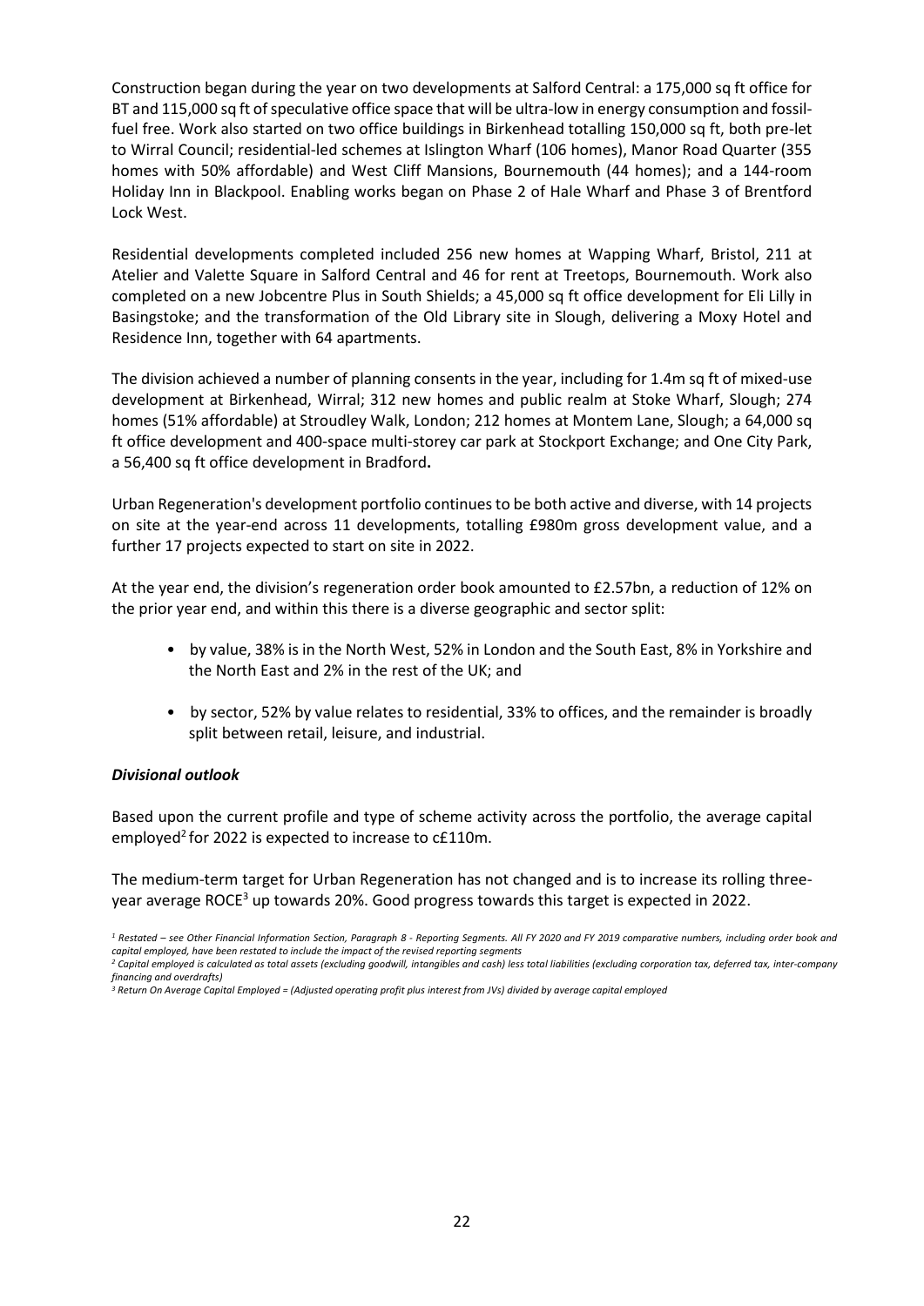Construction began during the year on two developments at Salford Central: a 175,000 sq ft office for BT and 115,000 sq ft of speculative office space that will be ultra-low in energy consumption and fossil-fuel free. Work also started on two office buildings in Birkenhead totalling 150,000 sq ft, both pre-let to Wirral Council; residential-led schemes at Islington Wharf (106 homes), Manor Road Quarter (355 homes with 50% affordable) and West Cliff Mansions, Bournemouth (44 homes); and a 144-room Holiday Inn in Blackpool. Enabling works began on Phase 2 of Hale Wharf and Phase 3 of Brentford Lock West.

Residential developments completed included 256 new homes at Wapping Wharf, Bristol, 211 at Atelier and Valette Square in Salford Central and 46 for rent at Treetops, Bournemouth. Work also completed on a new Jobcentre Plus in South Shields; a 45,000 sq ft office development for Eli Lilly in Basingstoke; and the transformation of the Old Library site in Slough, delivering a Moxy Hotel and Residence Inn, together with 64 apartments.

The division achieved a number of planning consents in the year, including for 1.4m sq ft of mixed-use development at Birkenhead, Wirral; 312 new homes and public realm at Stoke Wharf, Slough; 274 homes (51% affordable) at Stroudley Walk, London; 212 homes at Montem Lane, Slough; a 64,000 sq ft office development and 400-space multi-storey car park at Stockport Exchange; and One City Park, a 56,400 sq ft office development in Bradford**.**

Urban Regeneration's development portfolio continues to be both active and diverse, with 14 projects on site at the year-end across 11 developments, totalling £980m gross development value, and a further 17 projects expected to start on site in 2022.

At the year end, the division's regeneration order book amounted to £2.57bn, a reduction of 12% on the prior year end, and within this there is a diverse geographic and sector split:

- by value, 38% is in the North West, 52% in London and the South East, 8% in Yorkshire and the North East and 2% in the rest of the UK; and
- by sector, 52% by value relates to residential, 33% to offices, and the remainder is broadly split between retail, leisure, and industrial.

***Divisional outlook***

Based upon the current profile and type of scheme activity across the portfolio, the average capital employed[2] for 2022 is expected to increase to c£110m.

The medium-term target for Urban Regeneration has not changed and is to increase its rolling three-year average ROCE[3] up towards 20%. Good progress towards this target is expected in 2022.

*[1] Restated – see Other Financial Information Section, Paragraph 8 - Reporting Segments. All FY 2020 and FY 2019 comparative numbers, including order book and capital employed, have been restated to include the impact of the revised reporting segments*

*[2] Capital employed is calculated as total assets (excluding goodwill, intangibles and cash) less total liabilities (excluding corporation tax, deferred tax, inter-company financing and overdrafts)*

*[3] Return On Average Capital Employed = (Adjusted operating profit plus interest from JVs) divided by average capital employed*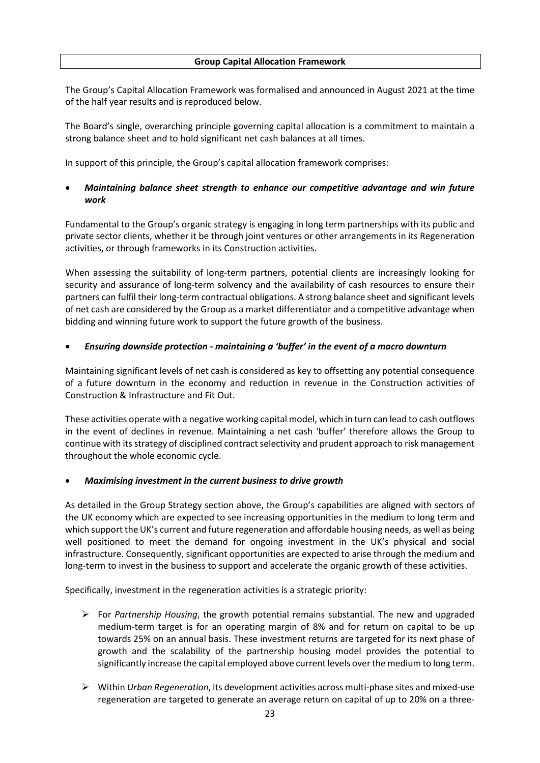## Group Capital Allocation Framework

The Group's Capital Allocation Framework was formalised and announced in August 2021 at the time of the half year results and is reproduced below.

The Board's single, overarching principle governing capital allocation is a commitment to maintain a strong balance sheet and to hold significant net cash balances at all times.

In support of this principle, the Group's capital allocation framework comprises:

- ***Maintaining balance sheet strength to enhance our competitive advantage and win future work***

Fundamental to the Group's organic strategy is engaging in long term partnerships with its public and private sector clients, whether it be through joint ventures or other arrangements in its Regeneration activities, or through frameworks in its Construction activities.

When assessing the suitability of long-term partners, potential clients are increasingly looking for security and assurance of long-term solvency and the availability of cash resources to ensure their partners can fulfil their long-term contractual obligations. A strong balance sheet and significant levels of net cash are considered by the Group as a market differentiator and a competitive advantage when bidding and winning future work to support the future growth of the business.

- ***Ensuring downside protection - maintaining a 'buffer' in the event of a macro downturn***

Maintaining significant levels of net cash is considered as key to offsetting any potential consequence of a future downturn in the economy and reduction in revenue in the Construction activities of Construction & Infrastructure and Fit Out.

These activities operate with a negative working capital model, which in turn can lead to cash outflows in the event of declines in revenue. Maintaining a net cash 'buffer' therefore allows the Group to continue with its strategy of disciplined contract selectivity and prudent approach to risk management throughout the whole economic cycle.

- ***Maximising investment in the current business to drive growth***

As detailed in the Group Strategy section above, the Group's capabilities are aligned with sectors of the UK economy which are expected to see increasing opportunities in the medium to long term and which support the UK's current and future regeneration and affordable housing needs, as well as being well positioned to meet the demand for ongoing investment in the UK's physical and social infrastructure. Consequently, significant opportunities are expected to arise through the medium and long-term to invest in the business to support and accelerate the organic growth of these activities.

Specifically, investment in the regeneration activities is a strategic priority:

- For *Partnership Housing*, the growth potential remains substantial. The new and upgraded medium-term target is for an operating margin of 8% and for return on capital to be up towards 25% on an annual basis. These investment returns are targeted for its next phase of growth and the scalability of the partnership housing model provides the potential to significantly increase the capital employed above current levels over the medium to long term.
- Within *Urban Regeneration*, its development activities across multi-phase sites and mixed-use regeneration are targeted to generate an average return on capital of up to 20% on a three-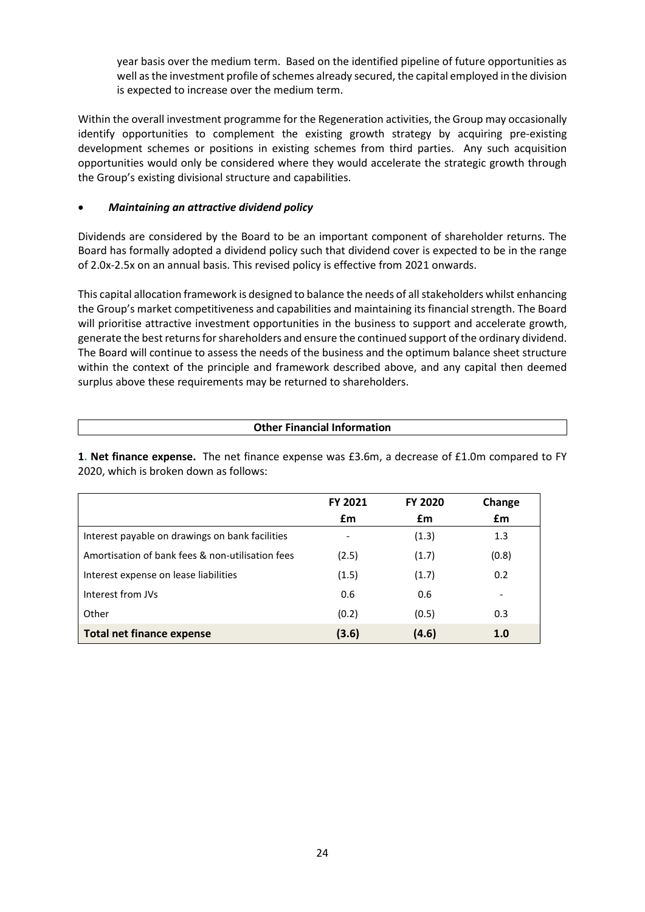year basis over the medium term. Based on the identified pipeline of future opportunities as well as the investment profile of schemes already secured, the capital employed in the division is expected to increase over the medium term.

Within the overall investment programme for the Regeneration activities, the Group may occasionally identify opportunities to complement the existing growth strategy by acquiring pre-existing development schemes or positions in existing schemes from third parties. Any such acquisition opportunities would only be considered where they would accelerate the strategic growth through the Group's existing divisional structure and capabilities.

- ***Maintaining an attractive dividend policy***

Dividends are considered by the Board to be an important component of shareholder returns. The Board has formally adopted a dividend policy such that dividend cover is expected to be in the range of 2.0x-2.5x on an annual basis. This revised policy is effective from 2021 onwards.

This capital allocation framework is designed to balance the needs of all stakeholders whilst enhancing the Group's market competitiveness and capabilities and maintaining its financial strength. The Board will prioritise attractive investment opportunities in the business to support and accelerate growth, generate the best returns for shareholders and ensure the continued support of the ordinary dividend. The Board will continue to assess the needs of the business and the optimum balance sheet structure within the context of the principle and framework described above, and any capital then deemed surplus above these requirements may be returned to shareholders.

## Other Financial Information

**1. Net finance expense.** The net finance expense was £3.6m, a decrease of £1.0m compared to FY 2020, which is broken down as follows:

| | FY 2021 | FY 2020 | Change |
|---|---|---|---|
| | £m | £m | £m |
| Interest payable on drawings on bank facilities | - | (1.3) | 1.3 |
| Amortisation of bank fees & non-utilisation fees | (2.5) | (1.7) | (0.8) |
| Interest expense on lease liabilities | (1.5) | (1.7) | 0.2 |
| Interest from JVs | 0.6 | 0.6 | - |
| Other | (0.2) | (0.5) | 0.3 |
| **Total net finance expense** | **(3.6)** | **(4.6)** | **1.0** |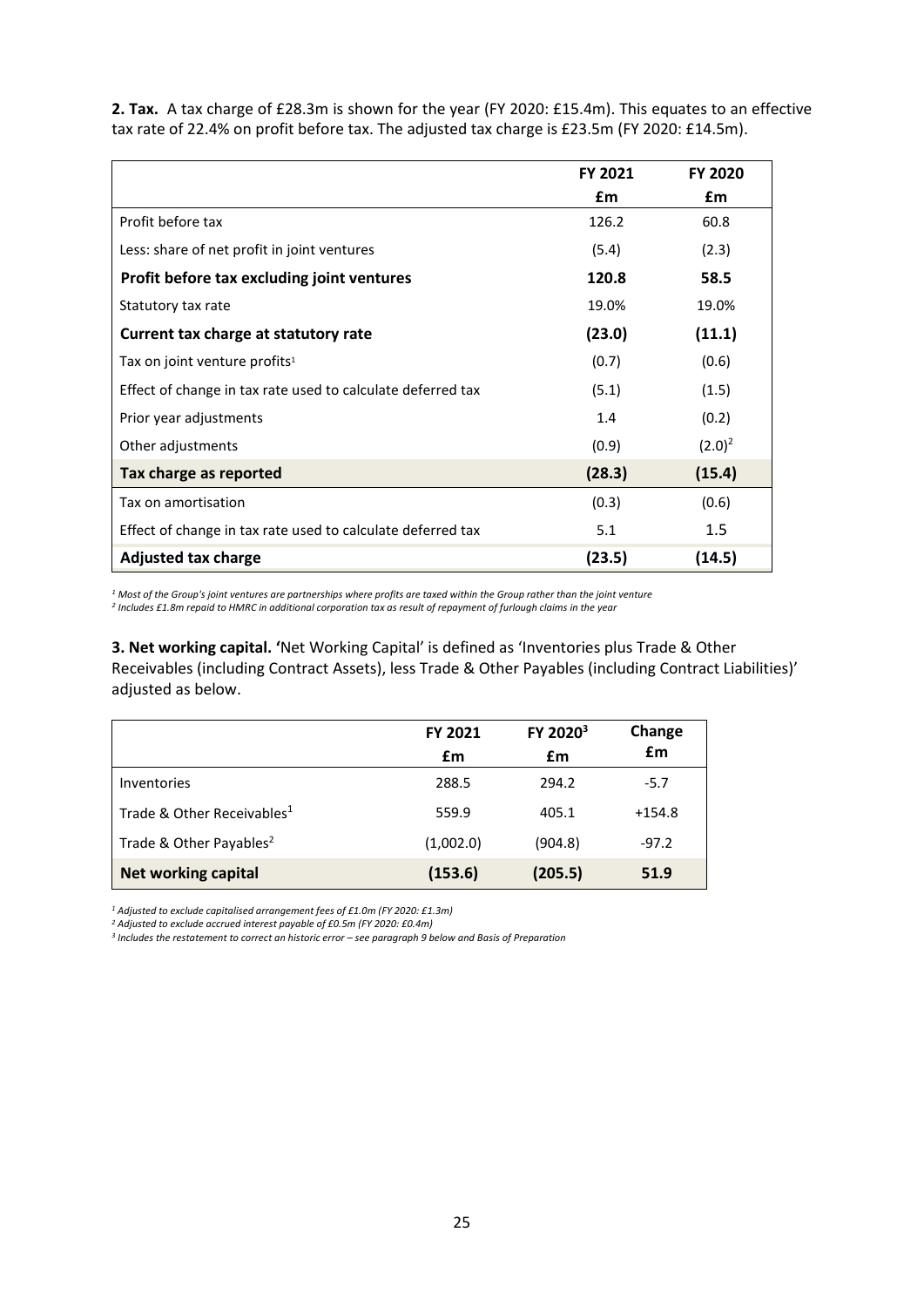**2. Tax.** A tax charge of £28.3m is shown for the year (FY 2020: £15.4m). This equates to an effective tax rate of 22.4% on profit before tax. The adjusted tax charge is £23.5m (FY 2020: £14.5m).

| | FY 2021 £m | FY 2020 £m |
|---|---|---|
| Profit before tax | 126.2 | 60.8 |
| Less: share of net profit in joint ventures | (5.4) | (2.3) |
| **Profit before tax excluding joint ventures** | **120.8** | **58.5** |
| Statutory tax rate | 19.0% | 19.0% |
| **Current tax charge at statutory rate** | **(23.0)** | **(11.1)** |
| Tax on joint venture profits[1] | (0.7) | (0.6) |
| Effect of change in tax rate used to calculate deferred tax | (5.1) | (1.5) |
| Prior year adjustments | 1.4 | (0.2) |
| Other adjustments | (0.9) | (2.0)[2] |
| **Tax charge as reported** | **(28.3)** | **(15.4)** |
| Tax on amortisation | (0.3) | (0.6) |
| Effect of change in tax rate used to calculate deferred tax | 5.1 | 1.5 |
| **Adjusted tax charge** | **(23.5)** | **(14.5)** |

*[1] Most of the Group's joint ventures are partnerships where profits are taxed within the Group rather than the joint venture*
*[2] Includes £1.8m repaid to HMRC in additional corporation tax as result of repayment of furlough claims in the year*

**3. Net working capital.** 'Net Working Capital' is defined as 'Inventories plus Trade & Other Receivables (including Contract Assets), less Trade & Other Payables (including Contract Liabilities)' adjusted as below.

| | FY 2021 £m | FY 2020[3] £m | Change £m |
|---|---|---|---|
| Inventories | 288.5 | 294.2 | -5.7 |
| Trade & Other Receivables[1] | 559.9 | 405.1 | +154.8 |
| Trade & Other Payables[2] | (1,002.0) | (904.8) | -97.2 |
| **Net working capital** | **(153.6)** | **(205.5)** | **51.9** |

*[1] Adjusted to exclude capitalised arrangement fees of £1.0m (FY 2020: £1.3m)*
*[2] Adjusted to exclude accrued interest payable of £0.5m (FY 2020: £0.4m)*
*[3] Includes the restatement to correct an historic error – see paragraph 9 below and Basis of Preparation*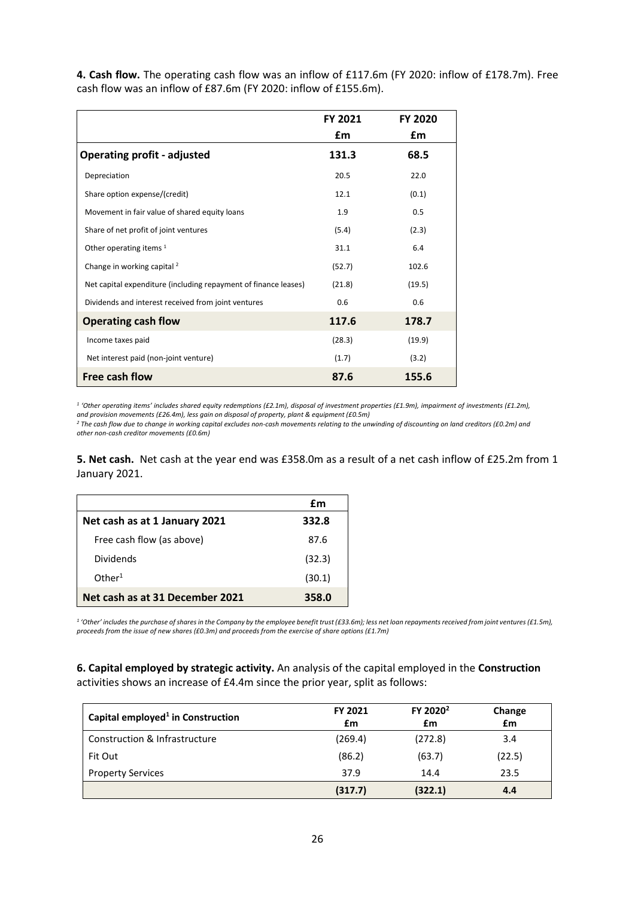**4. Cash flow.** The operating cash flow was an inflow of £117.6m (FY 2020: inflow of £178.7m). Free cash flow was an inflow of £87.6m (FY 2020: inflow of £155.6m).

| | FY 2021 £m | FY 2020 £m |
|---|---|---|
| **Operating profit - adjusted** | **131.3** | **68.5** |
| Depreciation | 20.5 | 22.0 |
| Share option expense/(credit) | 12.1 | (0.1) |
| Movement in fair value of shared equity loans | 1.9 | 0.5 |
| Share of net profit of joint ventures | (5.4) | (2.3) |
| Other operating items [1] | 31.1 | 6.4 |
| Change in working capital [2] | (52.7) | 102.6 |
| Net capital expenditure (including repayment of finance leases) | (21.8) | (19.5) |
| Dividends and interest received from joint ventures | 0.6 | 0.6 |
| **Operating cash flow** | **117.6** | **178.7** |
| Income taxes paid | (28.3) | (19.9) |
| Net interest paid (non-joint venture) | (1.7) | (3.2) |
| **Free cash flow** | **87.6** | **155.6** |

*[1] 'Other operating items' includes shared equity redemptions (£2.1m), disposal of investment properties (£1.9m), impairment of investments (£1.2m), and provision movements (£26.4m), less gain on disposal of property, plant & equipment (£0.5m)*

*[2] The cash flow due to change in working capital excludes non-cash movements relating to the unwinding of discounting on land creditors (£0.2m) and other non-cash creditor movements (£0.6m)*

**5. Net cash.** Net cash at the year end was £358.0m as a result of a net cash inflow of £25.2m from 1 January 2021.

| | £m |
|---|---|
| **Net cash as at 1 January 2021** | **332.8** |
| Free cash flow (as above) | 87.6 |
| Dividends | (32.3) |
| Other[1] | (30.1) |
| **Net cash as at 31 December 2021** | **358.0** |

*[1] 'Other' includes the purchase of shares in the Company by the employee benefit trust (£33.6m); less net loan repayments received from joint ventures (£1.5m), proceeds from the issue of new shares (£0.3m) and proceeds from the exercise of share options (£1.7m)*

**6. Capital employed by strategic activity.** An analysis of the capital employed in the **Construction** activities shows an increase of £4.4m since the prior year, split as follows:

| Capital employed[1] in Construction | FY 2021 £m | FY 2020[2] £m | Change £m |
|---|---|---|---|
| Construction & Infrastructure | (269.4) | (272.8) | 3.4 |
| Fit Out | (86.2) | (63.7) | (22.5) |
| Property Services | 37.9 | 14.4 | 23.5 |
| | **(317.7)** | **(322.1)** | **4.4** |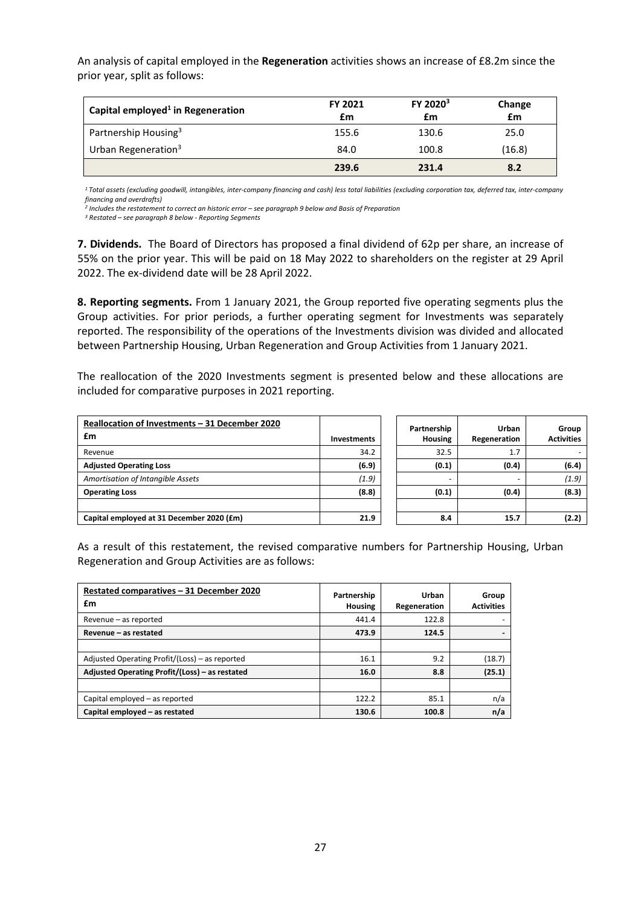An analysis of capital employed in the **Regeneration** activities shows an increase of £8.2m since the prior year, split as follows:

| Capital employed[1] in Regeneration | FY 2021 £m | FY 2020[3] £m | Change £m |
|---|---|---|---|
| Partnership Housing[3] | 155.6 | 130.6 | 25.0 |
| Urban Regeneration[3] | 84.0 | 100.8 | (16.8) |
| | **239.6** | **231.4** | **8.2** |

*[1] Total assets (excluding goodwill, intangibles, inter-company financing and cash) less total liabilities (excluding corporation tax, deferred tax, inter-company financing and overdrafts)*

*[2] Includes the restatement to correct an historic error – see paragraph 9 below and Basis of Preparation*

*[3] Restated – see paragraph 8 below - Reporting Segments*

**7. Dividends.** The Board of Directors has proposed a final dividend of 62p per share, an increase of 55% on the prior year. This will be paid on 18 May 2022 to shareholders on the register at 29 April 2022. The ex-dividend date will be 28 April 2022.

**8. Reporting segments.** From 1 January 2021, the Group reported five operating segments plus the Group activities. For prior periods, a further operating segment for Investments was separately reported. The responsibility of the operations of the Investments division was divided and allocated between Partnership Housing, Urban Regeneration and Group Activities from 1 January 2021.

The reallocation of the 2020 Investments segment is presented below and these allocations are included for comparative purposes in 2021 reporting.

| Reallocation of Investments – 31 December 2020 £m | Investments | Partnership Housing | Urban Regeneration | Group Activities |
|---|---|---|---|---|
| Revenue | 34.2 | 32.5 | 1.7 | - |
| **Adjusted Operating Loss** | **(6.9)** | **(0.1)** | **(0.4)** | **(6.4)** |
| *Amortisation of Intangible Assets* | *(1.9)* | - | - | *(1.9)* |
| **Operating Loss** | **(8.8)** | **(0.1)** | **(0.4)** | **(8.3)** |
| | | | | |
| **Capital employed at 31 December 2020 (£m)** | **21.9** | **8.4** | **15.7** | **(2.2)** |

As a result of this restatement, the revised comparative numbers for Partnership Housing, Urban Regeneration and Group Activities are as follows:

| Restated comparatives – 31 December 2020 £m | Partnership Housing | Urban Regeneration | Group Activities |
|---|---|---|---|
| Revenue – as reported | 441.4 | 122.8 | - |
| **Revenue – as restated** | **473.9** | **124.5** | **-** |
| | | | |
| Adjusted Operating Profit/(Loss) – as reported | 16.1 | 9.2 | (18.7) |
| **Adjusted Operating Profit/(Loss) – as restated** | **16.0** | **8.8** | **(25.1)** |
| | | | |
| Capital employed – as reported | 122.2 | 85.1 | n/a |
| **Capital employed – as restated** | **130.6** | **100.8** | **n/a** |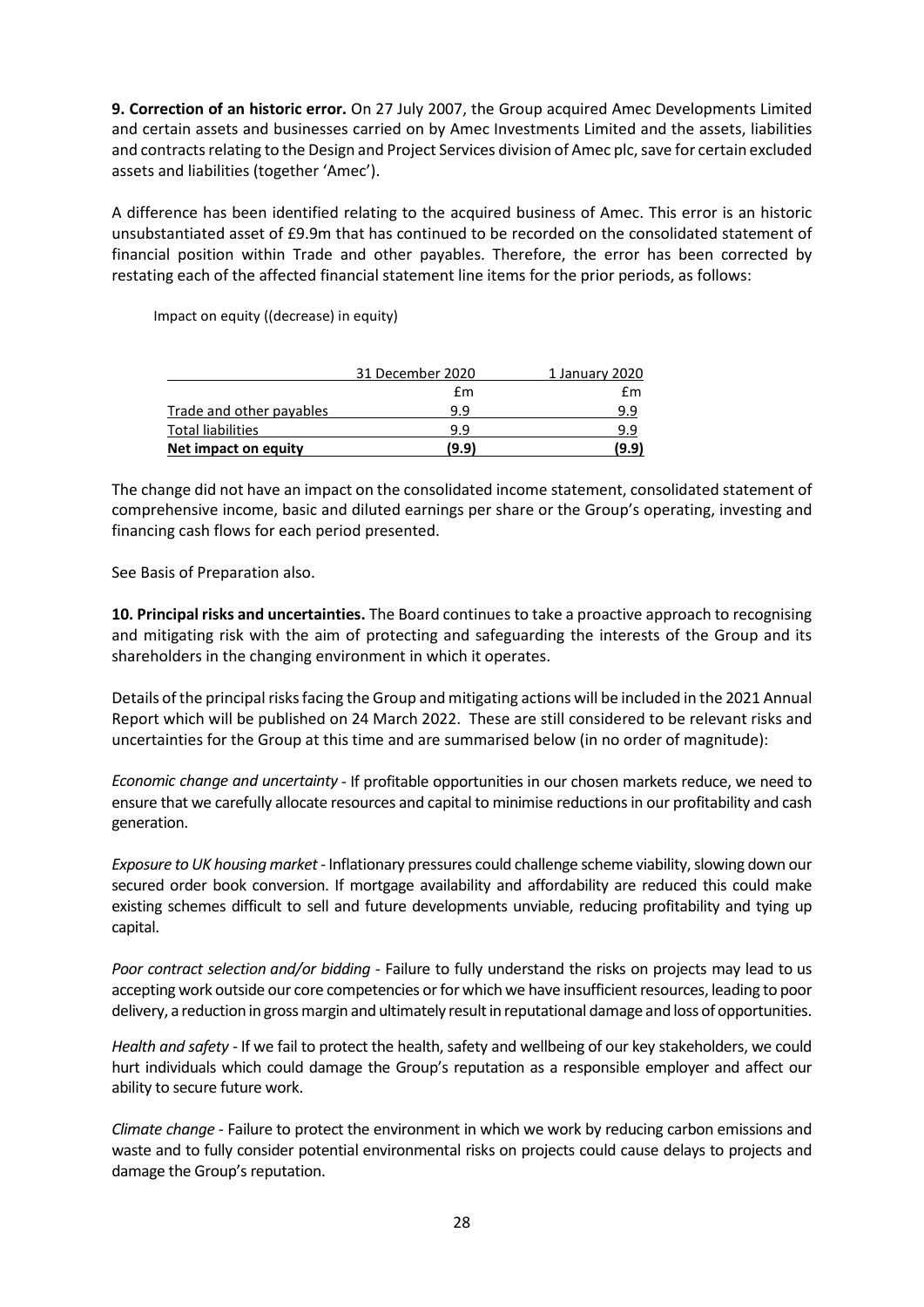**9. Correction of an historic error.** On 27 July 2007, the Group acquired Amec Developments Limited and certain assets and businesses carried on by Amec Investments Limited and the assets, liabilities and contracts relating to the Design and Project Services division of Amec plc, save for certain excluded assets and liabilities (together 'Amec').

A difference has been identified relating to the acquired business of Amec. This error is an historic unsubstantiated asset of £9.9m that has continued to be recorded on the consolidated statement of financial position within Trade and other payables. Therefore, the error has been corrected by restating each of the affected financial statement line items for the prior periods, as follows:

Impact on equity ((decrease) in equity)

| | 31 December 2020 | 1 January 2020 |
|---|---|---|
| | £m | £m |
| Trade and other payables | 9.9 | 9.9 |
| Total liabilities | 9.9 | 9.9 |
| **Net impact on equity** | **(9.9)** | **(9.9)** |

The change did not have an impact on the consolidated income statement, consolidated statement of comprehensive income, basic and diluted earnings per share or the Group's operating, investing and financing cash flows for each period presented.

See Basis of Preparation also.

**10. Principal risks and uncertainties.** The Board continues to take a proactive approach to recognising and mitigating risk with the aim of protecting and safeguarding the interests of the Group and its shareholders in the changing environment in which it operates.

Details of the principal risks facing the Group and mitigating actions will be included in the 2021 Annual Report which will be published on 24 March 2022. These are still considered to be relevant risks and uncertainties for the Group at this time and are summarised below (in no order of magnitude):

*Economic change and uncertainty* - If profitable opportunities in our chosen markets reduce, we need to ensure that we carefully allocate resources and capital to minimise reductions in our profitability and cash generation.

*Exposure to UK housing market* - Inflationary pressures could challenge scheme viability, slowing down our secured order book conversion. If mortgage availability and affordability are reduced this could make existing schemes difficult to sell and future developments unviable, reducing profitability and tying up capital.

*Poor contract selection and/or bidding* - Failure to fully understand the risks on projects may lead to us accepting work outside our core competencies or for which we have insufficient resources, leading to poor delivery, a reduction in gross margin and ultimately result in reputational damage and loss of opportunities.

*Health and safety* - If we fail to protect the health, safety and wellbeing of our key stakeholders, we could hurt individuals which could damage the Group's reputation as a responsible employer and affect our ability to secure future work.

*Climate change* - Failure to protect the environment in which we work by reducing carbon emissions and waste and to fully consider potential environmental risks on projects could cause delays to projects and damage the Group's reputation.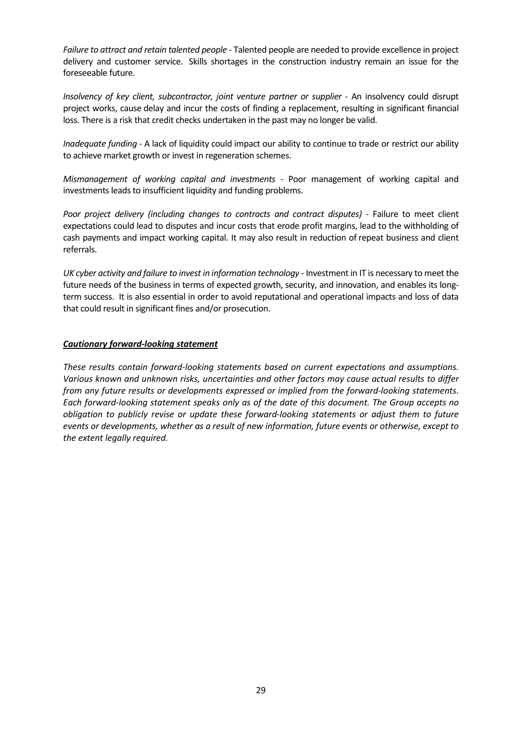*Failure to attract and retain talented people* - Talented people are needed to provide excellence in project delivery and customer service. Skills shortages in the construction industry remain an issue for the foreseeable future.

*Insolvency of key client, subcontractor, joint venture partner or supplier* - An insolvency could disrupt project works, cause delay and incur the costs of finding a replacement, resulting in significant financial loss. There is a risk that credit checks undertaken in the past may no longer be valid.

*Inadequate funding* - A lack of liquidity could impact our ability to continue to trade or restrict our ability to achieve market growth or invest in regeneration schemes.

*Mismanagement of working capital and investments* - Poor management of working capital and investments leads to insufficient liquidity and funding problems.

*Poor project delivery (including changes to contracts and contract disputes)* - Failure to meet client expectations could lead to disputes and incur costs that erode profit margins, lead to the withholding of cash payments and impact working capital. It may also result in reduction of repeat business and client referrals.

*UK cyber activity and failure to invest in information technology* - Investment in IT is necessary to meet the future needs of the business in terms of expected growth, security, and innovation, and enables its long-term success. It is also essential in order to avoid reputational and operational impacts and loss of data that could result in significant fines and/or prosecution.

***Cautionary forward-looking statement***

*These results contain forward-looking statements based on current expectations and assumptions. Various known and unknown risks, uncertainties and other factors may cause actual results to differ from any future results or developments expressed or implied from the forward-looking statements. Each forward-looking statement speaks only as of the date of this document. The Group accepts no obligation to publicly revise or update these forward-looking statements or adjust them to future events or developments, whether as a result of new information, future events or otherwise, except to the extent legally required.*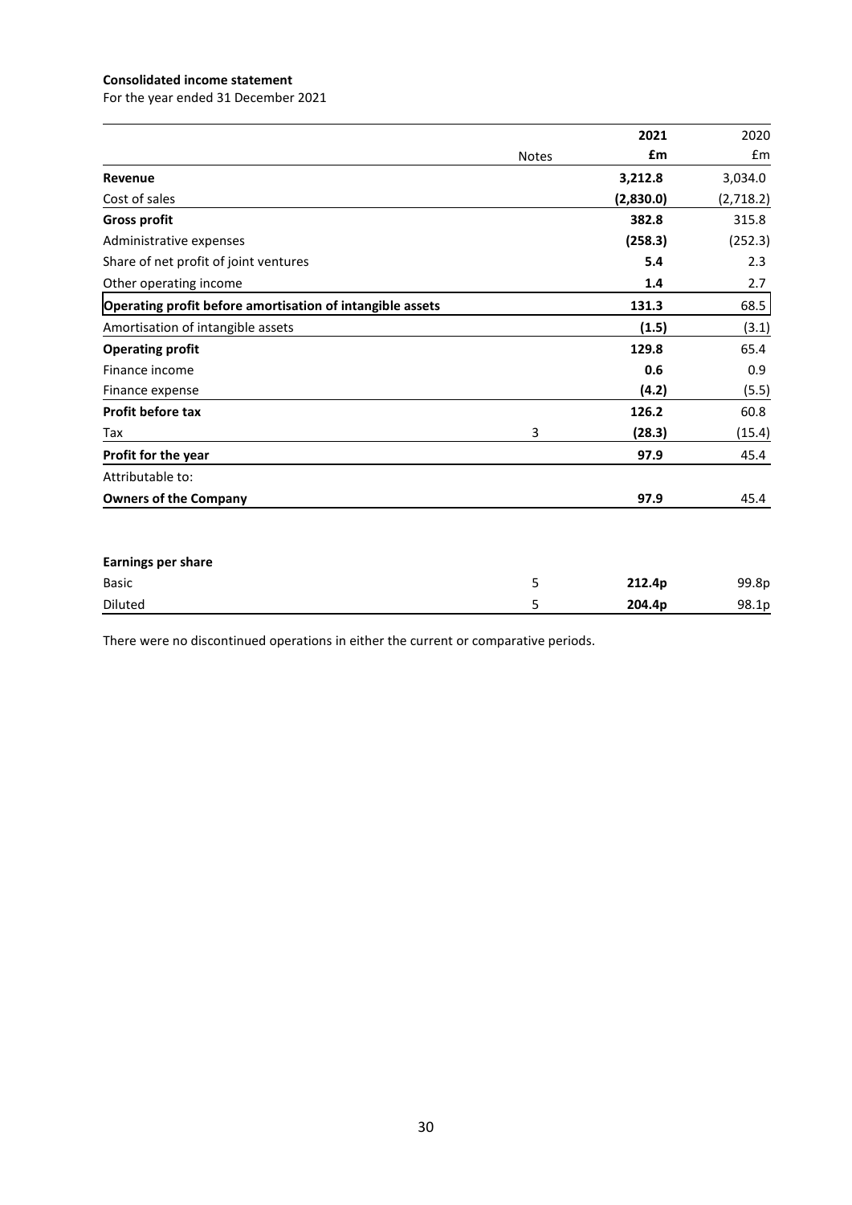**Consolidated income statement**

For the year ended 31 December 2021

| | Notes | **2021** | 2020 |
|---|---|---|---|
| | | **£m** | £m |
| **Revenue** | | **3,212.8** | 3,034.0 |
| Cost of sales | | **(2,830.0)** | (2,718.2) |
| **Gross profit** | | **382.8** | 315.8 |
| Administrative expenses | | **(258.3)** | (252.3) |
| Share of net profit of joint ventures | | **5.4** | 2.3 |
| Other operating income | | **1.4** | 2.7 |
| **Operating profit before amortisation of intangible assets** | | **131.3** | 68.5 |
| Amortisation of intangible assets | | **(1.5)** | (3.1) |
| **Operating profit** | | **129.8** | 65.4 |
| Finance income | | **0.6** | 0.9 |
| Finance expense | | **(4.2)** | (5.5) |
| **Profit before tax** | | **126.2** | 60.8 |
| Tax | 3 | **(28.3)** | (15.4) |
| **Profit for the year** | | **97.9** | 45.4 |
| Attributable to: | | | |
| **Owners of the Company** | | **97.9** | 45.4 |
| | | | |
| **Earnings per share** | | | |
| Basic | 5 | **212.4p** | 99.8p |
| Diluted | 5 | **204.4p** | 98.1p |

There were no discontinued operations in either the current or comparative periods.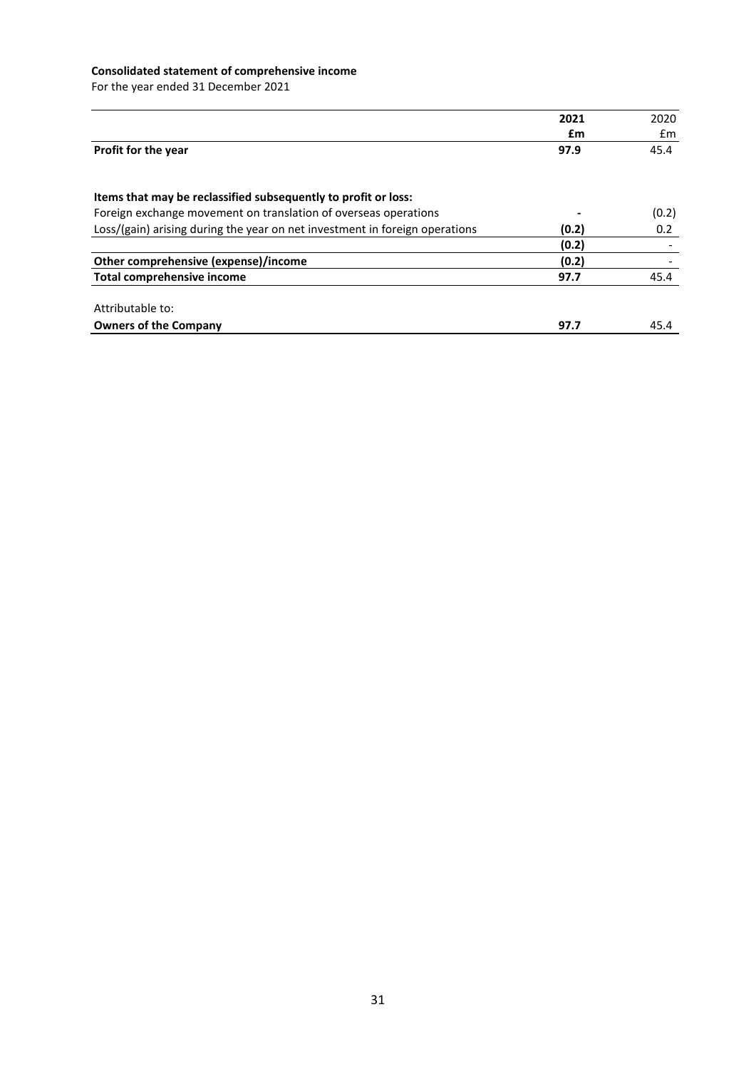**Consolidated statement of comprehensive income**

For the year ended 31 December 2021

| | **2021** | 2020 |
|---|---|---|
| | **£m** | £m |
| **Profit for the year** | **97.9** | 45.4 |
| | | |
| **Items that may be reclassified subsequently to profit or loss:** | | |
| Foreign exchange movement on translation of overseas operations | **-** | (0.2) |
| Loss/(gain) arising during the year on net investment in foreign operations | **(0.2)** | 0.2 |
| | **(0.2)** | - |
| **Other comprehensive (expense)/income** | **(0.2)** | - |
| **Total comprehensive income** | **97.7** | 45.4 |
| | | |
| Attributable to: | | |
| **Owners of the Company** | **97.7** | 45.4 |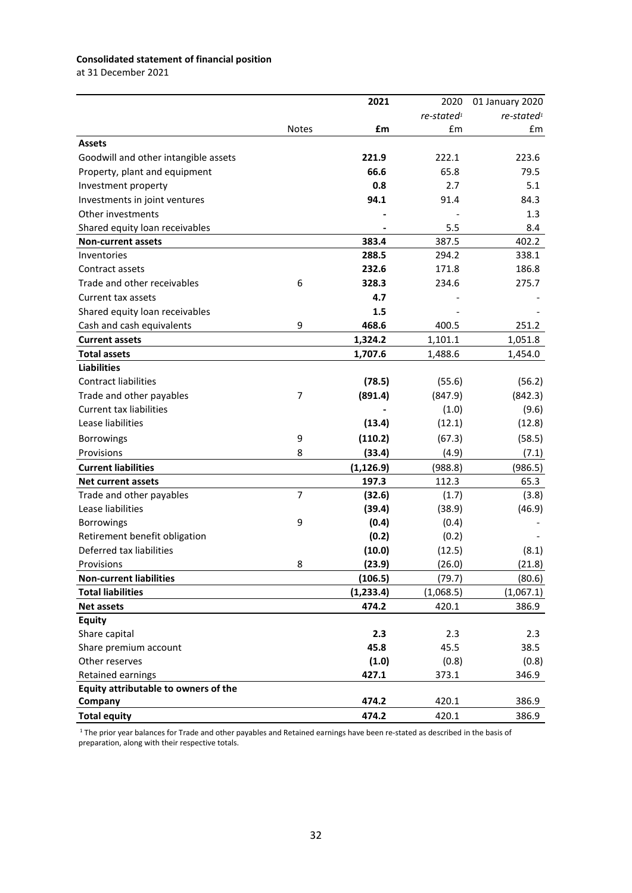**Consolidated statement of financial position**

at 31 December 2021

| | | **2021** | 2020 | 01 January 2020 |
|---|---|---|---|---|
| | | | *re-stated*[1] | *re-stated*[1] |
| | Notes | **£m** | £m | £m |
| **Assets** | | | | |
| Goodwill and other intangible assets | | **221.9** | 222.1 | 223.6 |
| Property, plant and equipment | | **66.6** | 65.8 | 79.5 |
| Investment property | | **0.8** | 2.7 | 5.1 |
| Investments in joint ventures | | **94.1** | 91.4 | 84.3 |
| Other investments | | **-** | - | 1.3 |
| Shared equity loan receivables | | **-** | 5.5 | 8.4 |
| **Non-current assets** | | **383.4** | 387.5 | 402.2 |
| Inventories | | **288.5** | 294.2 | 338.1 |
| Contract assets | | **232.6** | 171.8 | 186.8 |
| Trade and other receivables | 6 | **328.3** | 234.6 | 275.7 |
| Current tax assets | | **4.7** | - | - |
| Shared equity loan receivables | | **1.5** | - | - |
| Cash and cash equivalents | 9 | **468.6** | 400.5 | 251.2 |
| **Current assets** | | **1,324.2** | 1,101.1 | 1,051.8 |
| **Total assets** | | **1,707.6** | 1,488.6 | 1,454.0 |
| **Liabilities** | | | | |
| Contract liabilities | | **(78.5)** | (55.6) | (56.2) |
| Trade and other payables | 7 | **(891.4)** | (847.9) | (842.3) |
| Current tax liabilities | | **-** | (1.0) | (9.6) |
| Lease liabilities | | **(13.4)** | (12.1) | (12.8) |
| Borrowings | 9 | **(110.2)** | (67.3) | (58.5) |
| Provisions | 8 | **(33.4)** | (4.9) | (7.1) |
| **Current liabilities** | | **(1,126.9)** | (988.8) | (986.5) |
| **Net current assets** | | **197.3** | 112.3 | 65.3 |
| Trade and other payables | 7 | **(32.6)** | (1.7) | (3.8) |
| Lease liabilities | | **(39.4)** | (38.9) | (46.9) |
| Borrowings | 9 | **(0.4)** | (0.4) | - |
| Retirement benefit obligation | | **(0.2)** | (0.2) | - |
| Deferred tax liabilities | | **(10.0)** | (12.5) | (8.1) |
| Provisions | 8 | **(23.9)** | (26.0) | (21.8) |
| **Non-current liabilities** | | **(106.5)** | (79.7) | (80.6) |
| **Total liabilities** | | **(1,233.4)** | (1,068.5) | (1,067.1) |
| **Net assets** | | **474.2** | 420.1 | 386.9 |
| **Equity** | | | | |
| Share capital | | **2.3** | 2.3 | 2.3 |
| Share premium account | | **45.8** | 45.5 | 38.5 |
| Other reserves | | **(1.0)** | (0.8) | (0.8) |
| Retained earnings | | **427.1** | 373.1 | 346.9 |
| **Equity attributable to owners of the Company** | | **474.2** | 420.1 | 386.9 |
| **Total equity** | | **474.2** | 420.1 | 386.9 |

[1] The prior year balances for Trade and other payables and Retained earnings have been re-stated as described in the basis of preparation, along with their respective totals.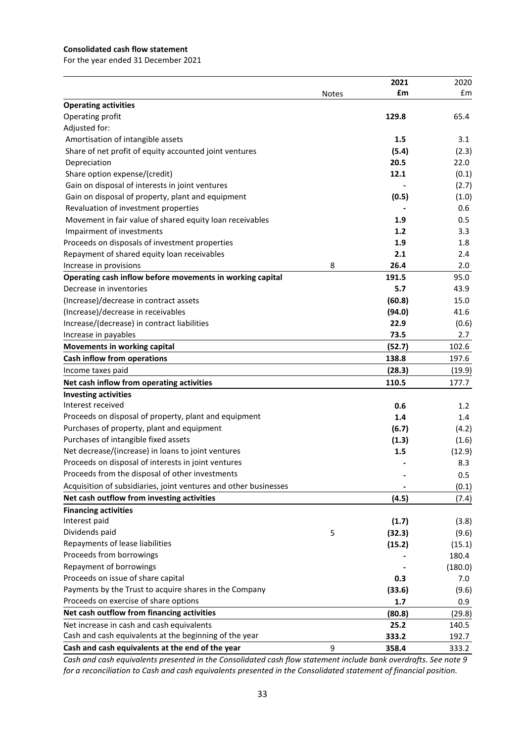**Consolidated cash flow statement**

For the year ended 31 December 2021

| | Notes | 2021 £m | 2020 £m |
|---|---|---|---|
| **Operating activities** | | | |
| Operating profit | | **129.8** | 65.4 |
| Adjusted for: | | | |
| Amortisation of intangible assets | | **1.5** | 3.1 |
| Share of net profit of equity accounted joint ventures | | **(5.4)** | (2.3) |
| Depreciation | | **20.5** | 22.0 |
| Share option expense/(credit) | | **12.1** | (0.1) |
| Gain on disposal of interests in joint ventures | | **-** | (2.7) |
| Gain on disposal of property, plant and equipment | | **(0.5)** | (1.0) |
| Revaluation of investment properties | | **-** | 0.6 |
| Movement in fair value of shared equity loan receivables | | **1.9** | 0.5 |
| Impairment of investments | | **1.2** | 3.3 |
| Proceeds on disposals of investment properties | | **1.9** | 1.8 |
| Repayment of shared equity loan receivables | | **2.1** | 2.4 |
| Increase in provisions | 8 | **26.4** | 2.0 |
| **Operating cash inflow before movements in working capital** | | **191.5** | 95.0 |
| Decrease in inventories | | **5.7** | 43.9 |
| (Increase)/decrease in contract assets | | **(60.8)** | 15.0 |
| (Increase)/decrease in receivables | | **(94.0)** | 41.6 |
| Increase/(decrease) in contract liabilities | | **22.9** | (0.6) |
| Increase in payables | | **73.5** | 2.7 |
| **Movements in working capital** | | **(52.7)** | 102.6 |
| **Cash inflow from operations** | | **138.8** | 197.6 |
| Income taxes paid | | **(28.3)** | (19.9) |
| **Net cash inflow from operating activities** | | **110.5** | 177.7 |
| **Investing activities** | | | |
| Interest received | | **0.6** | 1.2 |
| Proceeds on disposal of property, plant and equipment | | **1.4** | 1.4 |
| Purchases of property, plant and equipment | | **(6.7)** | (4.2) |
| Purchases of intangible fixed assets | | **(1.3)** | (1.6) |
| Net decrease/(increase) in loans to joint ventures | | **1.5** | (12.9) |
| Proceeds on disposal of interests in joint ventures | | **-** | 8.3 |
| Proceeds from the disposal of other investments | | **-** | 0.5 |
| Acquisition of subsidiaries, joint ventures and other businesses | | **-** | (0.1) |
| **Net cash outflow from investing activities** | | **(4.5)** | (7.4) |
| **Financing activities** | | | |
| Interest paid | | **(1.7)** | (3.8) |
| Dividends paid | 5 | **(32.3)** | (9.6) |
| Repayments of lease liabilities | | **(15.2)** | (15.1) |
| Proceeds from borrowings | | **-** | 180.4 |
| Repayment of borrowings | | **-** | (180.0) |
| Proceeds on issue of share capital | | **0.3** | 7.0 |
| Payments by the Trust to acquire shares in the Company | | **(33.6)** | (9.6) |
| Proceeds on exercise of share options | | **1.7** | 0.9 |
| **Net cash outflow from financing activities** | | **(80.8)** | (29.8) |
| Net increase in cash and cash equivalents | | **25.2** | 140.5 |
| Cash and cash equivalents at the beginning of the year | | **333.2** | 192.7 |
| **Cash and cash equivalents at the end of the year** | 9 | **358.4** | 333.2 |

*Cash and cash equivalents presented in the Consolidated cash flow statement include bank overdrafts. See note 9 for a reconciliation to Cash and cash equivalents presented in the Consolidated statement of financial position.*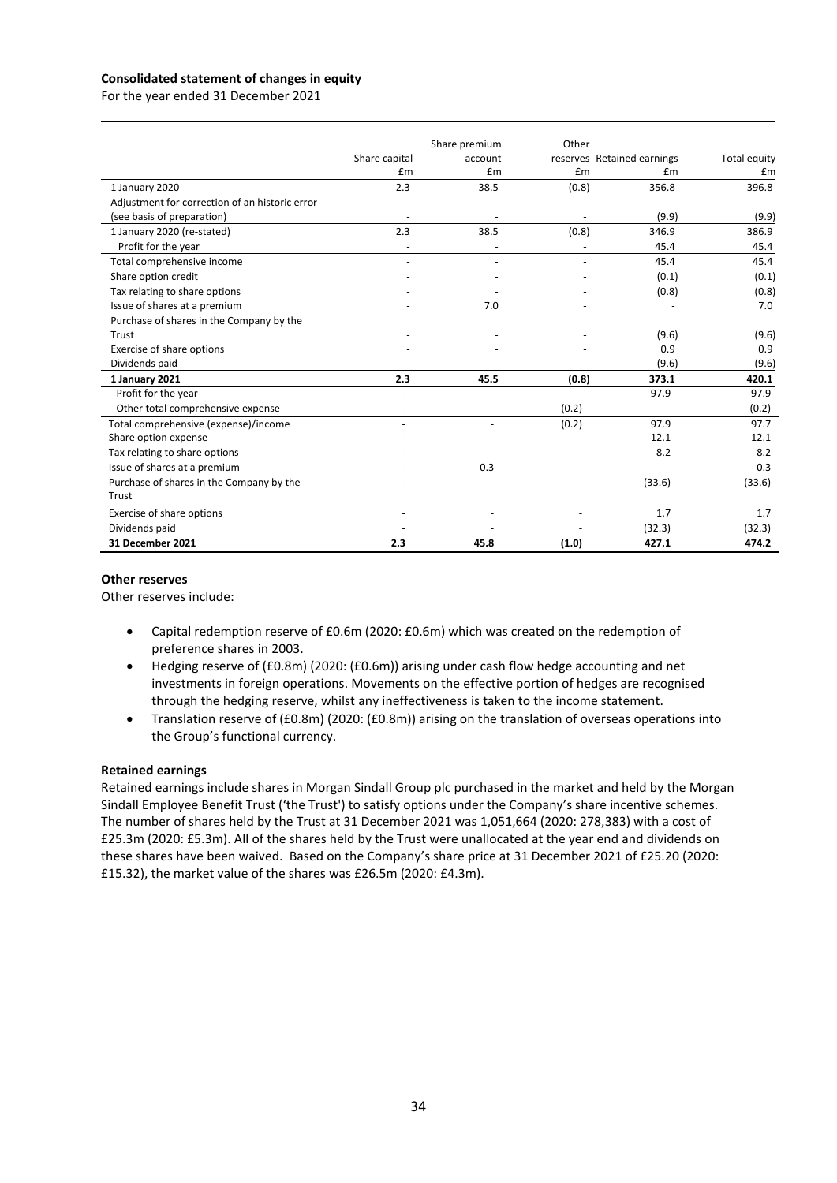**Consolidated statement of changes in equity**

For the year ended 31 December 2021

| | Share capital | Share premium account | Other reserves | Retained earnings | Total equity |
|---|---|---|---|---|---|
| | £m | £m | £m | £m | £m |
| 1 January 2020 | 2.3 | 38.5 | (0.8) | 356.8 | 396.8 |
| Adjustment for correction of an historic error (see basis of preparation) | - | - | - | (9.9) | (9.9) |
| 1 January 2020 (re-stated) | 2.3 | 38.5 | (0.8) | 346.9 | 386.9 |
| Profit for the year | - | - | - | 45.4 | 45.4 |
| Total comprehensive income | - | - | - | 45.4 | 45.4 |
| Share option credit | - | - | - | (0.1) | (0.1) |
| Tax relating to share options | - | - | - | (0.8) | (0.8) |
| Issue of shares at a premium | - | 7.0 | - | - | 7.0 |
| Purchase of shares in the Company by the Trust | - | - | - | (9.6) | (9.6) |
| Exercise of share options | - | - | - | 0.9 | 0.9 |
| Dividends paid | - | - | - | (9.6) | (9.6) |
| **1 January 2021** | **2.3** | **45.5** | **(0.8)** | **373.1** | **420.1** |
| Profit for the year | - | - | - | 97.9 | 97.9 |
| Other total comprehensive expense | - | - | (0.2) | - | (0.2) |
| Total comprehensive (expense)/income | - | - | (0.2) | 97.9 | 97.7 |
| Share option expense | - | - | - | 12.1 | 12.1 |
| Tax relating to share options | - | - | - | 8.2 | 8.2 |
| Issue of shares at a premium | - | 0.3 | - | - | 0.3 |
| Purchase of shares in the Company by the Trust | - | - | - | (33.6) | (33.6) |
| Exercise of share options | - | - | - | 1.7 | 1.7 |
| Dividends paid | - | - | - | (32.3) | (32.3) |
| **31 December 2021** | **2.3** | **45.8** | **(1.0)** | **427.1** | **474.2** |

**Other reserves**

Other reserves include:

- Capital redemption reserve of £0.6m (2020: £0.6m) which was created on the redemption of preference shares in 2003.
- Hedging reserve of (£0.8m) (2020: (£0.6m)) arising under cash flow hedge accounting and net investments in foreign operations. Movements on the effective portion of hedges are recognised through the hedging reserve, whilst any ineffectiveness is taken to the income statement.
- Translation reserve of (£0.8m) (2020: (£0.8m)) arising on the translation of overseas operations into the Group's functional currency.

**Retained earnings**

Retained earnings include shares in Morgan Sindall Group plc purchased in the market and held by the Morgan Sindall Employee Benefit Trust ('the Trust') to satisfy options under the Company's share incentive schemes. The number of shares held by the Trust at 31 December 2021 was 1,051,664 (2020: 278,383) with a cost of £25.3m (2020: £5.3m). All of the shares held by the Trust were unallocated at the year end and dividends on these shares have been waived. Based on the Company's share price at 31 December 2021 of £25.20 (2020: £15.32), the market value of the shares was £26.5m (2020: £4.3m).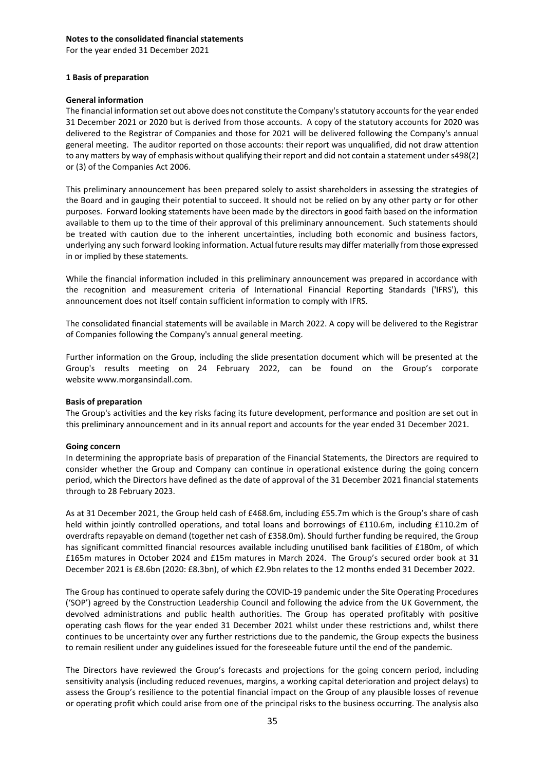**Notes to the consolidated financial statements**

For the year ended 31 December 2021

**1 Basis of preparation**

**General information**

The financial information set out above does not constitute the Company's statutory accounts for the year ended 31 December 2021 or 2020 but is derived from those accounts. A copy of the statutory accounts for 2020 was delivered to the Registrar of Companies and those for 2021 will be delivered following the Company's annual general meeting. The auditor reported on those accounts: their report was unqualified, did not draw attention to any matters by way of emphasis without qualifying their report and did not contain a statement under s498(2) or (3) of the Companies Act 2006.

This preliminary announcement has been prepared solely to assist shareholders in assessing the strategies of the Board and in gauging their potential to succeed. It should not be relied on by any other party or for other purposes. Forward looking statements have been made by the directors in good faith based on the information available to them up to the time of their approval of this preliminary announcement. Such statements should be treated with caution due to the inherent uncertainties, including both economic and business factors, underlying any such forward looking information. Actual future results may differ materially from those expressed in or implied by these statements.

While the financial information included in this preliminary announcement was prepared in accordance with the recognition and measurement criteria of International Financial Reporting Standards ('IFRS'), this announcement does not itself contain sufficient information to comply with IFRS.

The consolidated financial statements will be available in March 2022. A copy will be delivered to the Registrar of Companies following the Company's annual general meeting.

Further information on the Group, including the slide presentation document which will be presented at the Group's results meeting on 24 February 2022, can be found on the Group's corporate website www.morgansindall.com.

**Basis of preparation**

The Group's activities and the key risks facing its future development, performance and position are set out in this preliminary announcement and in its annual report and accounts for the year ended 31 December 2021.

**Going concern**

In determining the appropriate basis of preparation of the Financial Statements, the Directors are required to consider whether the Group and Company can continue in operational existence during the going concern period, which the Directors have defined as the date of approval of the 31 December 2021 financial statements through to 28 February 2023.

As at 31 December 2021, the Group held cash of £468.6m, including £55.7m which is the Group's share of cash held within jointly controlled operations, and total loans and borrowings of £110.6m, including £110.2m of overdrafts repayable on demand (together net cash of £358.0m). Should further funding be required, the Group has significant committed financial resources available including unutilised bank facilities of £180m, of which £165m matures in October 2024 and £15m matures in March 2024. The Group's secured order book at 31 December 2021 is £8.6bn (2020: £8.3bn), of which £2.9bn relates to the 12 months ended 31 December 2022.

The Group has continued to operate safely during the COVID-19 pandemic under the Site Operating Procedures ('SOP') agreed by the Construction Leadership Council and following the advice from the UK Government, the devolved administrations and public health authorities. The Group has operated profitably with positive operating cash flows for the year ended 31 December 2021 whilst under these restrictions and, whilst there continues to be uncertainty over any further restrictions due to the pandemic, the Group expects the business to remain resilient under any guidelines issued for the foreseeable future until the end of the pandemic.

The Directors have reviewed the Group's forecasts and projections for the going concern period, including sensitivity analysis (including reduced revenues, margins, a working capital deterioration and project delays) to assess the Group's resilience to the potential financial impact on the Group of any plausible losses of revenue or operating profit which could arise from one of the principal risks to the business occurring. The analysis also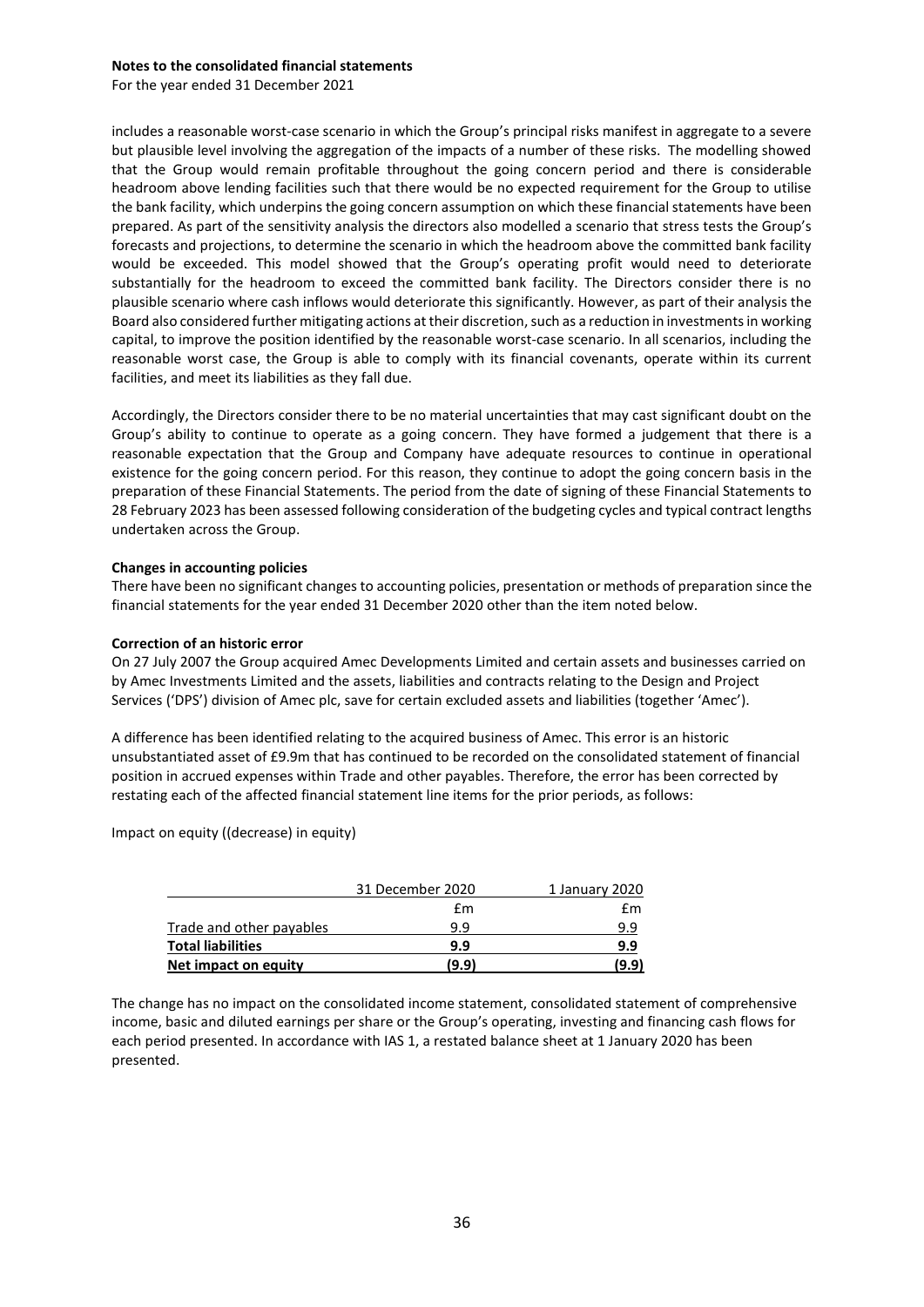includes a reasonable worst-case scenario in which the Group's principal risks manifest in aggregate to a severe but plausible level involving the aggregation of the impacts of a number of these risks. The modelling showed that the Group would remain profitable throughout the going concern period and there is considerable headroom above lending facilities such that there would be no expected requirement for the Group to utilise the bank facility, which underpins the going concern assumption on which these financial statements have been prepared. As part of the sensitivity analysis the directors also modelled a scenario that stress tests the Group's forecasts and projections, to determine the scenario in which the headroom above the committed bank facility would be exceeded. This model showed that the Group's operating profit would need to deteriorate substantially for the headroom to exceed the committed bank facility. The Directors consider there is no plausible scenario where cash inflows would deteriorate this significantly. However, as part of their analysis the Board also considered further mitigating actions at their discretion, such as a reduction in investments in working capital, to improve the position identified by the reasonable worst-case scenario. In all scenarios, including the reasonable worst case, the Group is able to comply with its financial covenants, operate within its current facilities, and meet its liabilities as they fall due.

Accordingly, the Directors consider there to be no material uncertainties that may cast significant doubt on the Group's ability to continue to operate as a going concern. They have formed a judgement that there is a reasonable expectation that the Group and Company have adequate resources to continue in operational existence for the going concern period. For this reason, they continue to adopt the going concern basis in the preparation of these Financial Statements. The period from the date of signing of these Financial Statements to 28 February 2023 has been assessed following consideration of the budgeting cycles and typical contract lengths undertaken across the Group.

**Changes in accounting policies**

There have been no significant changes to accounting policies, presentation or methods of preparation since the financial statements for the year ended 31 December 2020 other than the item noted below.

**Correction of an historic error**

On 27 July 2007 the Group acquired Amec Developments Limited and certain assets and businesses carried on by Amec Investments Limited and the assets, liabilities and contracts relating to the Design and Project Services ('DPS') division of Amec plc, save for certain excluded assets and liabilities (together 'Amec').

A difference has been identified relating to the acquired business of Amec. This error is an historic unsubstantiated asset of £9.9m that has continued to be recorded on the consolidated statement of financial position in accrued expenses within Trade and other payables. Therefore, the error has been corrected by restating each of the affected financial statement line items for the prior periods, as follows:

Impact on equity ((decrease) in equity)

| | 31 December 2020 | 1 January 2020 |
|---|---|---|
| | £m | £m |
| Trade and other payables | 9.9 | 9.9 |
| **Total liabilities** | **9.9** | **9.9** |
| **Net impact on equity** | **(9.9)** | **(9.9)** |

The change has no impact on the consolidated income statement, consolidated statement of comprehensive income, basic and diluted earnings per share or the Group's operating, investing and financing cash flows for each period presented. In accordance with IAS 1, a restated balance sheet at 1 January 2020 has been presented.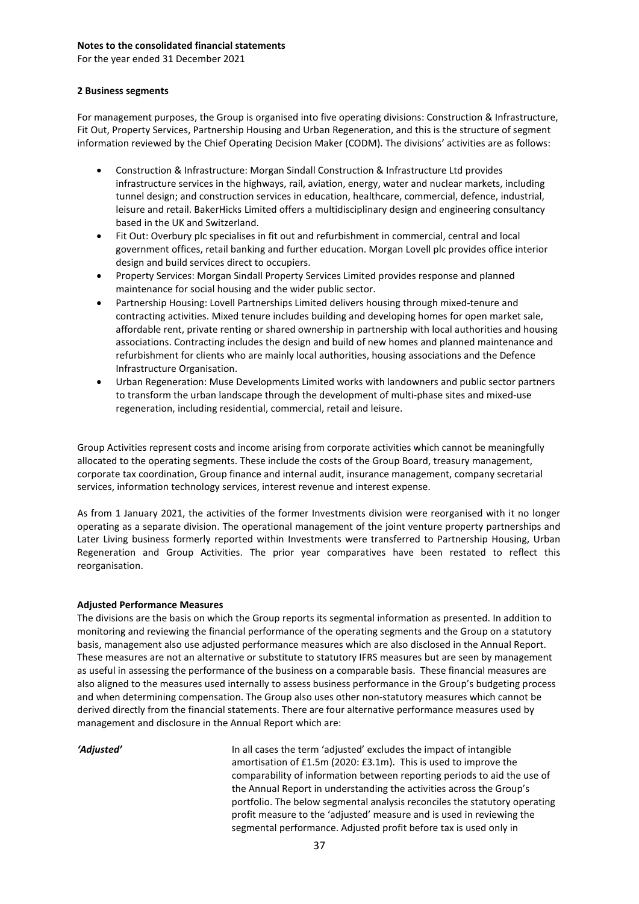**Notes to the consolidated financial statements**

For the year ended 31 December 2021

## 2 Business segments

For management purposes, the Group is organised into five operating divisions: Construction & Infrastructure, Fit Out, Property Services, Partnership Housing and Urban Regeneration, and this is the structure of segment information reviewed by the Chief Operating Decision Maker (CODM). The divisions' activities are as follows:

- Construction & Infrastructure: Morgan Sindall Construction & Infrastructure Ltd provides infrastructure services in the highways, rail, aviation, energy, water and nuclear markets, including tunnel design; and construction services in education, healthcare, commercial, defence, industrial, leisure and retail. BakerHicks Limited offers a multidisciplinary design and engineering consultancy based in the UK and Switzerland.
- Fit Out: Overbury plc specialises in fit out and refurbishment in commercial, central and local government offices, retail banking and further education. Morgan Lovell plc provides office interior design and build services direct to occupiers.
- Property Services: Morgan Sindall Property Services Limited provides response and planned maintenance for social housing and the wider public sector.
- Partnership Housing: Lovell Partnerships Limited delivers housing through mixed-tenure and contracting activities. Mixed tenure includes building and developing homes for open market sale, affordable rent, private renting or shared ownership in partnership with local authorities and housing associations. Contracting includes the design and build of new homes and planned maintenance and refurbishment for clients who are mainly local authorities, housing associations and the Defence Infrastructure Organisation.
- Urban Regeneration: Muse Developments Limited works with landowners and public sector partners to transform the urban landscape through the development of multi-phase sites and mixed-use regeneration, including residential, commercial, retail and leisure.

Group Activities represent costs and income arising from corporate activities which cannot be meaningfully allocated to the operating segments. These include the costs of the Group Board, treasury management, corporate tax coordination, Group finance and internal audit, insurance management, company secretarial services, information technology services, interest revenue and interest expense.

As from 1 January 2021, the activities of the former Investments division were reorganised with it no longer operating as a separate division. The operational management of the joint venture property partnerships and Later Living business formerly reported within Investments were transferred to Partnership Housing, Urban Regeneration and Group Activities. The prior year comparatives have been restated to reflect this reorganisation.

### Adjusted Performance Measures

The divisions are the basis on which the Group reports its segmental information as presented. In addition to monitoring and reviewing the financial performance of the operating segments and the Group on a statutory basis, management also use adjusted performance measures which are also disclosed in the Annual Report. These measures are not an alternative or substitute to statutory IFRS measures but are seen by management as useful in assessing the performance of the business on a comparable basis. These financial measures are also aligned to the measures used internally to assess business performance in the Group's budgeting process and when determining compensation. The Group also uses other non-statutory measures which cannot be derived directly from the financial statements. There are four alternative performance measures used by management and disclosure in the Annual Report which are:

***'Adjusted'*** In all cases the term 'adjusted' excludes the impact of intangible amortisation of £1.5m (2020: £3.1m). This is used to improve the comparability of information between reporting periods to aid the use of the Annual Report in understanding the activities across the Group's portfolio. The below segmental analysis reconciles the statutory operating profit measure to the 'adjusted' measure and is used in reviewing the segmental performance. Adjusted profit before tax is used only in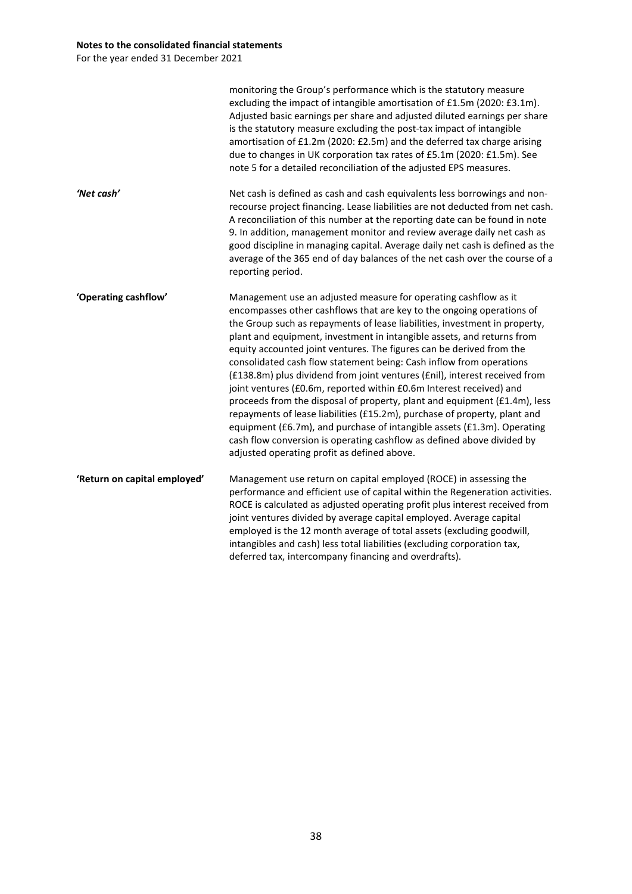**Notes to the consolidated financial statements**

For the year ended 31 December 2021

| | |
|---|---|
| | monitoring the Group's performance which is the statutory measure excluding the impact of intangible amortisation of £1.5m (2020: £3.1m). Adjusted basic earnings per share and adjusted diluted earnings per share is the statutory measure excluding the post-tax impact of intangible amortisation of £1.2m (2020: £2.5m) and the deferred tax charge arising due to changes in UK corporation tax rates of £5.1m (2020: £1.5m). See note 5 for a detailed reconciliation of the adjusted EPS measures. |
| ***'Net cash'*** | Net cash is defined as cash and cash equivalents less borrowings and non-recourse project financing. Lease liabilities are not deducted from net cash. A reconciliation of this number at the reporting date can be found in note 9. In addition, management monitor and review average daily net cash as good discipline in managing capital. Average daily net cash is defined as the average of the 365 end of day balances of the net cash over the course of a reporting period. |
| **'Operating cashflow'** | Management use an adjusted measure for operating cashflow as it encompasses other cashflows that are key to the ongoing operations of the Group such as repayments of lease liabilities, investment in property, plant and equipment, investment in intangible assets, and returns from equity accounted joint ventures. The figures can be derived from the consolidated cash flow statement being: Cash inflow from operations (£138.8m) plus dividend from joint ventures (£nil), interest received from joint ventures (£0.6m, reported within £0.6m Interest received) and proceeds from the disposal of property, plant and equipment (£1.4m), less repayments of lease liabilities (£15.2m), purchase of property, plant and equipment (£6.7m), and purchase of intangible assets (£1.3m). Operating cash flow conversion is operating cashflow as defined above divided by adjusted operating profit as defined above. |
| **'Return on capital employed'** | Management use return on capital employed (ROCE) in assessing the performance and efficient use of capital within the Regeneration activities. ROCE is calculated as adjusted operating profit plus interest received from joint ventures divided by average capital employed. Average capital employed is the 12 month average of total assets (excluding goodwill, intangibles and cash) less total liabilities (excluding corporation tax, deferred tax, intercompany financing and overdrafts). |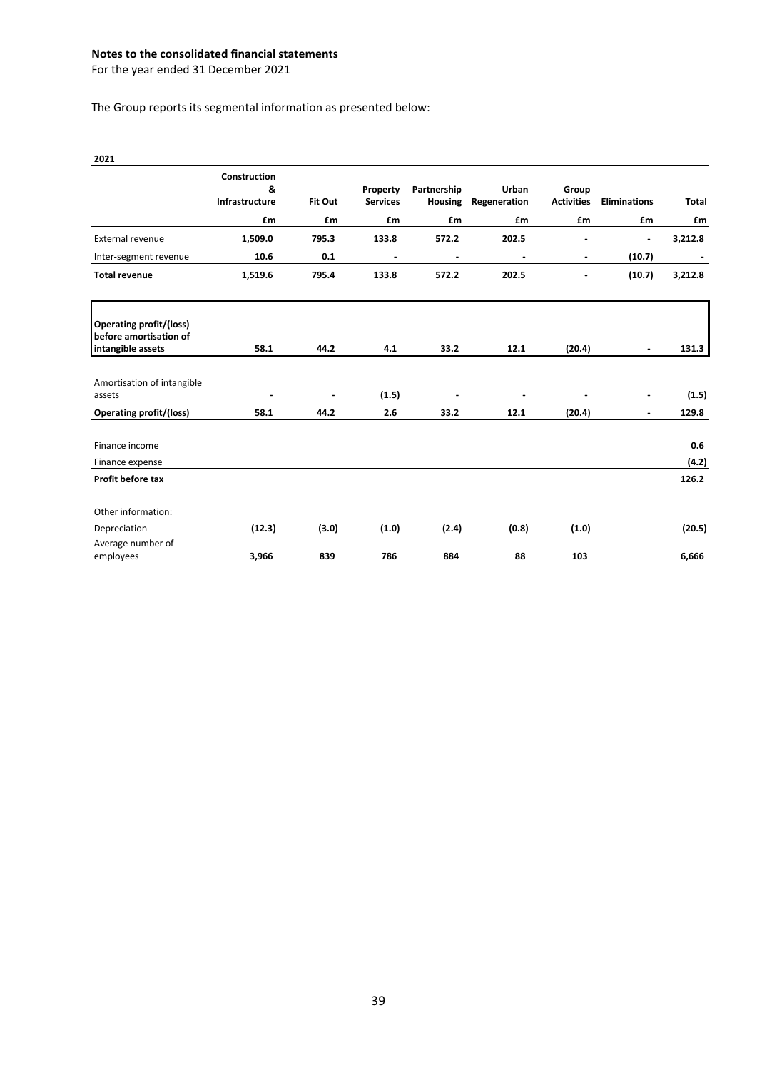**Notes to the consolidated financial statements**

For the year ended 31 December 2021

The Group reports its segmental information as presented below:

**2021**

| | Construction & Infrastructure | Fit Out | Property Services | Partnership Housing | Urban Regeneration | Group Activities | Eliminations | Total |
|---|---|---|---|---|---|---|---|---|
| | £m | £m | £m | £m | £m | £m | £m | £m |
| External revenue | 1,509.0 | 795.3 | 133.8 | 572.2 | 202.5 | - | - | 3,212.8 |
| Inter-segment revenue | 10.6 | 0.1 | - | - | - | - | (10.7) | - |
| **Total revenue** | 1,519.6 | 795.4 | 133.8 | 572.2 | 202.5 | - | (10.7) | 3,212.8 |
| **Operating profit/(loss) before amortisation of intangible assets** | 58.1 | 44.2 | 4.1 | 33.2 | 12.1 | (20.4) | - | 131.3 |
| Amortisation of intangible assets | - | - | (1.5) | - | - | - | - | (1.5) |
| **Operating profit/(loss)** | 58.1 | 44.2 | 2.6 | 33.2 | 12.1 | (20.4) | - | 129.8 |
| Finance income | | | | | | | | 0.6 |
| Finance expense | | | | | | | | (4.2) |
| **Profit before tax** | | | | | | | | 126.2 |
| Other information: | | | | | | | | |
| Depreciation | (12.3) | (3.0) | (1.0) | (2.4) | (0.8) | (1.0) | | (20.5) |
| Average number of employees | 3,966 | 839 | 786 | 884 | 88 | 103 | | 6,666 |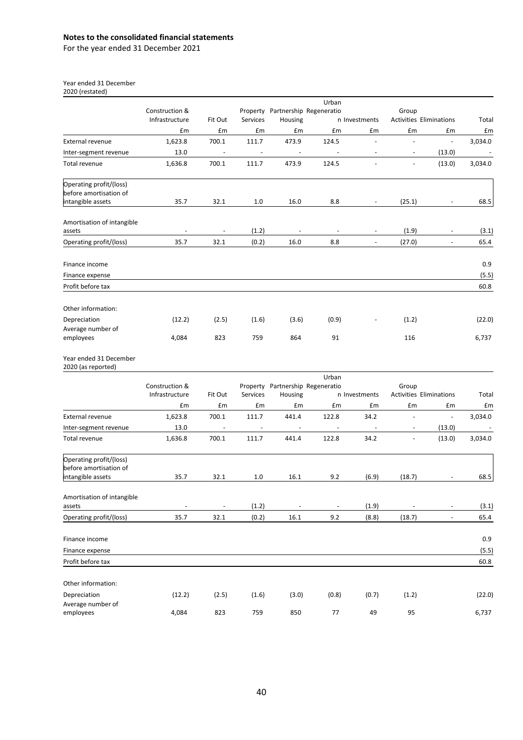## Notes to the consolidated financial statements

For the year ended 31 December 2021

Year ended 31 December 2020 (restated)

| | Construction & Infrastructure | Fit Out | Property Services | Partnership Housing | Urban Regeneration | Investments | Group Activities | Eliminations | Total |
|---|---|---|---|---|---|---|---|---|---|
| | £m | £m | £m | £m | £m | £m | £m | £m | £m |
| External revenue | 1,623.8 | 700.1 | 111.7 | 473.9 | 124.5 | - | - | - | 3,034.0 |
| Inter-segment revenue | 13.0 | - | - | - | - | - | - | (13.0) | - |
| Total revenue | 1,636.8 | 700.1 | 111.7 | 473.9 | 124.5 | - | - | (13.0) | 3,034.0 |
| Operating profit/(loss) before amortisation of intangible assets | 35.7 | 32.1 | 1.0 | 16.0 | 8.8 | - | (25.1) | - | 68.5 |
| Amortisation of intangible assets | - | - | (1.2) | - | - | - | (1.9) | - | (3.1) |
| Operating profit/(loss) | 35.7 | 32.1 | (0.2) | 16.0 | 8.8 | - | (27.0) | - | 65.4 |
| Finance income | | | | | | | | | 0.9 |
| Finance expense | | | | | | | | | (5.5) |
| Profit before tax | | | | | | | | | 60.8 |
| Other information: | | | | | | | | | |
| Depreciation | (12.2) | (2.5) | (1.6) | (3.6) | (0.9) | - | (1.2) | | (22.0) |
| Average number of employees | 4,084 | 823 | 759 | 864 | 91 | | 116 | | 6,737 |

Year ended 31 December 2020 (as reported)

| | Construction & Infrastructure | Fit Out | Property Services | Partnership Housing | Urban Regeneration | Investments | Group Activities | Eliminations | Total |
|---|---|---|---|---|---|---|---|---|---|
| | £m | £m | £m | £m | £m | £m | £m | £m | £m |
| External revenue | 1,623.8 | 700.1 | 111.7 | 441.4 | 122.8 | 34.2 | - | - | 3,034.0 |
| Inter-segment revenue | 13.0 | - | - | - | - | - | - | (13.0) | - |
| Total revenue | 1,636.8 | 700.1 | 111.7 | 441.4 | 122.8 | 34.2 | - | (13.0) | 3,034.0 |
| Operating profit/(loss) before amortisation of intangible assets | 35.7 | 32.1 | 1.0 | 16.1 | 9.2 | (6.9) | (18.7) | - | 68.5 |
| Amortisation of intangible assets | - | - | (1.2) | - | - | (1.9) | - | - | (3.1) |
| Operating profit/(loss) | 35.7 | 32.1 | (0.2) | 16.1 | 9.2 | (8.8) | (18.7) | - | 65.4 |
| Finance income | | | | | | | | | 0.9 |
| Finance expense | | | | | | | | | (5.5) |
| Profit before tax | | | | | | | | | 60.8 |
| Other information: | | | | | | | | | |
| Depreciation | (12.2) | (2.5) | (1.6) | (3.0) | (0.8) | (0.7) | (1.2) | | (22.0) |
| Average number of employees | 4,084 | 823 | 759 | 850 | 77 | 49 | 95 | | 6,737 |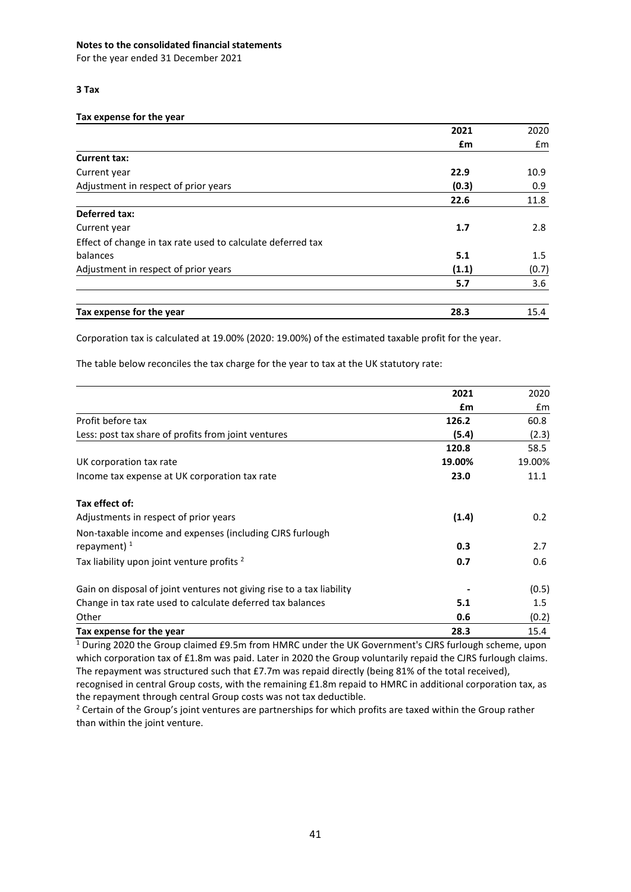**Notes to the consolidated financial statements**

For the year ended 31 December 2021

**3 Tax**

**Tax expense for the year**

| | **2021** | 2020 |
|---|---|---|
| | **£m** | £m |
| **Current tax:** | | |
| Current year | **22.9** | 10.9 |
| Adjustment in respect of prior years | **(0.3)** | 0.9 |
| | **22.6** | 11.8 |
| **Deferred tax:** | | |
| Current year | **1.7** | 2.8 |
| Effect of change in tax rate used to calculate deferred tax balances | **5.1** | 1.5 |
| Adjustment in respect of prior years | **(1.1)** | (0.7) |
| | **5.7** | 3.6 |
| **Tax expense for the year** | **28.3** | 15.4 |

Corporation tax is calculated at 19.00% (2020: 19.00%) of the estimated taxable profit for the year.

The table below reconciles the tax charge for the year to tax at the UK statutory rate:

| | **2021** | 2020 |
|---|---|---|
| | **£m** | £m |
| Profit before tax | **126.2** | 60.8 |
| Less: post tax share of profits from joint ventures | **(5.4)** | (2.3) |
| | **120.8** | 58.5 |
| UK corporation tax rate | **19.00%** | 19.00% |
| Income tax expense at UK corporation tax rate | **23.0** | 11.1 |
| **Tax effect of:** | | |
| Adjustments in respect of prior years | **(1.4)** | 0.2 |
| Non-taxable income and expenses (including CJRS furlough repayment) [1] | **0.3** | 2.7 |
| Tax liability upon joint venture profits [2] | **0.7** | 0.6 |
| Gain on disposal of joint ventures not giving rise to a tax liability | **-** | (0.5) |
| Change in tax rate used to calculate deferred tax balances | **5.1** | 1.5 |
| Other | **0.6** | (0.2) |
| **Tax expense for the year** | **28.3** | 15.4 |

[1] During 2020 the Group claimed £9.5m from HMRC under the UK Government's CJRS furlough scheme, upon which corporation tax of £1.8m was paid. Later in 2020 the Group voluntarily repaid the CJRS furlough claims. The repayment was structured such that £7.7m was repaid directly (being 81% of the total received), recognised in central Group costs, with the remaining £1.8m repaid to HMRC in additional corporation tax, as the repayment through central Group costs was not tax deductible.

[2] Certain of the Group's joint ventures are partnerships for which profits are taxed within the Group rather than within the joint venture.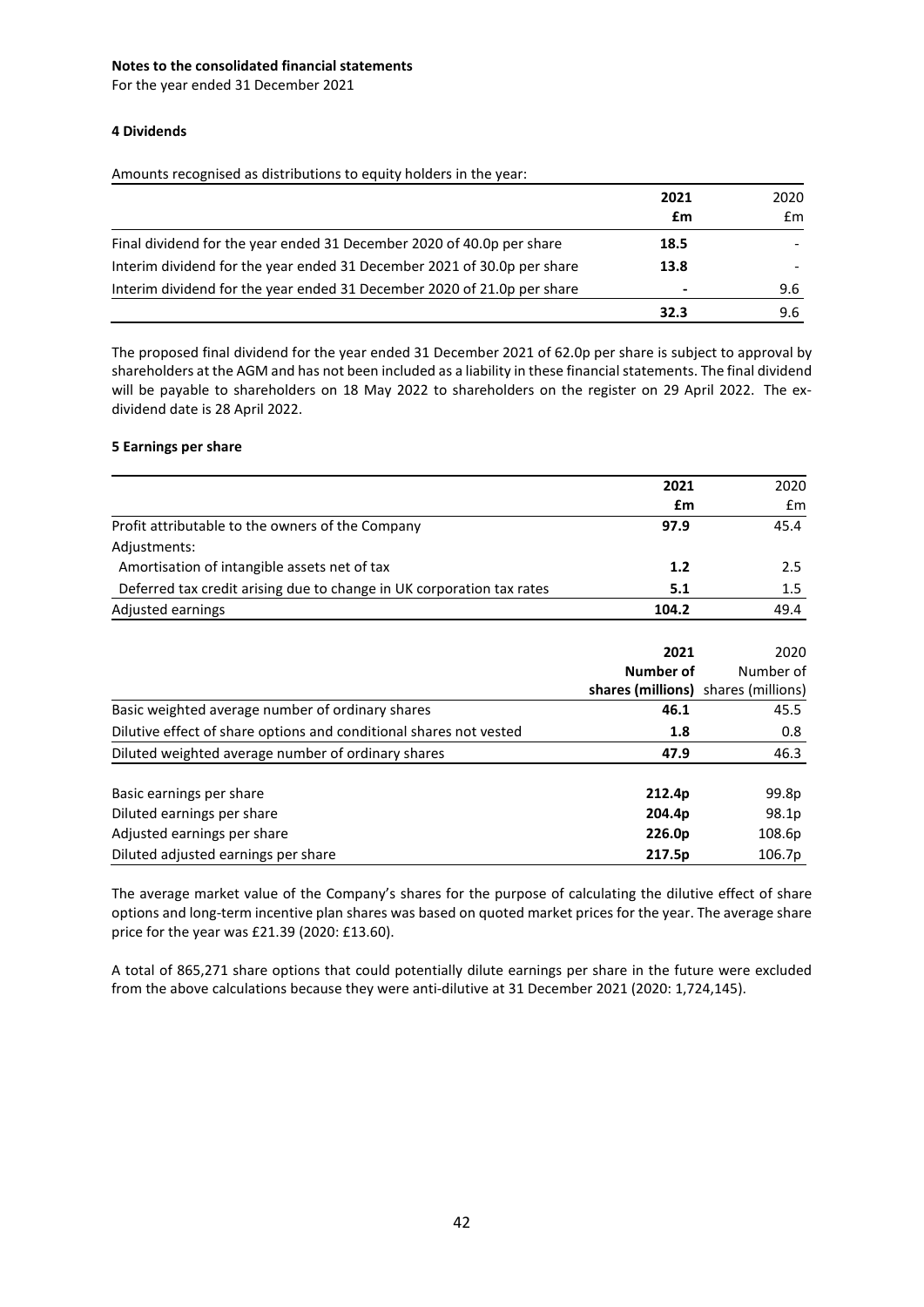**Notes to the consolidated financial statements**

For the year ended 31 December 2021

### 4 Dividends

Amounts recognised as distributions to equity holders in the year:

| | 2021 | 2020 |
|---|---|---|
| | £m | £m |
| Final dividend for the year ended 31 December 2020 of 40.0p per share | 18.5 | - |
| Interim dividend for the year ended 31 December 2021 of 30.0p per share | 13.8 | - |
| Interim dividend for the year ended 31 December 2020 of 21.0p per share | - | 9.6 |
| | 32.3 | 9.6 |

The proposed final dividend for the year ended 31 December 2021 of 62.0p per share is subject to approval by shareholders at the AGM and has not been included as a liability in these financial statements. The final dividend will be payable to shareholders on 18 May 2022 to shareholders on the register on 29 April 2022. The ex-dividend date is 28 April 2022.

### 5 Earnings per share

| | 2021 | 2020 |
|---|---|---|
| | £m | £m |
| Profit attributable to the owners of the Company | 97.9 | 45.4 |
| Adjustments: | | |
| Amortisation of intangible assets net of tax | 1.2 | 2.5 |
| Deferred tax credit arising due to change in UK corporation tax rates | 5.1 | 1.5 |
| Adjusted earnings | 104.2 | 49.4 |

| | 2021 | 2020 |
|---|---|---|
| | Number of shares (millions) | Number of shares (millions) |
| Basic weighted average number of ordinary shares | 46.1 | 45.5 |
| Dilutive effect of share options and conditional shares not vested | 1.8 | 0.8 |
| Diluted weighted average number of ordinary shares | 47.9 | 46.3 |
| | | |
| Basic earnings per share | 212.4p | 99.8p |
| Diluted earnings per share | 204.4p | 98.1p |
| Adjusted earnings per share | 226.0p | 108.6p |
| Diluted adjusted earnings per share | 217.5p | 106.7p |

The average market value of the Company's shares for the purpose of calculating the dilutive effect of share options and long-term incentive plan shares was based on quoted market prices for the year. The average share price for the year was £21.39 (2020: £13.60).

A total of 865,271 share options that could potentially dilute earnings per share in the future were excluded from the above calculations because they were anti-dilutive at 31 December 2021 (2020: 1,724,145).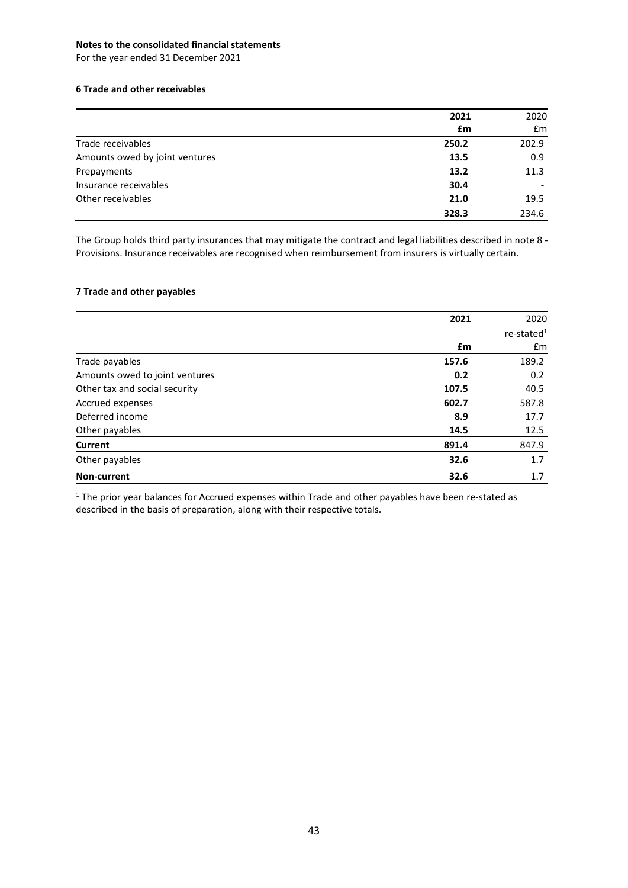**Notes to the consolidated financial statements**

For the year ended 31 December 2021

### 6 Trade and other receivables

| | **2021** | 2020 |
|---|---|---|
| | **£m** | £m |
| Trade receivables | **250.2** | 202.9 |
| Amounts owed by joint ventures | **13.5** | 0.9 |
| Prepayments | **13.2** | 11.3 |
| Insurance receivables | **30.4** | - |
| Other receivables | **21.0** | 19.5 |
| | **328.3** | 234.6 |

The Group holds third party insurances that may mitigate the contract and legal liabilities described in note 8 - Provisions. Insurance receivables are recognised when reimbursement from insurers is virtually certain.

### 7 Trade and other payables

| | **2021** | 2020 re-stated[1] |
|---|---|---|
| | **£m** | £m |
| Trade payables | **157.6** | 189.2 |
| Amounts owed to joint ventures | **0.2** | 0.2 |
| Other tax and social security | **107.5** | 40.5 |
| Accrued expenses | **602.7** | 587.8 |
| Deferred income | **8.9** | 17.7 |
| Other payables | **14.5** | 12.5 |
| **Current** | **891.4** | 847.9 |
| Other payables | **32.6** | 1.7 |
| **Non-current** | **32.6** | 1.7 |

[1] The prior year balances for Accrued expenses within Trade and other payables have been re-stated as described in the basis of preparation, along with their respective totals.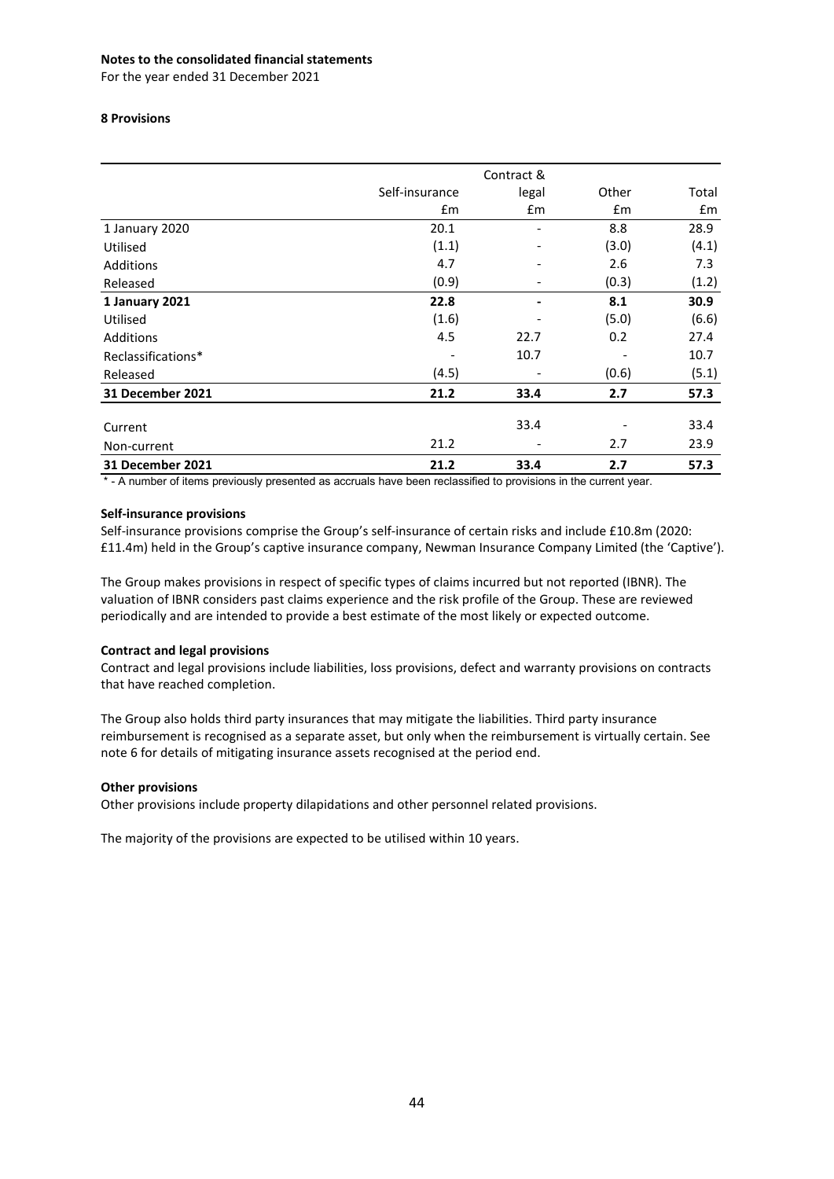**Notes to the consolidated financial statements**

For the year ended 31 December 2021

### 8 Provisions

| | Self-insurance | Contract & legal | Other | Total |
|---|---|---|---|---|
| | £m | £m | £m | £m |
| 1 January 2020 | 20.1 | - | 8.8 | 28.9 |
| Utilised | (1.1) | - | (3.0) | (4.1) |
| Additions | 4.7 | - | 2.6 | 7.3 |
| Released | (0.9) | - | (0.3) | (1.2) |
| **1 January 2021** | **22.8** | **-** | **8.1** | **30.9** |
| Utilised | (1.6) | - | (5.0) | (6.6) |
| Additions | 4.5 | 22.7 | 0.2 | 27.4 |
| Reclassifications* | - | 10.7 | - | 10.7 |
| Released | (4.5) | - | (0.6) | (5.1) |
| **31 December 2021** | **21.2** | **33.4** | **2.7** | **57.3** |
| Current | | 33.4 | - | 33.4 |
| Non-current | 21.2 | - | 2.7 | 23.9 |
| **31 December 2021** | **21.2** | **33.4** | **2.7** | **57.3** |

* - A number of items previously presented as accruals have been reclassified to provisions in the current year.

**Self-insurance provisions**

Self-insurance provisions comprise the Group's self-insurance of certain risks and include £10.8m (2020: £11.4m) held in the Group's captive insurance company, Newman Insurance Company Limited (the 'Captive').

The Group makes provisions in respect of specific types of claims incurred but not reported (IBNR). The valuation of IBNR considers past claims experience and the risk profile of the Group. These are reviewed periodically and are intended to provide a best estimate of the most likely or expected outcome.

**Contract and legal provisions**

Contract and legal provisions include liabilities, loss provisions, defect and warranty provisions on contracts that have reached completion.

The Group also holds third party insurances that may mitigate the liabilities. Third party insurance reimbursement is recognised as a separate asset, but only when the reimbursement is virtually certain. See note 6 for details of mitigating insurance assets recognised at the period end.

**Other provisions**

Other provisions include property dilapidations and other personnel related provisions.

The majority of the provisions are expected to be utilised within 10 years.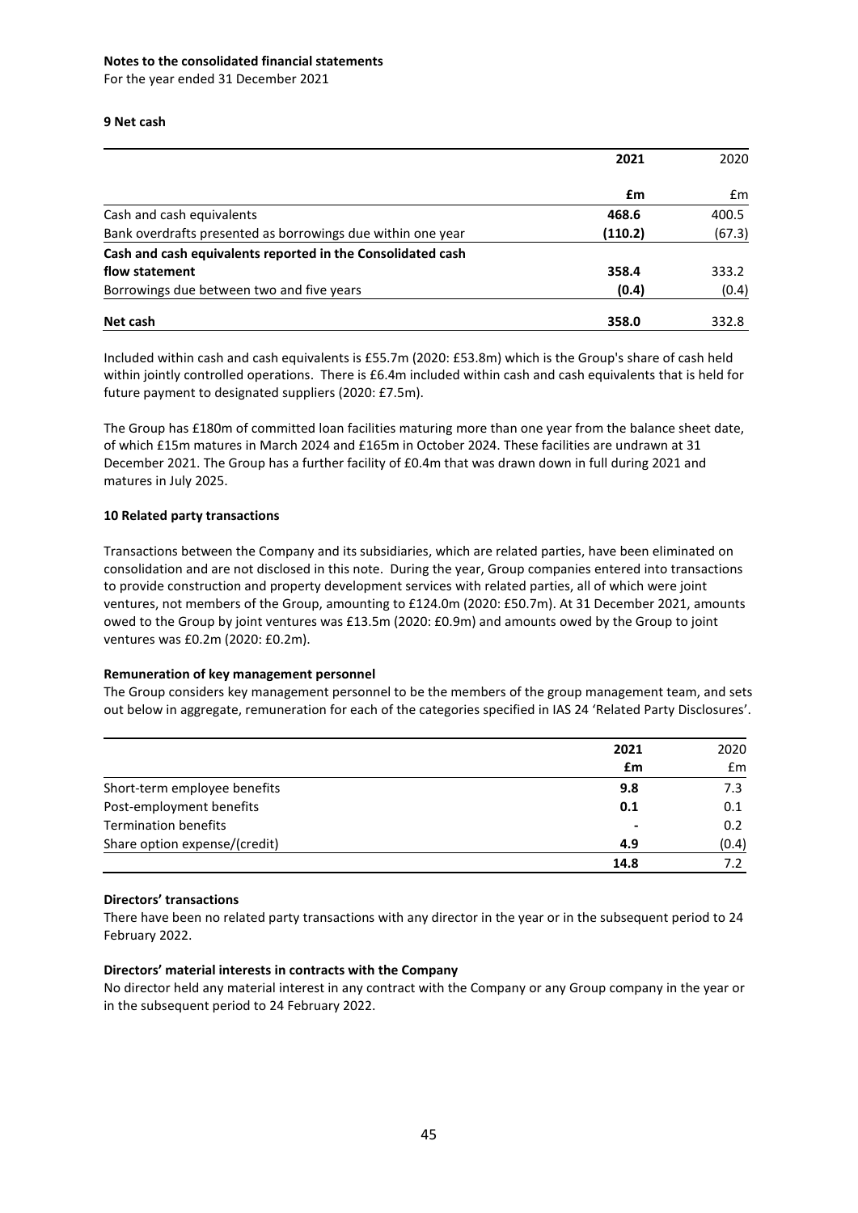**Notes to the consolidated financial statements**

For the year ended 31 December 2021

**9 Net cash**

| | **2021** | 2020 |
|---|---|---|
| | **£m** | £m |
| Cash and cash equivalents | **468.6** | 400.5 |
| Bank overdrafts presented as borrowings due within one year | **(110.2)** | (67.3) |
| **Cash and cash equivalents reported in the Consolidated cash flow statement** | **358.4** | 333.2 |
| Borrowings due between two and five years | **(0.4)** | (0.4) |
| **Net cash** | **358.0** | 332.8 |

Included within cash and cash equivalents is £55.7m (2020: £53.8m) which is the Group's share of cash held within jointly controlled operations. There is £6.4m included within cash and cash equivalents that is held for future payment to designated suppliers (2020: £7.5m).

The Group has £180m of committed loan facilities maturing more than one year from the balance sheet date, of which £15m matures in March 2024 and £165m in October 2024. These facilities are undrawn at 31 December 2021. The Group has a further facility of £0.4m that was drawn down in full during 2021 and matures in July 2025.

**10 Related party transactions**

Transactions between the Company and its subsidiaries, which are related parties, have been eliminated on consolidation and are not disclosed in this note. During the year, Group companies entered into transactions to provide construction and property development services with related parties, all of which were joint ventures, not members of the Group, amounting to £124.0m (2020: £50.7m). At 31 December 2021, amounts owed to the Group by joint ventures was £13.5m (2020: £0.9m) and amounts owed by the Group to joint ventures was £0.2m (2020: £0.2m).

**Remuneration of key management personnel**

The Group considers key management personnel to be the members of the group management team, and sets out below in aggregate, remuneration for each of the categories specified in IAS 24 'Related Party Disclosures'.

| | **2021** | 2020 |
|---|---|---|
| | **£m** | £m |
| Short-term employee benefits | **9.8** | 7.3 |
| Post-employment benefits | **0.1** | 0.1 |
| Termination benefits | **-** | 0.2 |
| Share option expense/(credit) | **4.9** | (0.4) |
| | **14.8** | 7.2 |

**Directors' transactions**

There have been no related party transactions with any director in the year or in the subsequent period to 24 February 2022.

**Directors' material interests in contracts with the Company**

No director held any material interest in any contract with the Company or any Group company in the year or in the subsequent period to 24 February 2022.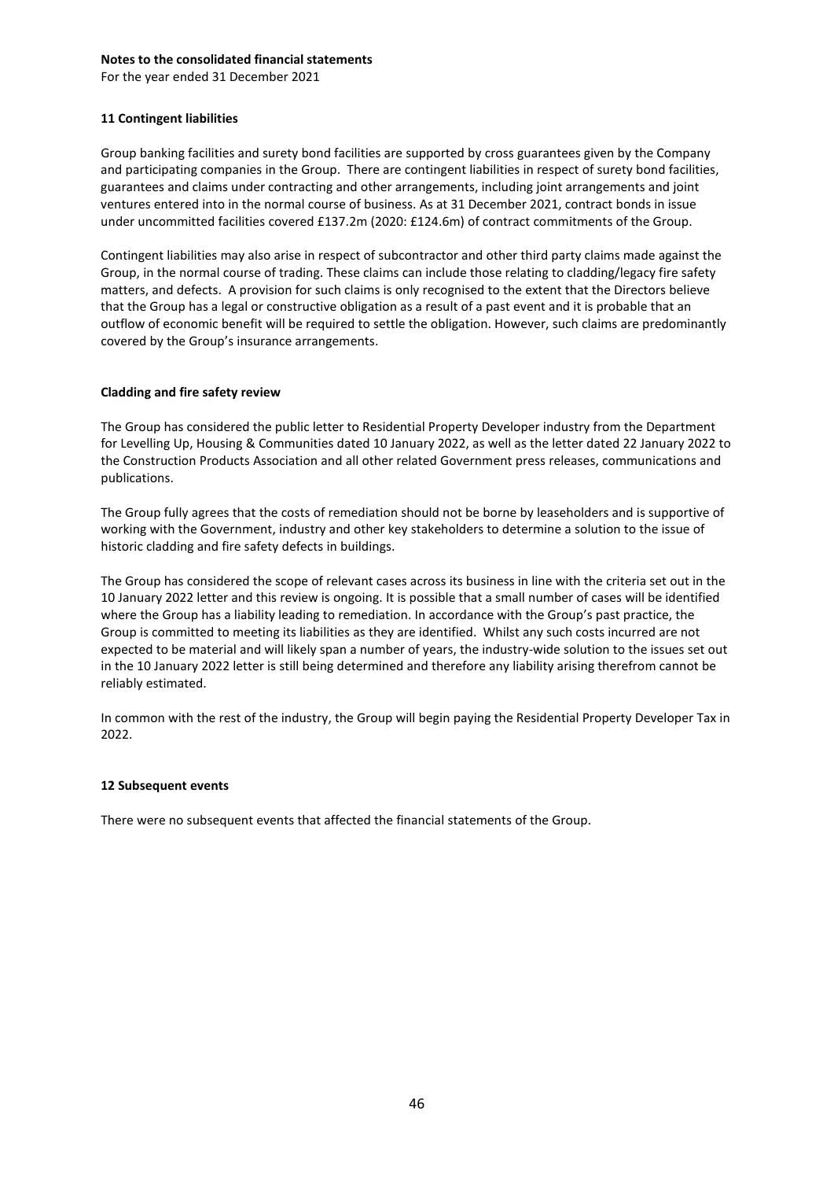**Notes to the consolidated financial statements**

For the year ended 31 December 2021

### 11 Contingent liabilities

Group banking facilities and surety bond facilities are supported by cross guarantees given by the Company and participating companies in the Group. There are contingent liabilities in respect of surety bond facilities, guarantees and claims under contracting and other arrangements, including joint arrangements and joint ventures entered into in the normal course of business. As at 31 December 2021, contract bonds in issue under uncommitted facilities covered £137.2m (2020: £124.6m) of contract commitments of the Group.

Contingent liabilities may also arise in respect of subcontractor and other third party claims made against the Group, in the normal course of trading. These claims can include those relating to cladding/legacy fire safety matters, and defects. A provision for such claims is only recognised to the extent that the Directors believe that the Group has a legal or constructive obligation as a result of a past event and it is probable that an outflow of economic benefit will be required to settle the obligation. However, such claims are predominantly covered by the Group's insurance arrangements.

### Cladding and fire safety review

The Group has considered the public letter to Residential Property Developer industry from the Department for Levelling Up, Housing & Communities dated 10 January 2022, as well as the letter dated 22 January 2022 to the Construction Products Association and all other related Government press releases, communications and publications.

The Group fully agrees that the costs of remediation should not be borne by leaseholders and is supportive of working with the Government, industry and other key stakeholders to determine a solution to the issue of historic cladding and fire safety defects in buildings.

The Group has considered the scope of relevant cases across its business in line with the criteria set out in the 10 January 2022 letter and this review is ongoing. It is possible that a small number of cases will be identified where the Group has a liability leading to remediation. In accordance with the Group's past practice, the Group is committed to meeting its liabilities as they are identified. Whilst any such costs incurred are not expected to be material and will likely span a number of years, the industry-wide solution to the issues set out in the 10 January 2022 letter is still being determined and therefore any liability arising therefrom cannot be reliably estimated.

In common with the rest of the industry, the Group will begin paying the Residential Property Developer Tax in 2022.

### 12 Subsequent events

There were no subsequent events that affected the financial statements of the Group.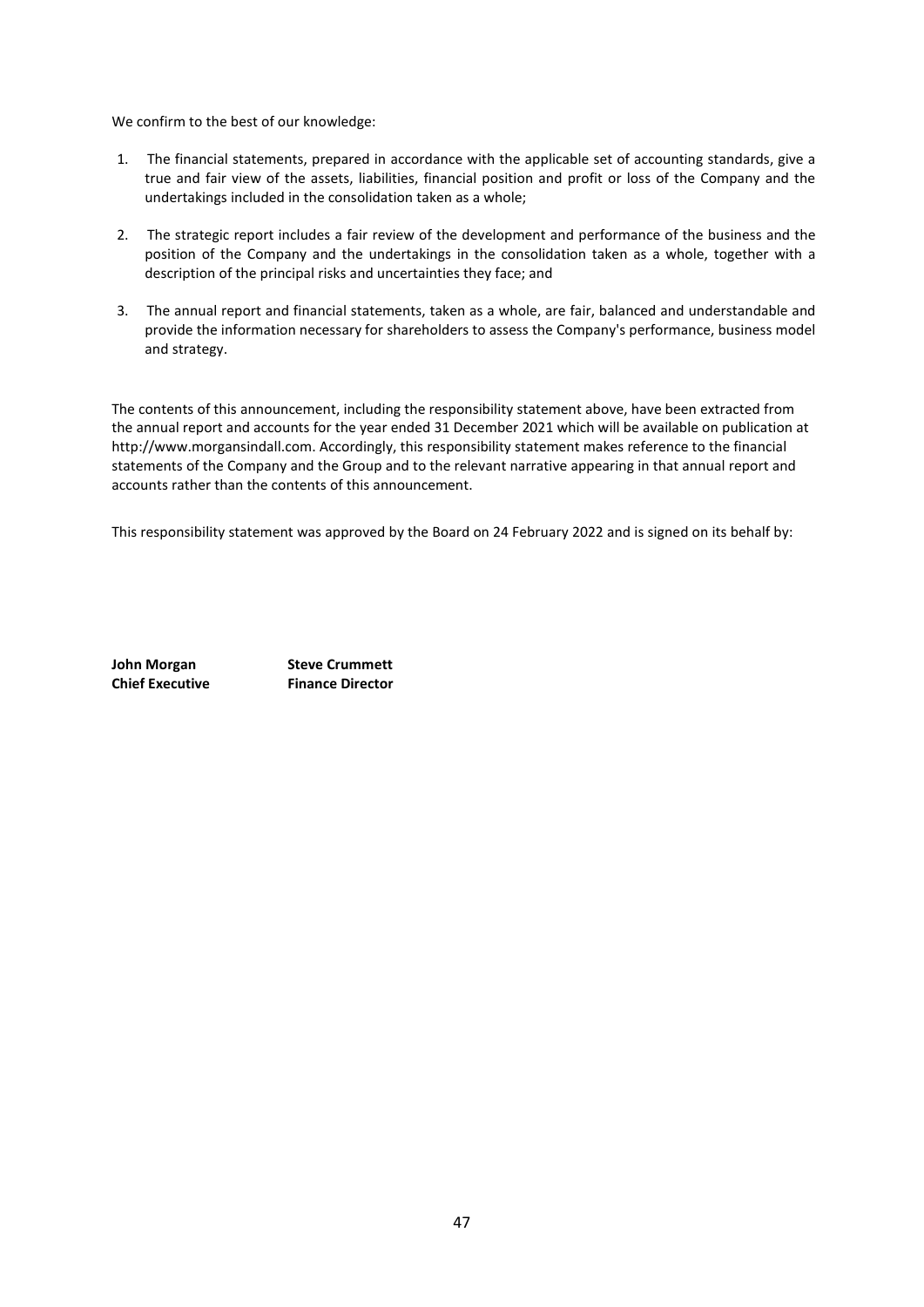We confirm to the best of our knowledge:

1. The financial statements, prepared in accordance with the applicable set of accounting standards, give a true and fair view of the assets, liabilities, financial position and profit or loss of the Company and the undertakings included in the consolidation taken as a whole;

2. The strategic report includes a fair review of the development and performance of the business and the position of the Company and the undertakings in the consolidation taken as a whole, together with a description of the principal risks and uncertainties they face; and

3. The annual report and financial statements, taken as a whole, are fair, balanced and understandable and provide the information necessary for shareholders to assess the Company's performance, business model and strategy.

The contents of this announcement, including the responsibility statement above, have been extracted from the annual report and accounts for the year ended 31 December 2021 which will be available on publication at http://www.morgansindall.com. Accordingly, this responsibility statement makes reference to the financial statements of the Company and the Group and to the relevant narrative appearing in that annual report and accounts rather than the contents of this announcement.

This responsibility statement was approved by the Board on 24 February 2022 and is signed on its behalf by:

| | |
|---|---|
| **John Morgan** | **Steve Crummett** |
| **Chief Executive** | **Finance Director** |